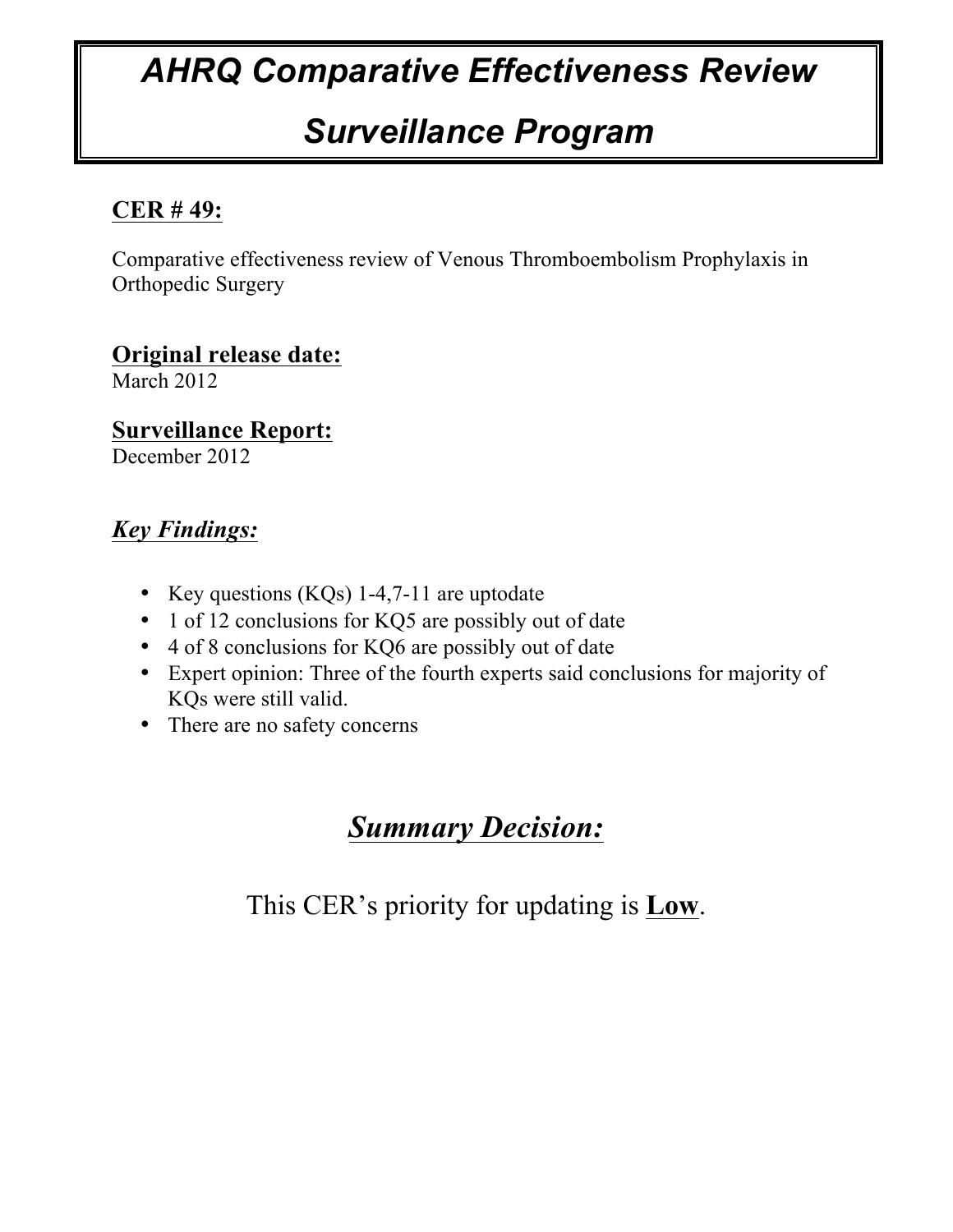# AHRQ Comparative Effectiveness Review Surveillance Program

## CER # 49:

Comparative effectiveness review of Venous Thromboembolism Prophylaxis in Orthopedic Surgery

## Original release date:

March 2012

## Surveillance Report:

December 2012

## *Key Findings:*

- Key questions (KQs) 1-4,7-11 are uptodate
- 1 of 12 conclusions for KQ5 are possibly out of date
- 4 of 8 conclusions for KQ6 are possibly out of date
- Expert opinion: Three of the fourth experts said conclusions for majority of KQs were still valid.
- There are no safety concerns

## *Summary Decision:*

This CER's priority for updating is **Low**.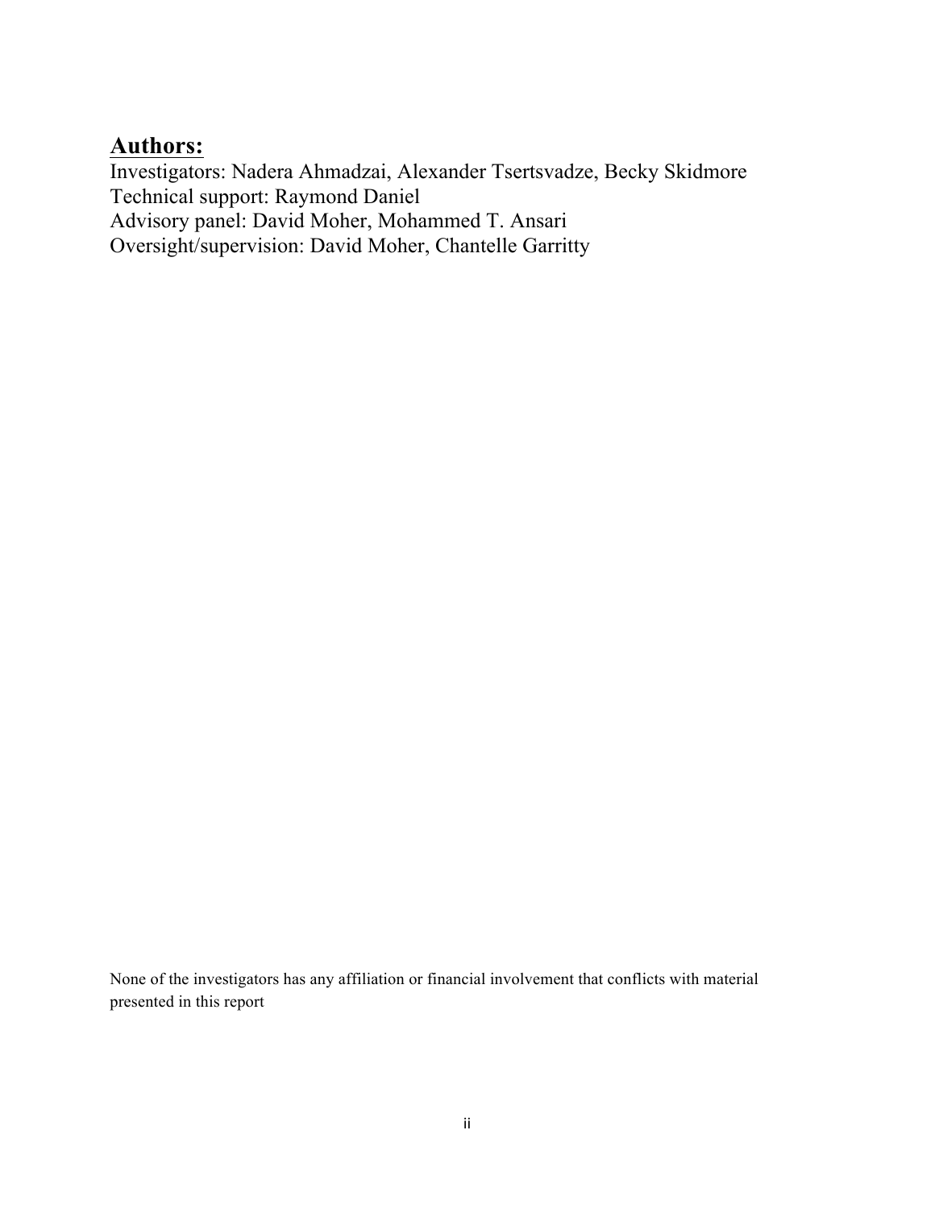## Authors:

Investigators: Nadera Ahmadzai, Alexander Tsertsvadze, Becky Skidmore
Technical support: Raymond Daniel
Advisory panel: David Moher, Mohammed T. Ansari
Oversight/supervision: David Moher, Chantelle Garritty

None of the investigators has any affiliation or financial involvement that conflicts with material presented in this report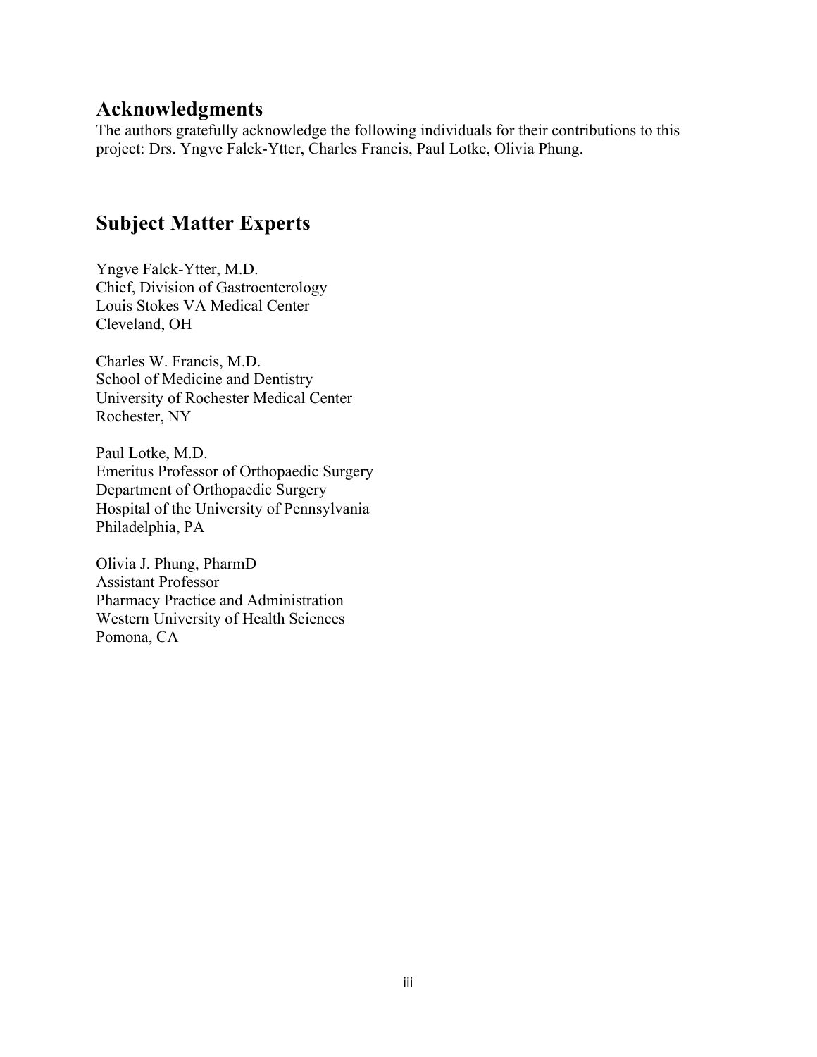## Acknowledgments

The authors gratefully acknowledge the following individuals for their contributions to this project: Drs. Yngve Falck-Ytter, Charles Francis, Paul Lotke, Olivia Phung.

## Subject Matter Experts

Yngve Falck-Ytter, M.D.
Chief, Division of Gastroenterology
Louis Stokes VA Medical Center
Cleveland, OH

Charles W. Francis, M.D.
School of Medicine and Dentistry
University of Rochester Medical Center
Rochester, NY

Paul Lotke, M.D.
Emeritus Professor of Orthopaedic Surgery
Department of Orthopaedic Surgery
Hospital of the University of Pennsylvania
Philadelphia, PA

Olivia J. Phung, PharmD
Assistant Professor
Pharmacy Practice and Administration
Western University of Health Sciences
Pomona, CA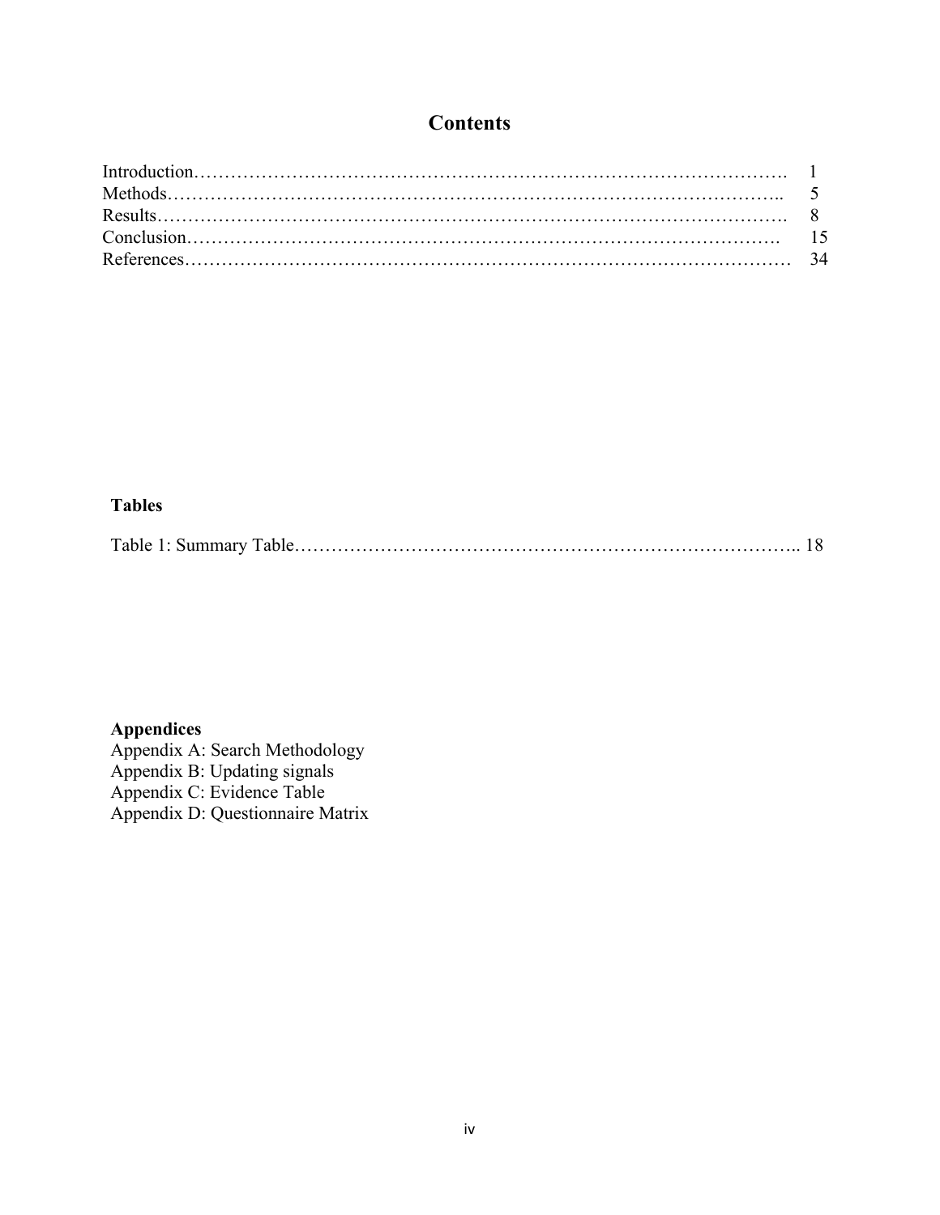# Contents

| | |
|---|---|
| Introduction | 1 |
| Methods | 5 |
| Results | 8 |
| Conclusion | 15 |
| References | 34 |

**Tables**

Table 1: Summary Table.................................................................. 18

**Appendices**

Appendix A: Search Methodology
Appendix B: Updating signals
Appendix C: Evidence Table
Appendix D: Questionnaire Matrix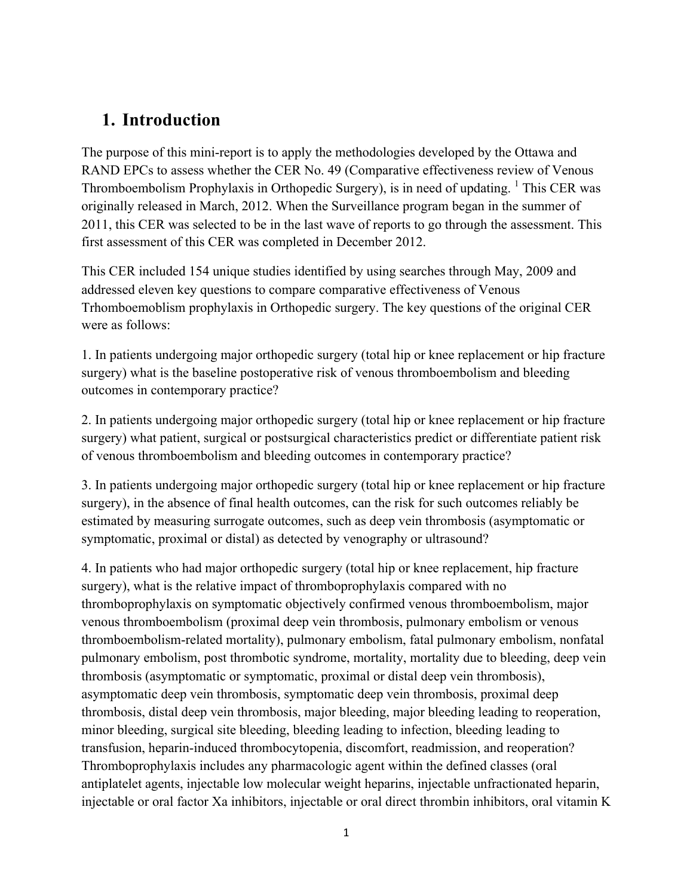# 1. Introduction

The purpose of this mini-report is to apply the methodologies developed by the Ottawa and RAND EPCs to assess whether the CER No. 49 (Comparative effectiveness review of Venous Thromboembolism Prophylaxis in Orthopedic Surgery), is in need of updating. [1] This CER was originally released in March, 2012. When the Surveillance program began in the summer of 2011, this CER was selected to be in the last wave of reports to go through the assessment. This first assessment of this CER was completed in December 2012.

This CER included 154 unique studies identified by using searches through May, 2009 and addressed eleven key questions to compare comparative effectiveness of Venous Trhomboemoblism prophylaxis in Orthopedic surgery. The key questions of the original CER were as follows:

1. In patients undergoing major orthopedic surgery (total hip or knee replacement or hip fracture surgery) what is the baseline postoperative risk of venous thromboembolism and bleeding outcomes in contemporary practice?

2. In patients undergoing major orthopedic surgery (total hip or knee replacement or hip fracture surgery) what patient, surgical or postsurgical characteristics predict or differentiate patient risk of venous thromboembolism and bleeding outcomes in contemporary practice?

3. In patients undergoing major orthopedic surgery (total hip or knee replacement or hip fracture surgery), in the absence of final health outcomes, can the risk for such outcomes reliably be estimated by measuring surrogate outcomes, such as deep vein thrombosis (asymptomatic or symptomatic, proximal or distal) as detected by venography or ultrasound?

4. In patients who had major orthopedic surgery (total hip or knee replacement, hip fracture surgery), what is the relative impact of thromboprophylaxis compared with no thromboprophylaxis on symptomatic objectively confirmed venous thromboembolism, major venous thromboembolism (proximal deep vein thrombosis, pulmonary embolism or venous thromboembolism-related mortality), pulmonary embolism, fatal pulmonary embolism, nonfatal pulmonary embolism, post thrombotic syndrome, mortality, mortality due to bleeding, deep vein thrombosis (asymptomatic or symptomatic, proximal or distal deep vein thrombosis), asymptomatic deep vein thrombosis, symptomatic deep vein thrombosis, proximal deep thrombosis, distal deep vein thrombosis, major bleeding, major bleeding leading to reoperation, minor bleeding, surgical site bleeding, bleeding leading to infection, bleeding leading to transfusion, heparin-induced thrombocytopenia, discomfort, readmission, and reoperation? Thromboprophylaxis includes any pharmacologic agent within the defined classes (oral antiplatelet agents, injectable low molecular weight heparins, injectable unfractionated heparin, injectable or oral factor Xa inhibitors, injectable or oral direct thrombin inhibitors, oral vitamin K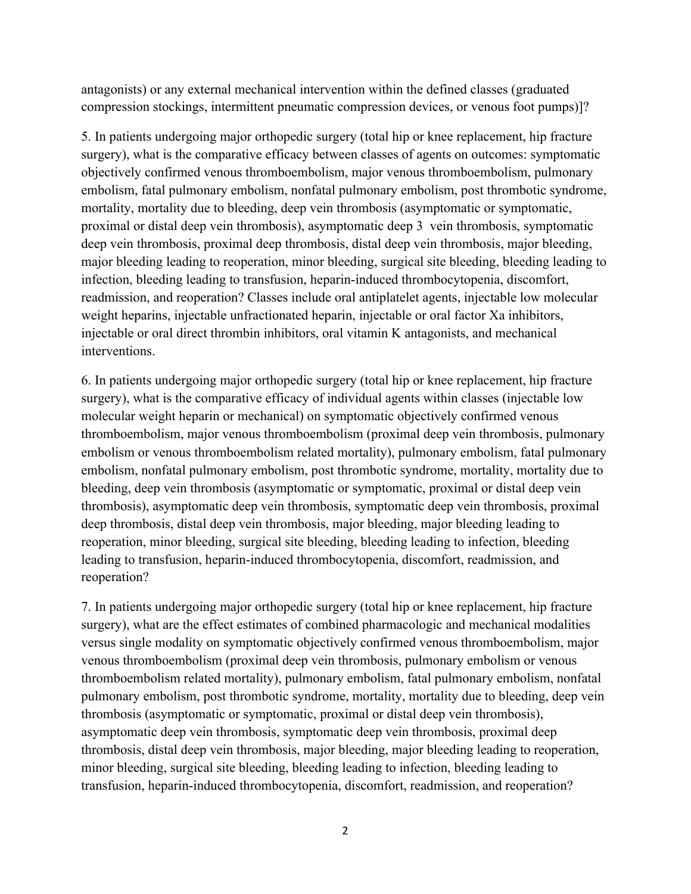antagonists) or any external mechanical intervention within the defined classes (graduated compression stockings, intermittent pneumatic compression devices, or venous foot pumps)]?

5. In patients undergoing major orthopedic surgery (total hip or knee replacement, hip fracture surgery), what is the comparative efficacy between classes of agents on outcomes: symptomatic objectively confirmed venous thromboembolism, major venous thromboembolism, pulmonary embolism, fatal pulmonary embolism, nonfatal pulmonary embolism, post thrombotic syndrome, mortality, mortality due to bleeding, deep vein thrombosis (asymptomatic or symptomatic, proximal or distal deep vein thrombosis), asymptomatic deep 3 vein thrombosis, symptomatic deep vein thrombosis, proximal deep thrombosis, distal deep vein thrombosis, major bleeding, major bleeding leading to reoperation, minor bleeding, surgical site bleeding, bleeding leading to infection, bleeding leading to transfusion, heparin-induced thrombocytopenia, discomfort, readmission, and reoperation? Classes include oral antiplatelet agents, injectable low molecular weight heparins, injectable unfractionated heparin, injectable or oral factor Xa inhibitors, injectable or oral direct thrombin inhibitors, oral vitamin K antagonists, and mechanical interventions.

6. In patients undergoing major orthopedic surgery (total hip or knee replacement, hip fracture surgery), what is the comparative efficacy of individual agents within classes (injectable low molecular weight heparin or mechanical) on symptomatic objectively confirmed venous thromboembolism, major venous thromboembolism (proximal deep vein thrombosis, pulmonary embolism or venous thromboembolism related mortality), pulmonary embolism, fatal pulmonary embolism, nonfatal pulmonary embolism, post thrombotic syndrome, mortality, mortality due to bleeding, deep vein thrombosis (asymptomatic or symptomatic, proximal or distal deep vein thrombosis), asymptomatic deep vein thrombosis, symptomatic deep vein thrombosis, proximal deep thrombosis, distal deep vein thrombosis, major bleeding, major bleeding leading to reoperation, minor bleeding, surgical site bleeding, bleeding leading to infection, bleeding leading to transfusion, heparin-induced thrombocytopenia, discomfort, readmission, and reoperation?

7. In patients undergoing major orthopedic surgery (total hip or knee replacement, hip fracture surgery), what are the effect estimates of combined pharmacologic and mechanical modalities versus single modality on symptomatic objectively confirmed venous thromboembolism, major venous thromboembolism (proximal deep vein thrombosis, pulmonary embolism or venous thromboembolism related mortality), pulmonary embolism, fatal pulmonary embolism, nonfatal pulmonary embolism, post thrombotic syndrome, mortality, mortality due to bleeding, deep vein thrombosis (asymptomatic or symptomatic, proximal or distal deep vein thrombosis), asymptomatic deep vein thrombosis, symptomatic deep vein thrombosis, proximal deep thrombosis, distal deep vein thrombosis, major bleeding, major bleeding leading to reoperation, minor bleeding, surgical site bleeding, bleeding leading to infection, bleeding leading to transfusion, heparin-induced thrombocytopenia, discomfort, readmission, and reoperation?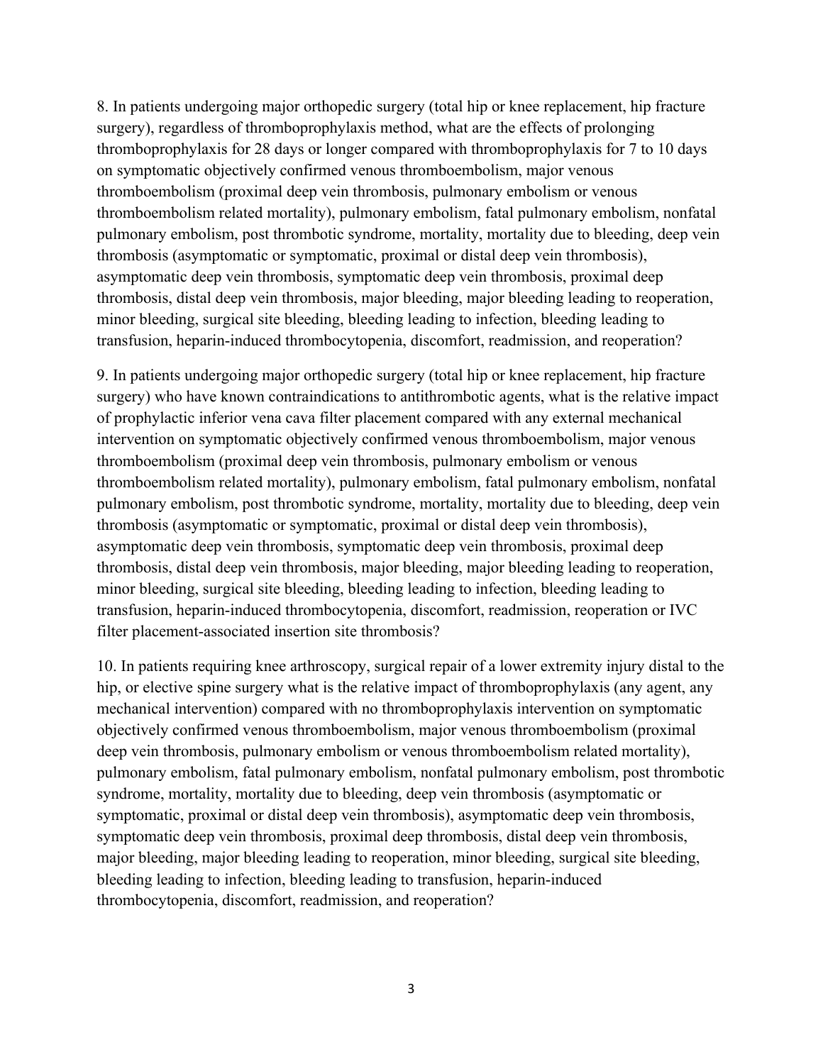8. In patients undergoing major orthopedic surgery (total hip or knee replacement, hip fracture surgery), regardless of thromboprophylaxis method, what are the effects of prolonging thromboprophylaxis for 28 days or longer compared with thromboprophylaxis for 7 to 10 days on symptomatic objectively confirmed venous thromboembolism, major venous thromboembolism (proximal deep vein thrombosis, pulmonary embolism or venous thromboembolism related mortality), pulmonary embolism, fatal pulmonary embolism, nonfatal pulmonary embolism, post thrombotic syndrome, mortality, mortality due to bleeding, deep vein thrombosis (asymptomatic or symptomatic, proximal or distal deep vein thrombosis), asymptomatic deep vein thrombosis, symptomatic deep vein thrombosis, proximal deep thrombosis, distal deep vein thrombosis, major bleeding, major bleeding leading to reoperation, minor bleeding, surgical site bleeding, bleeding leading to infection, bleeding leading to transfusion, heparin-induced thrombocytopenia, discomfort, readmission, and reoperation?

9. In patients undergoing major orthopedic surgery (total hip or knee replacement, hip fracture surgery) who have known contraindications to antithrombotic agents, what is the relative impact of prophylactic inferior vena cava filter placement compared with any external mechanical intervention on symptomatic objectively confirmed venous thromboembolism, major venous thromboembolism (proximal deep vein thrombosis, pulmonary embolism or venous thromboembolism related mortality), pulmonary embolism, fatal pulmonary embolism, nonfatal pulmonary embolism, post thrombotic syndrome, mortality, mortality due to bleeding, deep vein thrombosis (asymptomatic or symptomatic, proximal or distal deep vein thrombosis), asymptomatic deep vein thrombosis, symptomatic deep vein thrombosis, proximal deep thrombosis, distal deep vein thrombosis, major bleeding, major bleeding leading to reoperation, minor bleeding, surgical site bleeding, bleeding leading to infection, bleeding leading to transfusion, heparin-induced thrombocytopenia, discomfort, readmission, reoperation or IVC filter placement-associated insertion site thrombosis?

10. In patients requiring knee arthroscopy, surgical repair of a lower extremity injury distal to the hip, or elective spine surgery what is the relative impact of thromboprophylaxis (any agent, any mechanical intervention) compared with no thromboprophylaxis intervention on symptomatic objectively confirmed venous thromboembolism, major venous thromboembolism (proximal deep vein thrombosis, pulmonary embolism or venous thromboembolism related mortality), pulmonary embolism, fatal pulmonary embolism, nonfatal pulmonary embolism, post thrombotic syndrome, mortality, mortality due to bleeding, deep vein thrombosis (asymptomatic or symptomatic, proximal or distal deep vein thrombosis), asymptomatic deep vein thrombosis, symptomatic deep vein thrombosis, proximal deep thrombosis, distal deep vein thrombosis, major bleeding, major bleeding leading to reoperation, minor bleeding, surgical site bleeding, bleeding leading to infection, bleeding leading to transfusion, heparin-induced thrombocytopenia, discomfort, readmission, and reoperation?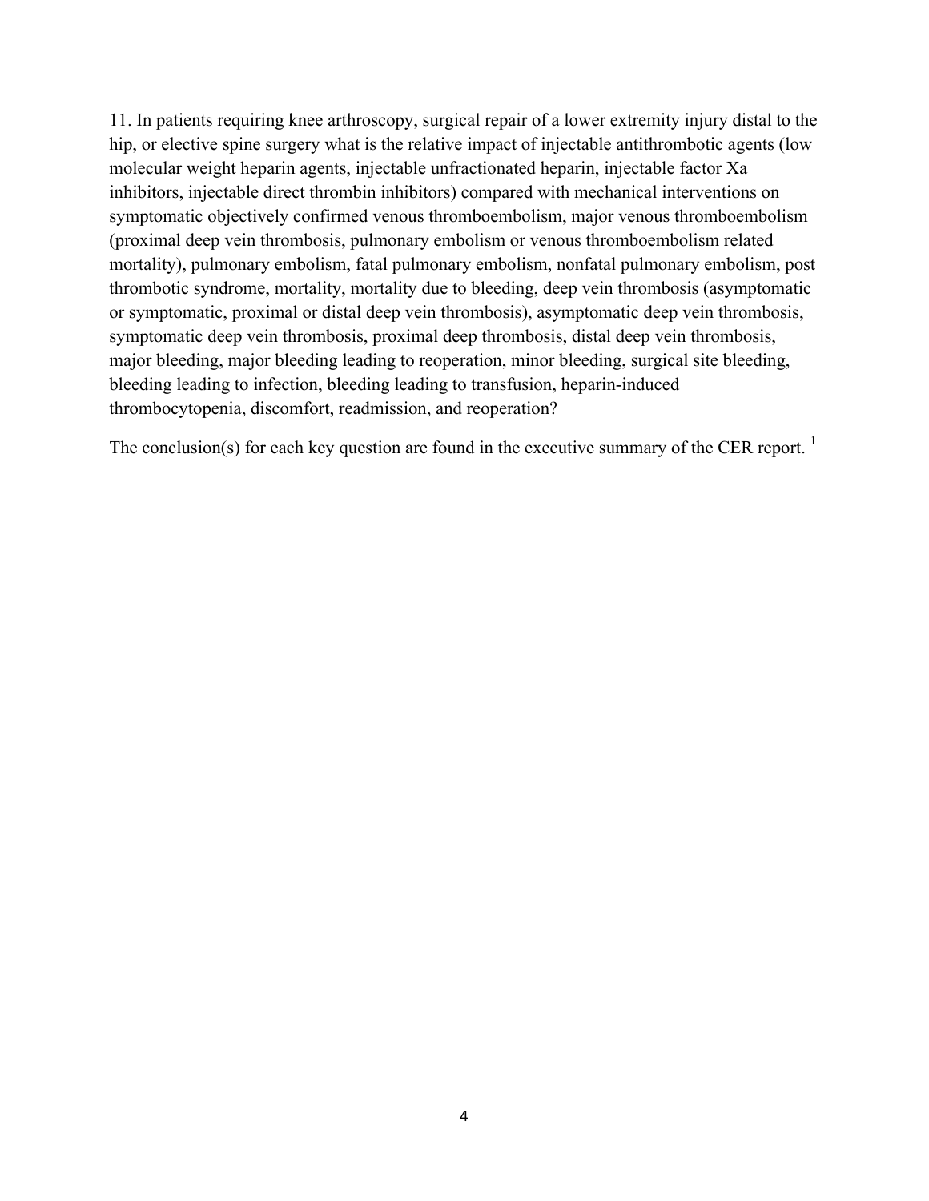11. In patients requiring knee arthroscopy, surgical repair of a lower extremity injury distal to the hip, or elective spine surgery what is the relative impact of injectable antithrombotic agents (low molecular weight heparin agents, injectable unfractionated heparin, injectable factor Xa inhibitors, injectable direct thrombin inhibitors) compared with mechanical interventions on symptomatic objectively confirmed venous thromboembolism, major venous thromboembolism (proximal deep vein thrombosis, pulmonary embolism or venous thromboembolism related mortality), pulmonary embolism, fatal pulmonary embolism, nonfatal pulmonary embolism, post thrombotic syndrome, mortality, mortality due to bleeding, deep vein thrombosis (asymptomatic or symptomatic, proximal or distal deep vein thrombosis), asymptomatic deep vein thrombosis, symptomatic deep vein thrombosis, proximal deep thrombosis, distal deep vein thrombosis, major bleeding, major bleeding leading to reoperation, minor bleeding, surgical site bleeding, bleeding leading to infection, bleeding leading to transfusion, heparin-induced thrombocytopenia, discomfort, readmission, and reoperation?

The conclusion(s) for each key question are found in the executive summary of the CER report. [1]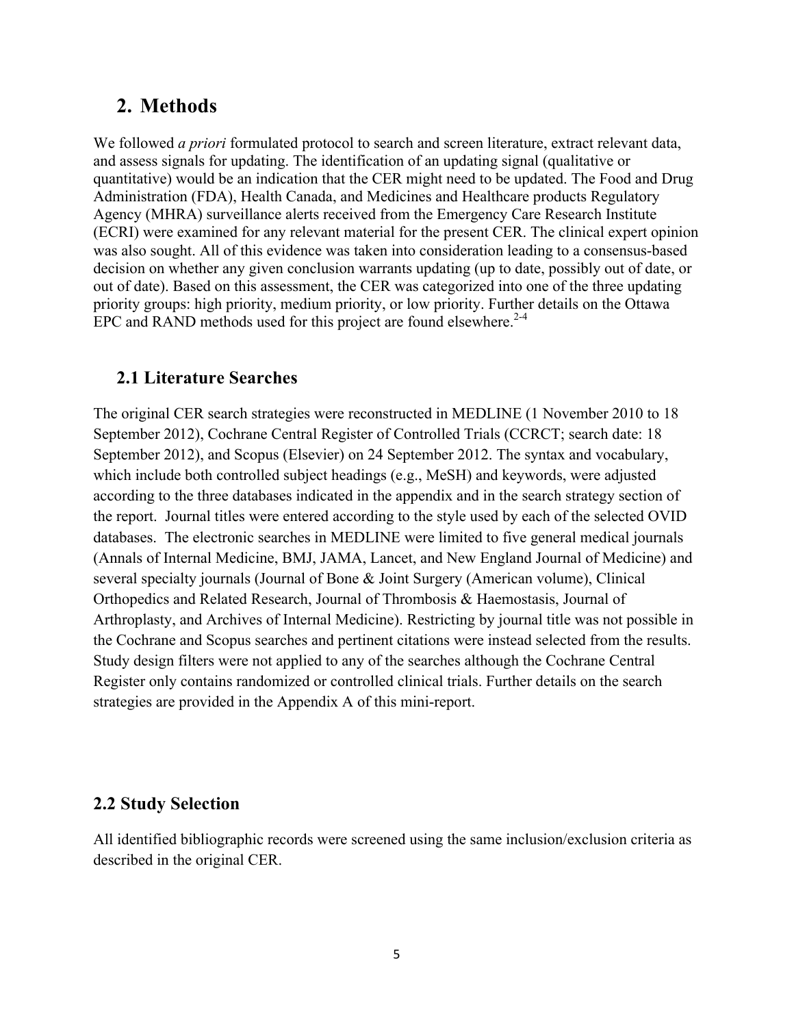## 2. Methods

We followed *a priori* formulated protocol to search and screen literature, extract relevant data, and assess signals for updating. The identification of an updating signal (qualitative or quantitative) would be an indication that the CER might need to be updated. The Food and Drug Administration (FDA), Health Canada, and Medicines and Healthcare products Regulatory Agency (MHRA) surveillance alerts received from the Emergency Care Research Institute (ECRI) were examined for any relevant material for the present CER. The clinical expert opinion was also sought. All of this evidence was taken into consideration leading to a consensus-based decision on whether any given conclusion warrants updating (up to date, possibly out of date, or out of date). Based on this assessment, the CER was categorized into one of the three updating priority groups: high priority, medium priority, or low priority. Further details on the Ottawa EPC and RAND methods used for this project are found elsewhere.[2-4]

### 2.1 Literature Searches

The original CER search strategies were reconstructed in MEDLINE (1 November 2010 to 18 September 2012), Cochrane Central Register of Controlled Trials (CCRCT; search date: 18 September 2012), and Scopus (Elsevier) on 24 September 2012. The syntax and vocabulary, which include both controlled subject headings (e.g., MeSH) and keywords, were adjusted according to the three databases indicated in the appendix and in the search strategy section of the report. Journal titles were entered according to the style used by each of the selected OVID databases. The electronic searches in MEDLINE were limited to five general medical journals (Annals of Internal Medicine, BMJ, JAMA, Lancet, and New England Journal of Medicine) and several specialty journals (Journal of Bone & Joint Surgery (American volume), Clinical Orthopedics and Related Research, Journal of Thrombosis & Haemostasis, Journal of Arthroplasty, and Archives of Internal Medicine). Restricting by journal title was not possible in the Cochrane and Scopus searches and pertinent citations were instead selected from the results. Study design filters were not applied to any of the searches although the Cochrane Central Register only contains randomized or controlled clinical trials. Further details on the search strategies are provided in the Appendix A of this mini-report.

### 2.2 Study Selection

All identified bibliographic records were screened using the same inclusion/exclusion criteria as described in the original CER.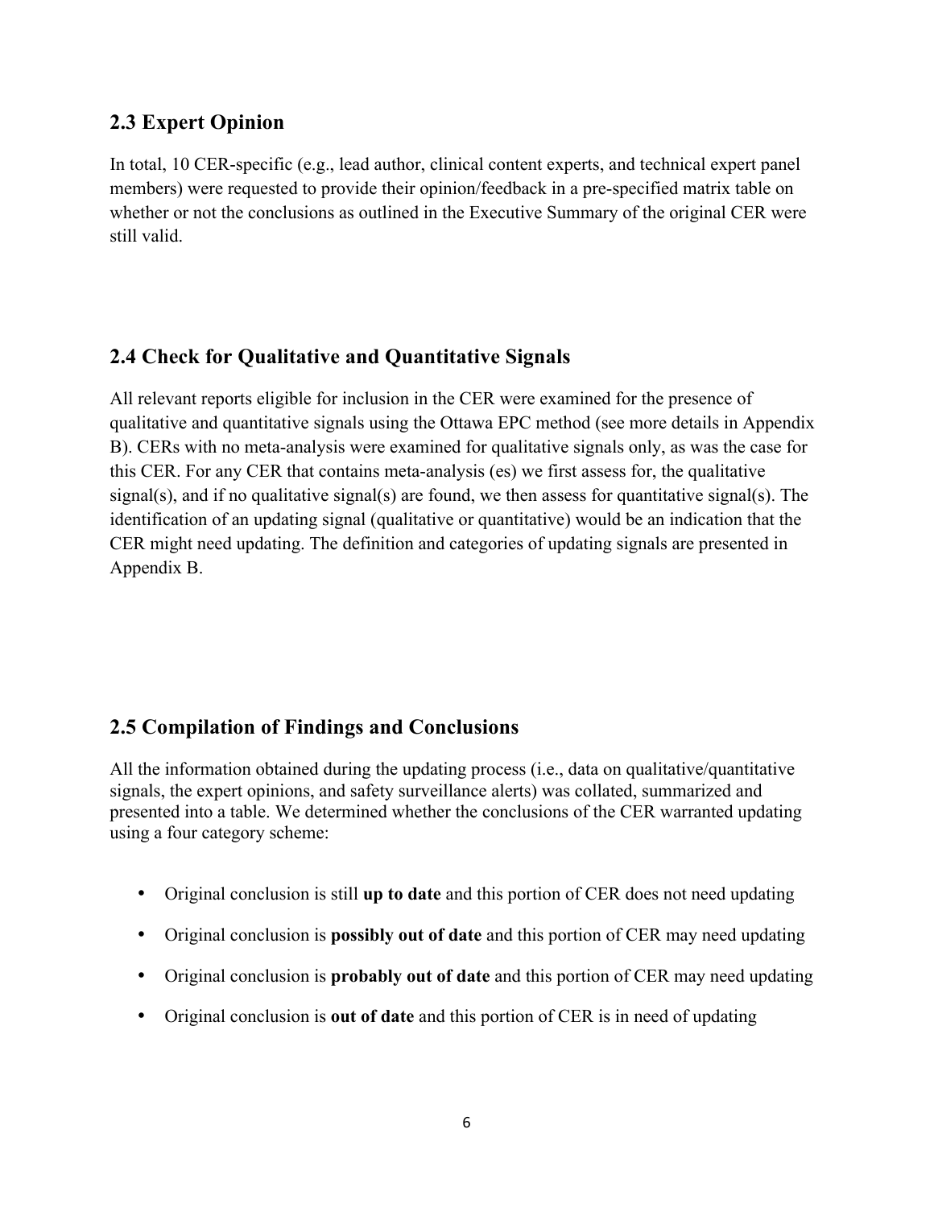## 2.3 Expert Opinion

In total, 10 CER-specific (e.g., lead author, clinical content experts, and technical expert panel members) were requested to provide their opinion/feedback in a pre-specified matrix table on whether or not the conclusions as outlined in the Executive Summary of the original CER were still valid.

## 2.4 Check for Qualitative and Quantitative Signals

All relevant reports eligible for inclusion in the CER were examined for the presence of qualitative and quantitative signals using the Ottawa EPC method (see more details in Appendix B). CERs with no meta-analysis were examined for qualitative signals only, as was the case for this CER. For any CER that contains meta-analysis (es) we first assess for, the qualitative signal(s), and if no qualitative signal(s) are found, we then assess for quantitative signal(s). The identification of an updating signal (qualitative or quantitative) would be an indication that the CER might need updating. The definition and categories of updating signals are presented in Appendix B.

## 2.5 Compilation of Findings and Conclusions

All the information obtained during the updating process (i.e., data on qualitative/quantitative signals, the expert opinions, and safety surveillance alerts) was collated, summarized and presented into a table. We determined whether the conclusions of the CER warranted updating using a four category scheme:

- Original conclusion is still **up to date** and this portion of CER does not need updating
- Original conclusion is **possibly out of date** and this portion of CER may need updating
- Original conclusion is **probably out of date** and this portion of CER may need updating
- Original conclusion is **out of date** and this portion of CER is in need of updating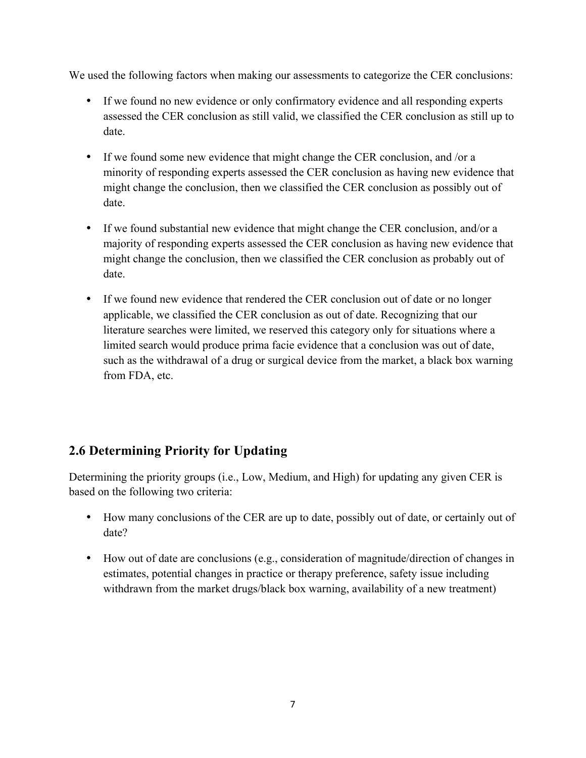We used the following factors when making our assessments to categorize the CER conclusions:

- If we found no new evidence or only confirmatory evidence and all responding experts assessed the CER conclusion as still valid, we classified the CER conclusion as still up to date.
- If we found some new evidence that might change the CER conclusion, and /or a minority of responding experts assessed the CER conclusion as having new evidence that might change the conclusion, then we classified the CER conclusion as possibly out of date.
- If we found substantial new evidence that might change the CER conclusion, and/or a majority of responding experts assessed the CER conclusion as having new evidence that might change the conclusion, then we classified the CER conclusion as probably out of date.
- If we found new evidence that rendered the CER conclusion out of date or no longer applicable, we classified the CER conclusion as out of date. Recognizing that our literature searches were limited, we reserved this category only for situations where a limited search would produce prima facie evidence that a conclusion was out of date, such as the withdrawal of a drug or surgical device from the market, a black box warning from FDA, etc.

## 2.6 Determining Priority for Updating

Determining the priority groups (i.e., Low, Medium, and High) for updating any given CER is based on the following two criteria:

- How many conclusions of the CER are up to date, possibly out of date, or certainly out of date?
- How out of date are conclusions (e.g., consideration of magnitude/direction of changes in estimates, potential changes in practice or therapy preference, safety issue including withdrawn from the market drugs/black box warning, availability of a new treatment)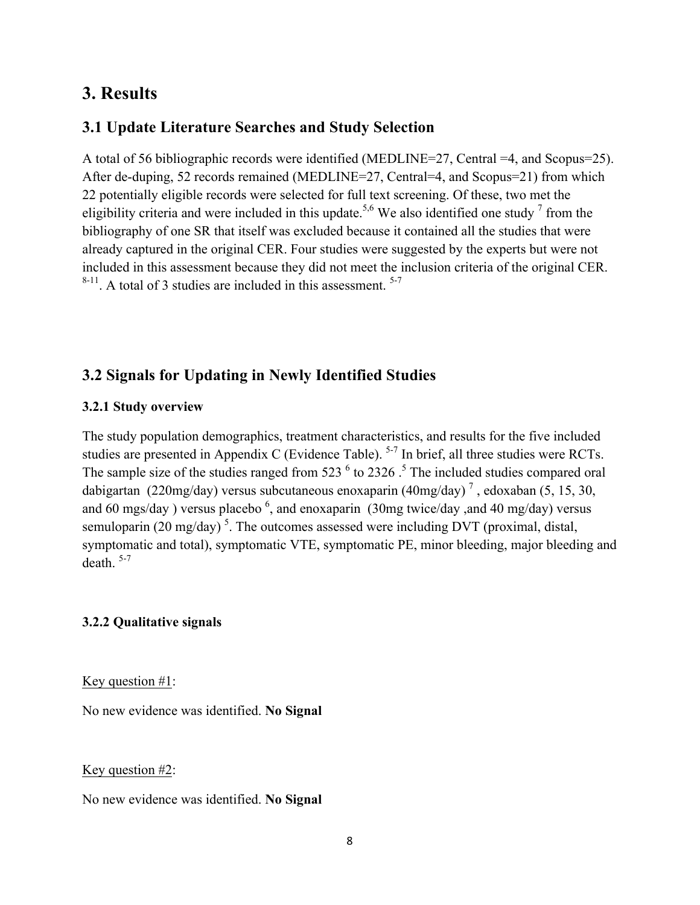# 3. Results

## 3.1 Update Literature Searches and Study Selection

A total of 56 bibliographic records were identified (MEDLINE=27, Central =4, and Scopus=25). After de-duping, 52 records remained (MEDLINE=27, Central=4, and Scopus=21) from which 22 potentially eligible records were selected for full text screening. Of these, two met the eligibility criteria and were included in this update.[5,6] We also identified one study [7] from the bibliography of one SR that itself was excluded because it contained all the studies that were already captured in the original CER. Four studies were suggested by the experts but were not included in this assessment because they did not meet the inclusion criteria of the original CER. [8-11]. A total of 3 studies are included in this assessment. [5-7]

## 3.2 Signals for Updating in Newly Identified Studies

### 3.2.1 Study overview

The study population demographics, treatment characteristics, and results for the five included studies are presented in Appendix C (Evidence Table). [5-7] In brief, all three studies were RCTs. The sample size of the studies ranged from 523 [6] to 2326 .[5] The included studies compared oral dabigartan (220mg/day) versus subcutaneous enoxaparin (40mg/day) [7] , edoxaban (5, 15, 30, and 60 mgs/day ) versus placebo [6], and enoxaparin (30mg twice/day ,and 40 mg/day) versus semuloparin (20 mg/day) [5]. The outcomes assessed were including DVT (proximal, distal, symptomatic and total), symptomatic VTE, symptomatic PE, minor bleeding, major bleeding and death. [5-7]

### 3.2.2 Qualitative signals

Key question #1:

No new evidence was identified. **No Signal**

Key question #2:

No new evidence was identified. **No Signal**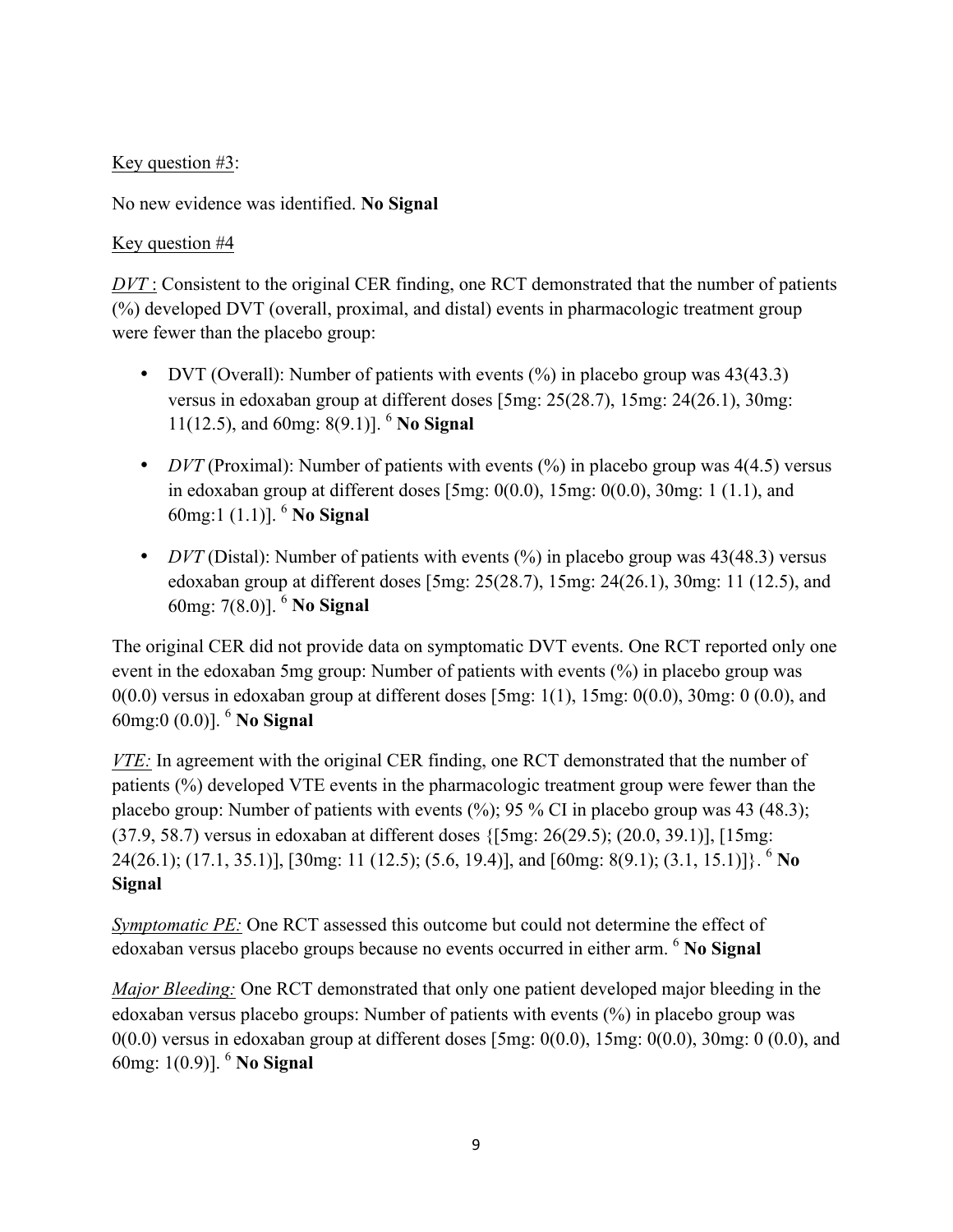Key question #3:

No new evidence was identified. **No Signal**

Key question #4

*DVT* : Consistent to the original CER finding, one RCT demonstrated that the number of patients (%) developed DVT (overall, proximal, and distal) events in pharmacologic treatment group were fewer than the placebo group:

- DVT (Overall): Number of patients with events (%) in placebo group was 43(43.3) versus in edoxaban group at different doses [5mg: 25(28.7), 15mg: 24(26.1), 30mg: 11(12.5), and 60mg: 8(9.1)]. [6] **No Signal**
- *DVT* (Proximal): Number of patients with events (%) in placebo group was 4(4.5) versus in edoxaban group at different doses [5mg: 0(0.0), 15mg: 0(0.0), 30mg: 1 (1.1), and 60mg:1 (1.1)]. [6] **No Signal**
- *DVT* (Distal): Number of patients with events (%) in placebo group was 43(48.3) versus edoxaban group at different doses [5mg: 25(28.7), 15mg: 24(26.1), 30mg: 11 (12.5), and 60mg: 7(8.0)]. [6] **No Signal**

The original CER did not provide data on symptomatic DVT events. One RCT reported only one event in the edoxaban 5mg group: Number of patients with events (%) in placebo group was 0(0.0) versus in edoxaban group at different doses [5mg: 1(1), 15mg: 0(0.0), 30mg: 0 (0.0), and 60mg:0 (0.0)]. [6] **No Signal**

*VTE:* In agreement with the original CER finding, one RCT demonstrated that the number of patients (%) developed VTE events in the pharmacologic treatment group were fewer than the placebo group: Number of patients with events (%); 95 % CI in placebo group was 43 (48.3); (37.9, 58.7) versus in edoxaban at different doses {[5mg: 26(29.5); (20.0, 39.1)], [15mg: 24(26.1); (17.1, 35.1)], [30mg: 11 (12.5); (5.6, 19.4)], and [60mg: 8(9.1); (3.1, 15.1)]}. [6] **No Signal**

*Symptomatic PE:* One RCT assessed this outcome but could not determine the effect of edoxaban versus placebo groups because no events occurred in either arm. [6] **No Signal**

*Major Bleeding:* One RCT demonstrated that only one patient developed major bleeding in the edoxaban versus placebo groups: Number of patients with events (%) in placebo group was 0(0.0) versus in edoxaban group at different doses [5mg: 0(0.0), 15mg: 0(0.0), 30mg: 0 (0.0), and 60mg: 1(0.9)]. [6] **No Signal**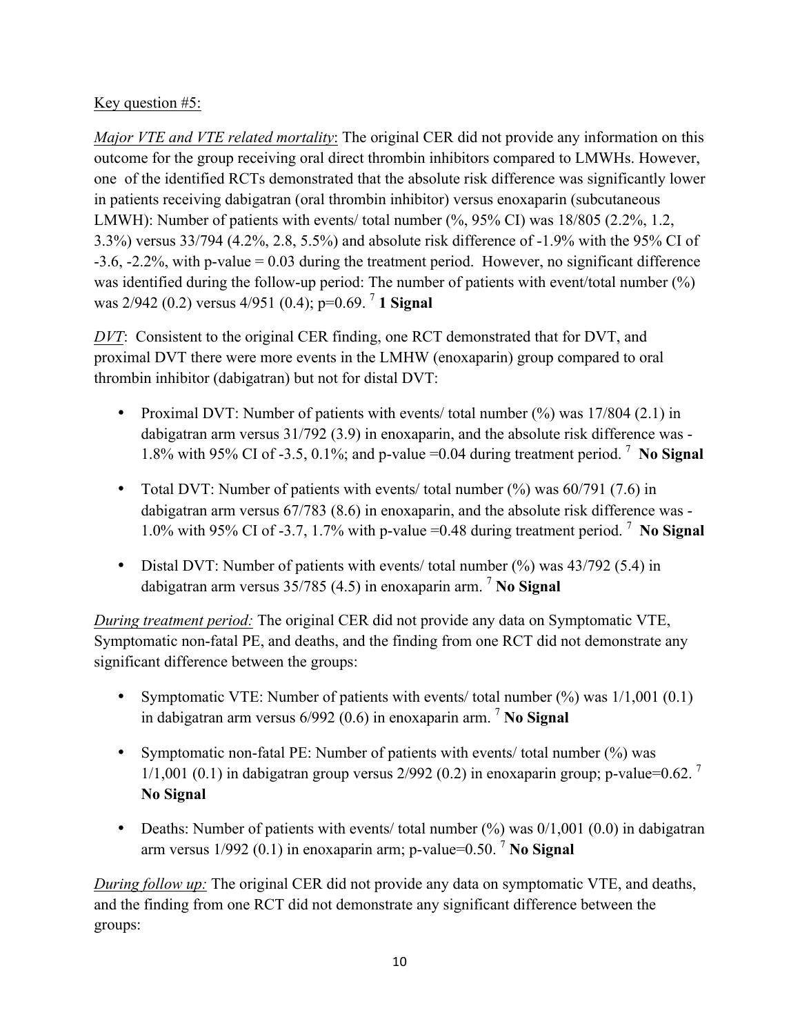Key question #5:

*Major VTE and VTE related mortality*: The original CER did not provide any information on this outcome for the group receiving oral direct thrombin inhibitors compared to LMWHs. However, one of the identified RCTs demonstrated that the absolute risk difference was significantly lower in patients receiving dabigatran (oral thrombin inhibitor) versus enoxaparin (subcutaneous LMWH): Number of patients with events/ total number (%, 95% CI) was 18/805 (2.2%, 1.2, 3.3%) versus 33/794 (4.2%, 2.8, 5.5%) and absolute risk difference of -1.9% with the 95% CI of -3.6, -2.2%, with p-value = 0.03 during the treatment period. However, no significant difference was identified during the follow-up period: The number of patients with event/total number (%) was 2/942 (0.2) versus 4/951 (0.4); p=0.69. [7] **1 Signal**

*DVT*: Consistent to the original CER finding, one RCT demonstrated that for DVT, and proximal DVT there were more events in the LMHW (enoxaparin) group compared to oral thrombin inhibitor (dabigatran) but not for distal DVT:

- Proximal DVT: Number of patients with events/ total number (%) was 17/804 (2.1) in dabigatran arm versus 31/792 (3.9) in enoxaparin, and the absolute risk difference was -1.8% with 95% CI of -3.5, 0.1%; and p-value =0.04 during treatment period. [7] **No Signal**
- Total DVT: Number of patients with events/ total number (%) was 60/791 (7.6) in dabigatran arm versus 67/783 (8.6) in enoxaparin, and the absolute risk difference was -1.0% with 95% CI of -3.7, 1.7% with p-value =0.48 during treatment period. [7] **No Signal**
- Distal DVT: Number of patients with events/ total number (%) was 43/792 (5.4) in dabigatran arm versus 35/785 (4.5) in enoxaparin arm. [7] **No Signal**

*During treatment period:* The original CER did not provide any data on Symptomatic VTE, Symptomatic non-fatal PE, and deaths, and the finding from one RCT did not demonstrate any significant difference between the groups:

- Symptomatic VTE: Number of patients with events/ total number (%) was 1/1,001 (0.1) in dabigatran arm versus 6/992 (0.6) in enoxaparin arm. [7] **No Signal**
- Symptomatic non-fatal PE: Number of patients with events/ total number (%) was 1/1,001 (0.1) in dabigatran group versus 2/992 (0.2) in enoxaparin group; p-value=0.62. [7] **No Signal**
- Deaths: Number of patients with events/ total number (%) was 0/1,001 (0.0) in dabigatran arm versus 1/992 (0.1) in enoxaparin arm; p-value=0.50. [7] **No Signal**

*During follow up:* The original CER did not provide any data on symptomatic VTE, and deaths, and the finding from one RCT did not demonstrate any significant difference between the groups: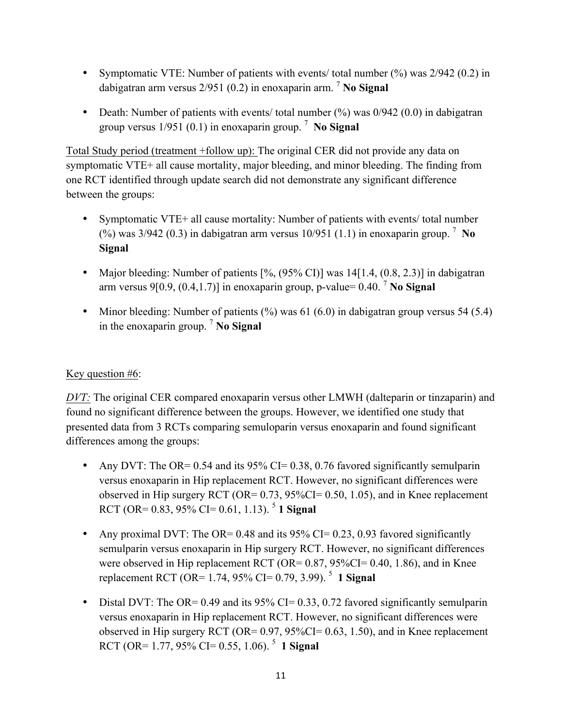- Symptomatic VTE: Number of patients with events/ total number (%) was 2/942 (0.2) in dabigatran arm versus 2/951 (0.2) in enoxaparin arm. [7] **No Signal**

- Death: Number of patients with events/ total number (%) was 0/942 (0.0) in dabigatran group versus 1/951 (0.1) in enoxaparin group. [7] **No Signal**

Total Study period (treatment +follow up): The original CER did not provide any data on symptomatic VTE+ all cause mortality, major bleeding, and minor bleeding. The finding from one RCT identified through update search did not demonstrate any significant difference between the groups:

- Symptomatic VTE+ all cause mortality: Number of patients with events/ total number (%) was 3/942 (0.3) in dabigatran arm versus 10/951 (1.1) in enoxaparin group. [7] **No Signal**

- Major bleeding: Number of patients [%, (95% CI)] was 14[1.4, (0.8, 2.3)] in dabigatran arm versus 9[0.9, (0.4,1.7)] in enoxaparin group, p-value= 0.40. [7] **No Signal**

- Minor bleeding: Number of patients (%) was 61 (6.0) in dabigatran group versus 54 (5.4) in the enoxaparin group. [7] **No Signal**

Key question #6:

*DVT:* The original CER compared enoxaparin versus other LMWH (dalteparin or tinzaparin) and found no significant difference between the groups. However, we identified one study that presented data from 3 RCTs comparing semuloparin versus enoxaparin and found significant differences among the groups:

- Any DVT: The OR= 0.54 and its 95% CI= 0.38, 0.76 favored significantly semulparin versus enoxaparin in Hip replacement RCT. However, no significant differences were observed in Hip surgery RCT (OR= 0.73, 95%CI= 0.50, 1.05), and in Knee replacement RCT (OR= 0.83, 95% CI= 0.61, 1.13). [5] **1 Signal**

- Any proximal DVT: The OR= 0.48 and its 95% CI= 0.23, 0.93 favored significantly semulparin versus enoxaparin in Hip surgery RCT. However, no significant differences were observed in Hip replacement RCT (OR= 0.87, 95%CI= 0.40, 1.86), and in Knee replacement RCT (OR= 1.74, 95% CI= 0.79, 3.99). [5] **1 Signal**

- Distal DVT: The OR= 0.49 and its 95% CI= 0.33, 0.72 favored significantly semulparin versus enoxaparin in Hip replacement RCT. However, no significant differences were observed in Hip surgery RCT (OR= 0.97, 95%CI= 0.63, 1.50), and in Knee replacement RCT (OR= 1.77, 95% CI= 0.55, 1.06). [5] **1 Signal**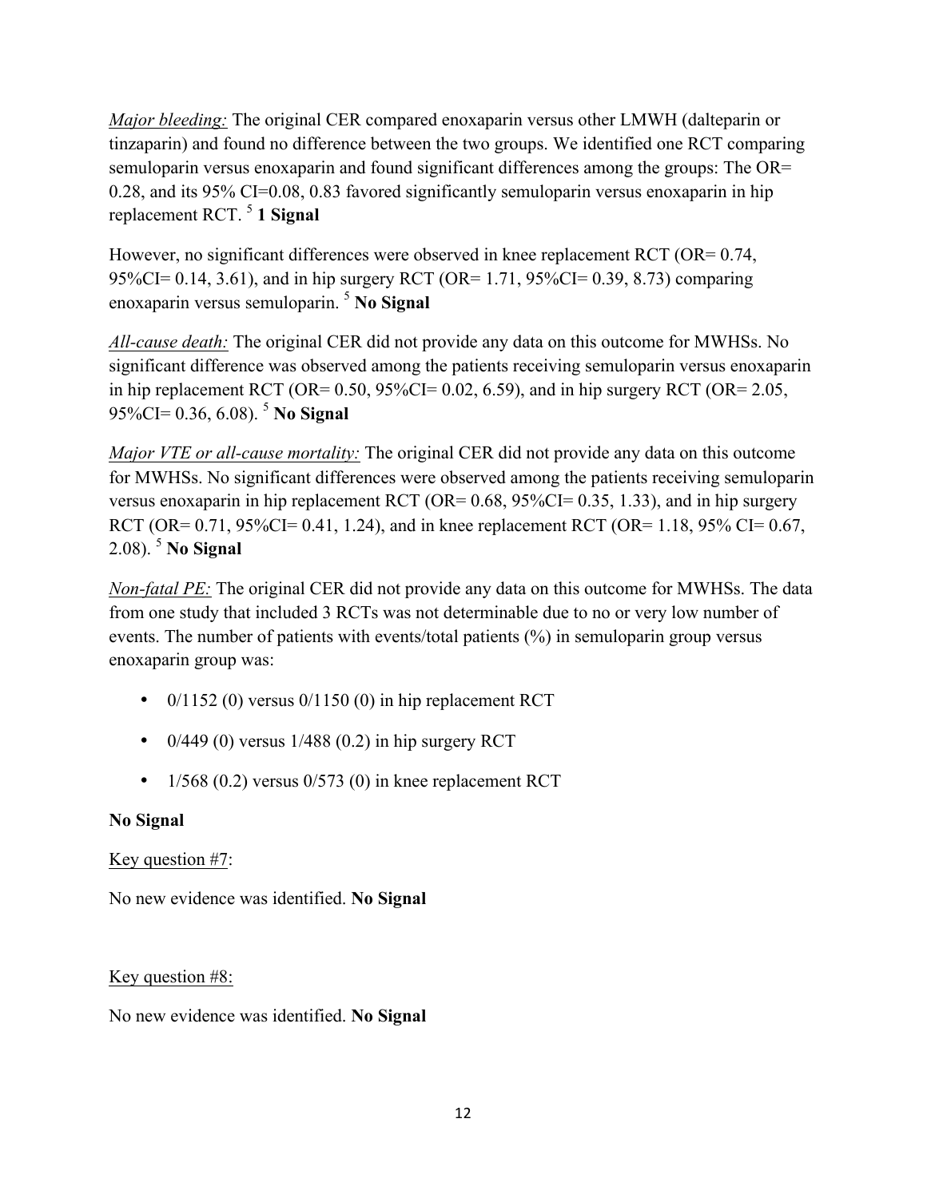*Major bleeding:* The original CER compared enoxaparin versus other LMWH (dalteparin or tinzaparin) and found no difference between the two groups. We identified one RCT comparing semuloparin versus enoxaparin and found significant differences among the groups: The OR= 0.28, and its 95% CI=0.08, 0.83 favored significantly semuloparin versus enoxaparin in hip replacement RCT. [5] **1 Signal**

However, no significant differences were observed in knee replacement RCT (OR= 0.74, 95%CI= 0.14, 3.61), and in hip surgery RCT (OR= 1.71, 95%CI= 0.39, 8.73) comparing enoxaparin versus semuloparin. [5] **No Signal**

*All-cause death:* The original CER did not provide any data on this outcome for MWHSs. No significant difference was observed among the patients receiving semuloparin versus enoxaparin in hip replacement RCT (OR= 0.50, 95%CI= 0.02, 6.59), and in hip surgery RCT (OR= 2.05, 95%CI= 0.36, 6.08). [5] **No Signal**

*Major VTE or all-cause mortality:* The original CER did not provide any data on this outcome for MWHSs. No significant differences were observed among the patients receiving semuloparin versus enoxaparin in hip replacement RCT (OR= 0.68, 95%CI= 0.35, 1.33), and in hip surgery RCT (OR= 0.71, 95%CI= 0.41, 1.24), and in knee replacement RCT (OR= 1.18, 95% CI= 0.67, 2.08). [5] **No Signal**

*Non-fatal PE:* The original CER did not provide any data on this outcome for MWHSs. The data from one study that included 3 RCTs was not determinable due to no or very low number of events. The number of patients with events/total patients (%) in semuloparin group versus enoxaparin group was:

- 0/1152 (0) versus 0/1150 (0) in hip replacement RCT
- 0/449 (0) versus 1/488 (0.2) in hip surgery RCT
- 1/568 (0.2) versus 0/573 (0) in knee replacement RCT

**No Signal**

Key question #7:

No new evidence was identified. **No Signal**

Key question #8:

No new evidence was identified. **No Signal**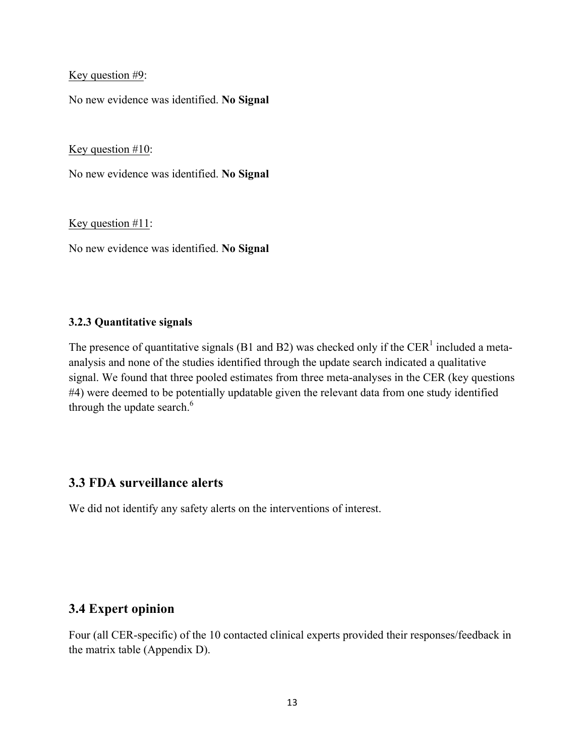Key question #9:

No new evidence was identified. **No Signal**

Key question #10:

No new evidence was identified. **No Signal**

Key question #11:

No new evidence was identified. **No Signal**

### 3.2.3 Quantitative signals

The presence of quantitative signals (B1 and B2) was checked only if the CER[1] included a meta-analysis and none of the studies identified through the update search indicated a qualitative signal. We found that three pooled estimates from three meta-analyses in the CER (key questions #4) were deemed to be potentially updatable given the relevant data from one study identified through the update search.[6]

## 3.3 FDA surveillance alerts

We did not identify any safety alerts on the interventions of interest.

## 3.4 Expert opinion

Four (all CER-specific) of the 10 contacted clinical experts provided their responses/feedback in the matrix table (Appendix D).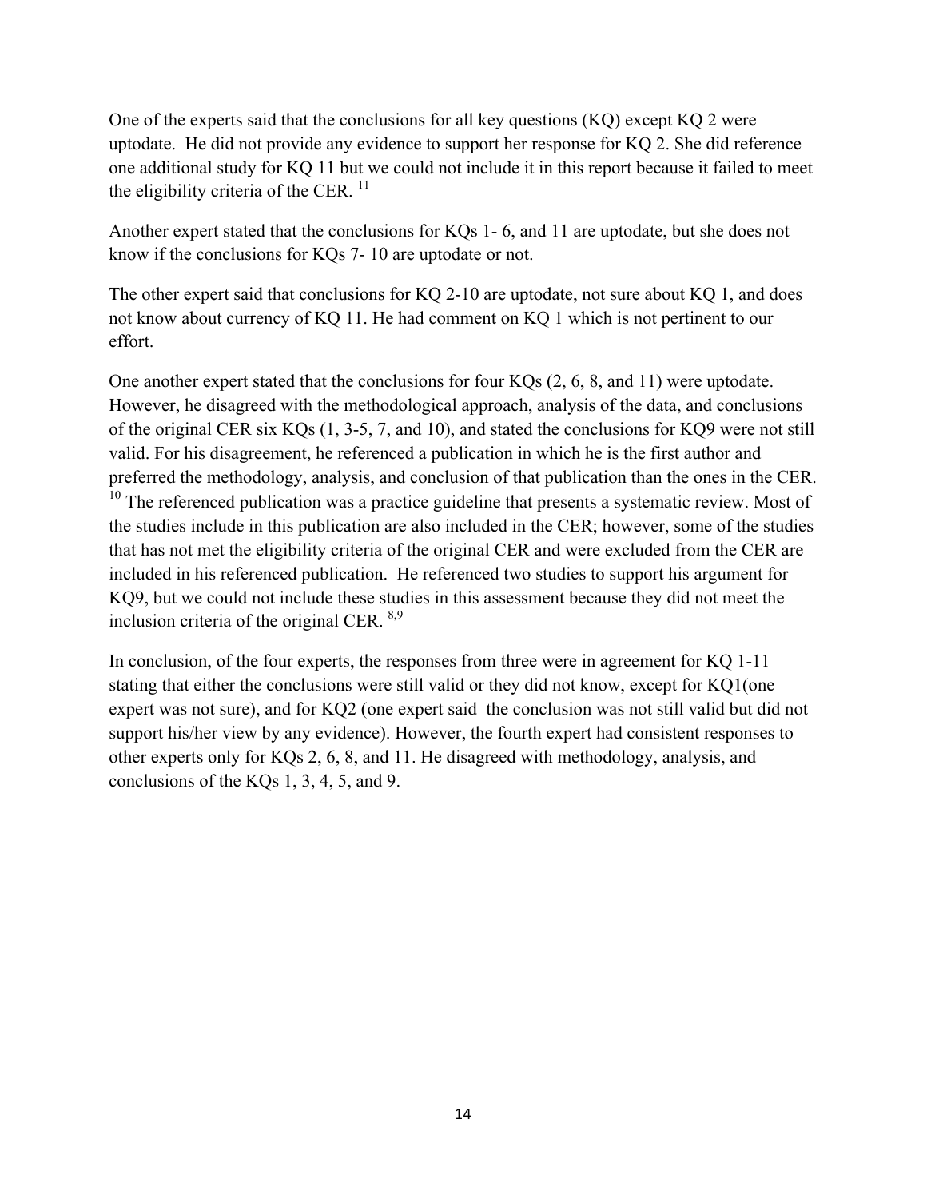One of the experts said that the conclusions for all key questions (KQ) except KQ 2 were uptodate. He did not provide any evidence to support her response for KQ 2. She did reference one additional study for KQ 11 but we could not include it in this report because it failed to meet the eligibility criteria of the CER. [11]

Another expert stated that the conclusions for KQs 1- 6, and 11 are uptodate, but she does not know if the conclusions for KQs 7- 10 are uptodate or not.

The other expert said that conclusions for KQ 2-10 are uptodate, not sure about KQ 1, and does not know about currency of KQ 11. He had comment on KQ 1 which is not pertinent to our effort.

One another expert stated that the conclusions for four KQs (2, 6, 8, and 11) were uptodate. However, he disagreed with the methodological approach, analysis of the data, and conclusions of the original CER six KQs (1, 3-5, 7, and 10), and stated the conclusions for KQ9 were not still valid. For his disagreement, he referenced a publication in which he is the first author and preferred the methodology, analysis, and conclusion of that publication than the ones in the CER. [10] The referenced publication was a practice guideline that presents a systematic review. Most of the studies include in this publication are also included in the CER; however, some of the studies that has not met the eligibility criteria of the original CER and were excluded from the CER are included in his referenced publication. He referenced two studies to support his argument for KQ9, but we could not include these studies in this assessment because they did not meet the inclusion criteria of the original CER. [8,9]

In conclusion, of the four experts, the responses from three were in agreement for KQ 1-11 stating that either the conclusions were still valid or they did not know, except for KQ1(one expert was not sure), and for KQ2 (one expert said the conclusion was not still valid but did not support his/her view by any evidence). However, the fourth expert had consistent responses to other experts only for KQs 2, 6, 8, and 11. He disagreed with methodology, analysis, and conclusions of the KQs 1, 3, 4, 5, and 9.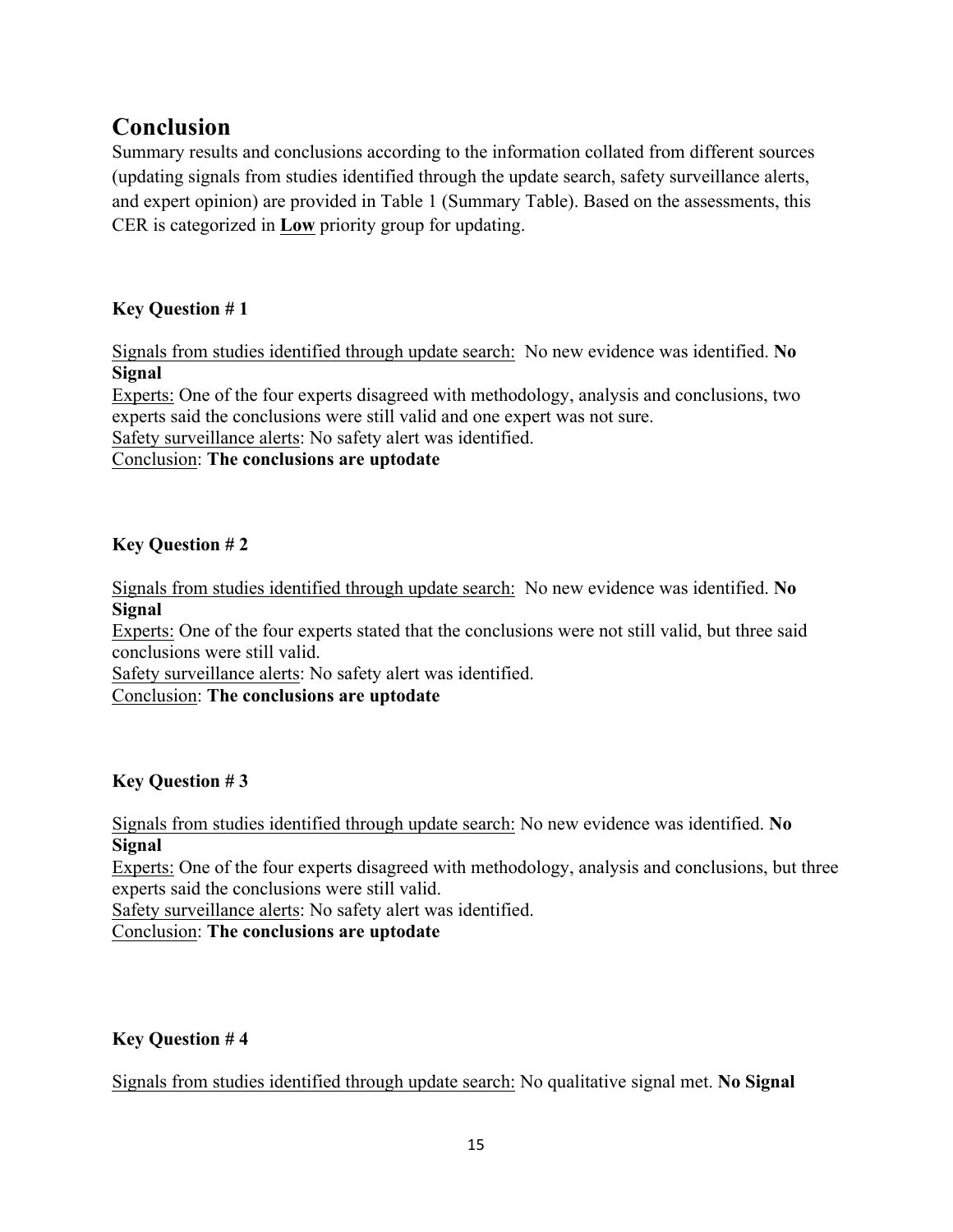# Conclusion

Summary results and conclusions according to the information collated from different sources (updating signals from studies identified through the update search, safety surveillance alerts, and expert opinion) are provided in Table 1 (Summary Table). Based on the assessments, this CER is categorized in **Low** priority group for updating.

**Key Question # 1**

Signals from studies identified through update search: No new evidence was identified. **No Signal**

Experts: One of the four experts disagreed with methodology, analysis and conclusions, two experts said the conclusions were still valid and one expert was not sure.

Safety surveillance alerts: No safety alert was identified.

Conclusion: **The conclusions are uptodate**

**Key Question # 2**

Signals from studies identified through update search: No new evidence was identified. **No Signal**

Experts: One of the four experts stated that the conclusions were not still valid, but three said conclusions were still valid.

Safety surveillance alerts: No safety alert was identified.

Conclusion: **The conclusions are uptodate**

**Key Question # 3**

Signals from studies identified through update search: No new evidence was identified. **No Signal**

Experts: One of the four experts disagreed with methodology, analysis and conclusions, but three experts said the conclusions were still valid.

Safety surveillance alerts: No safety alert was identified.

Conclusion: **The conclusions are uptodate**

**Key Question # 4**

Signals from studies identified through update search: No qualitative signal met. **No Signal**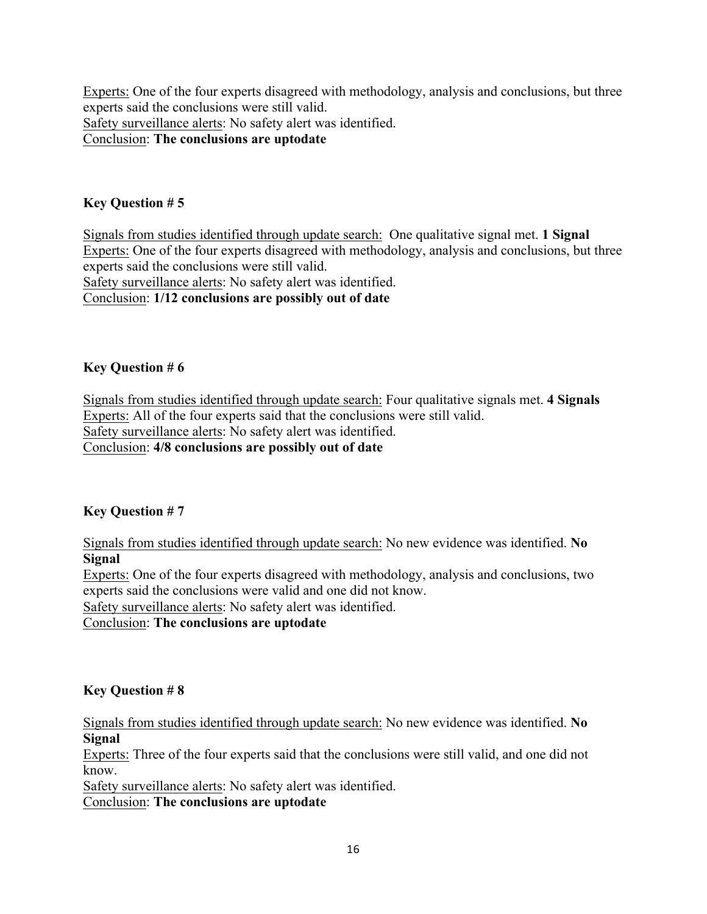Experts: One of the four experts disagreed with methodology, analysis and conclusions, but three experts said the conclusions were still valid.
Safety surveillance alerts: No safety alert was identified.
Conclusion: **The conclusions are uptodate**

**Key Question # 5**

Signals from studies identified through update search: One qualitative signal met. **1 Signal**
Experts: One of the four experts disagreed with methodology, analysis and conclusions, but three experts said the conclusions were still valid.
Safety surveillance alerts: No safety alert was identified.
Conclusion: **1/12 conclusions are possibly out of date**

**Key Question # 6**

Signals from studies identified through update search: Four qualitative signals met. **4 Signals**
Experts: All of the four experts said that the conclusions were still valid.
Safety surveillance alerts: No safety alert was identified.
Conclusion: **4/8 conclusions are possibly out of date**

**Key Question # 7**

Signals from studies identified through update search: No new evidence was identified. **No Signal**
Experts: One of the four experts disagreed with methodology, analysis and conclusions, two experts said the conclusions were valid and one did not know.
Safety surveillance alerts: No safety alert was identified.
Conclusion: **The conclusions are uptodate**

**Key Question # 8**

Signals from studies identified through update search: No new evidence was identified. **No Signal**
Experts: Three of the four experts said that the conclusions were still valid, and one did not know.
Safety surveillance alerts: No safety alert was identified.
Conclusion: **The conclusions are uptodate**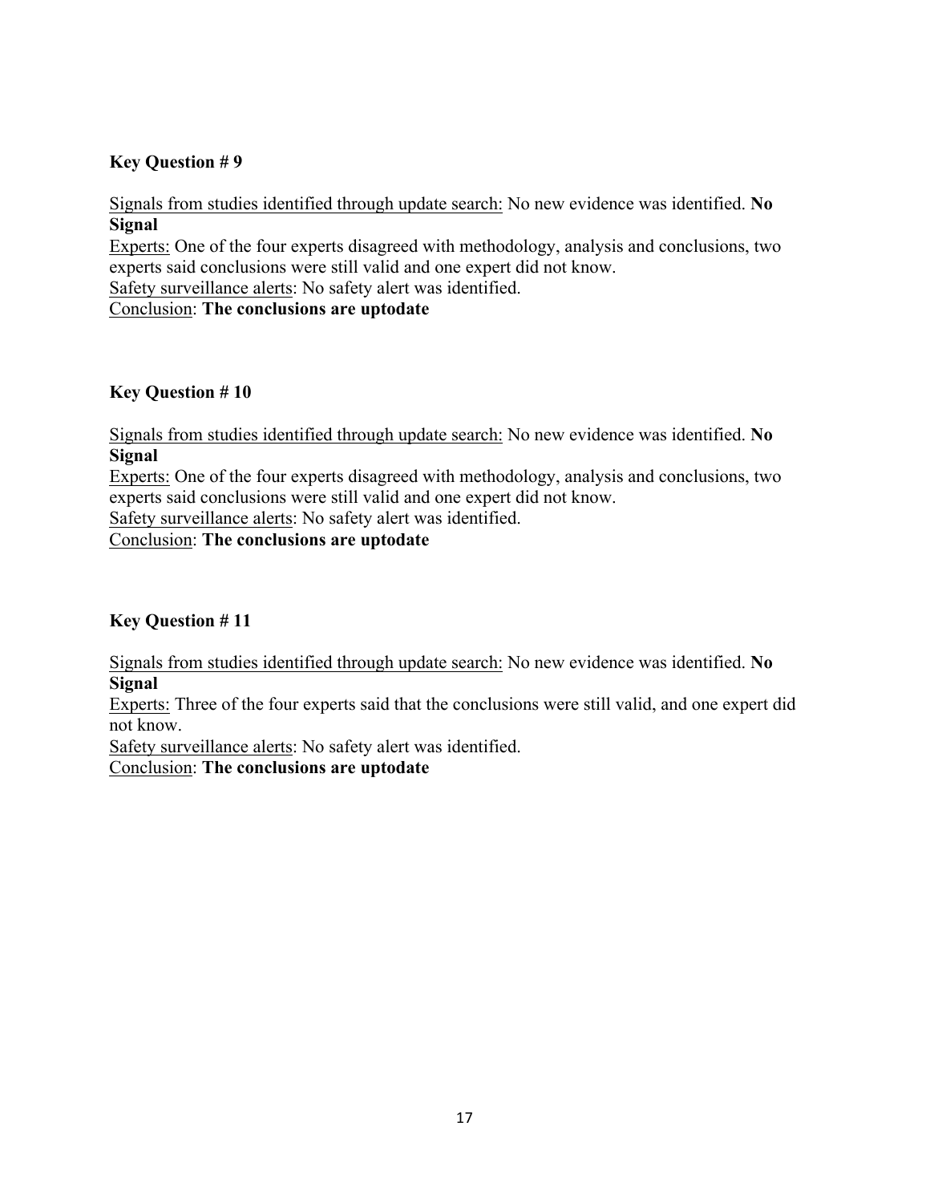**Key Question # 9**

Signals from studies identified through update search: No new evidence was identified. **No Signal**

Experts: One of the four experts disagreed with methodology, analysis and conclusions, two experts said conclusions were still valid and one expert did not know.

Safety surveillance alerts: No safety alert was identified.

Conclusion: **The conclusions are uptodate**

**Key Question # 10**

Signals from studies identified through update search: No new evidence was identified. **No Signal**

Experts: One of the four experts disagreed with methodology, analysis and conclusions, two experts said conclusions were still valid and one expert did not know.

Safety surveillance alerts: No safety alert was identified.

Conclusion: **The conclusions are uptodate**

**Key Question # 11**

Signals from studies identified through update search: No new evidence was identified. **No Signal**

Experts: Three of the four experts said that the conclusions were still valid, and one expert did not know.

Safety surveillance alerts: No safety alert was identified.

Conclusion: **The conclusions are uptodate**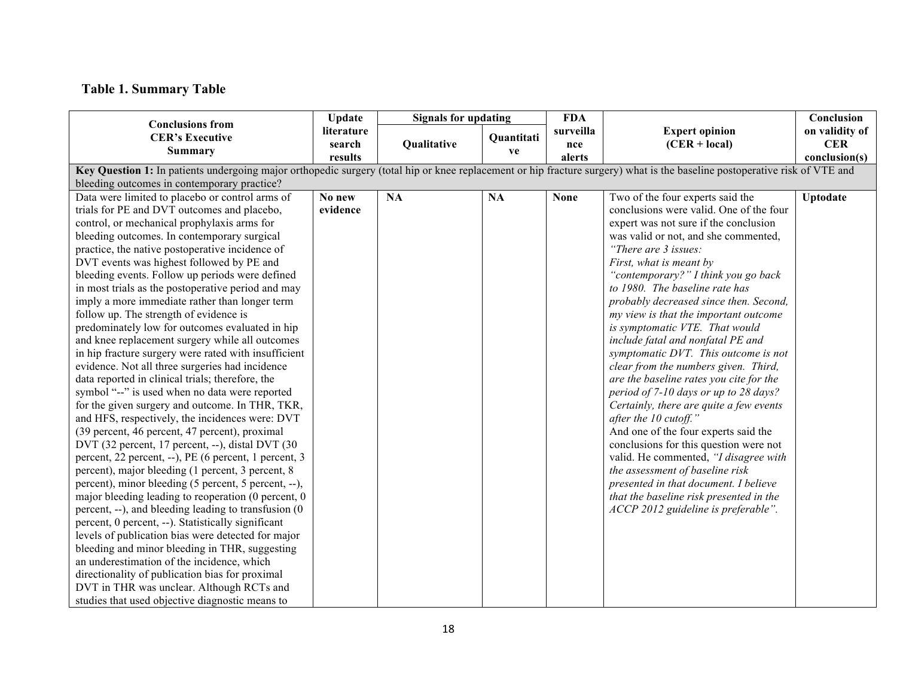## Table 1. Summary Table

| Conclusions from CER's Executive Summary | Update literature search results | Signals for updating | | FDA surveillance alerts | Expert opinion (CER + local) | Conclusion on validity of CER conclusion(s) |
|---|---|---|---|---|---|---|
| | | Qualitative | Quantitative | | | |
| **Key Question 1:** In patients undergoing major orthopedic surgery (total hip or knee replacement or hip fracture surgery) what is the baseline postoperative risk of VTE and bleeding outcomes in contemporary practice? | | | | | | |
| Data were limited to placebo or control arms of trials for PE and DVT outcomes and placebo, control, or mechanical prophylaxis arms for bleeding outcomes. In contemporary surgical practice, the native postoperative incidence of DVT events was highest followed by PE and bleeding events. Follow up periods were defined in most trials as the postoperative period and may imply a more immediate rather than longer term follow up. The strength of evidence is predominately low for outcomes evaluated in hip and knee replacement surgery while all outcomes in hip fracture surgery were rated with insufficient evidence. Not all three surgeries had incidence data reported in clinical trials; therefore, the symbol "--" is used when no data were reported for the given surgery and outcome. In THR, TKR, and HFS, respectively, the incidences were: DVT (39 percent, 46 percent, 47 percent), proximal DVT (32 percent, 17 percent, --), distal DVT (30 percent, 22 percent, --), PE (6 percent, 1 percent, 3 percent), major bleeding (1 percent, 3 percent, 8 percent), minor bleeding (5 percent, 5 percent, --), major bleeding leading to reoperation (0 percent, 0 percent, --), and bleeding leading to transfusion (0 percent, 0 percent, --). Statistically significant levels of publication bias were detected for major bleeding and minor bleeding in THR, suggesting an underestimation of the incidence, which directionality of publication bias for proximal DVT in THR was unclear. Although RCTs and studies that used objective diagnostic means to | **No new evidence** | **NA** | **NA** | **None** | Two of the four experts said the conclusions were valid. One of the four expert was not sure if the conclusion was valid or not, and she commented, *"There are 3 issues: First, what is meant by "contemporary?" I think you go back to 1980. The baseline rate has probably decreased since then. Second, my view is that the important outcome is symptomatic VTE. That would include fatal and nonfatal PE and symptomatic DVT. This outcome is not clear from the numbers given. Third, are the baseline rates you cite for the period of 7-10 days or up to 28 days? Certainly, there are quite a few events after the 10 cutoff."* And one of the four experts said the conclusions for this question were not valid. He commented, *"I disagree with the assessment of baseline risk presented in that document. I believe that the baseline risk presented in the ACCP 2012 guideline is preferable".* | **Uptodate** |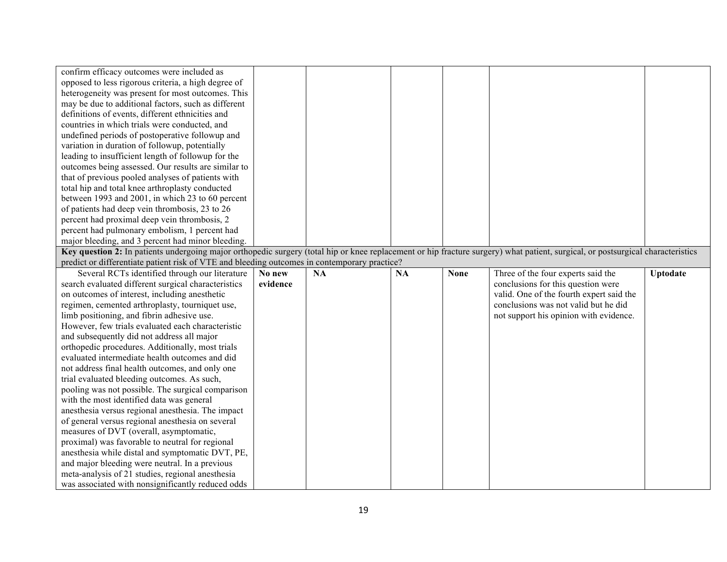| | | | | | | |
|---|---|---|---|---|---|---|
| confirm efficacy outcomes were included as opposed to less rigorous criteria, a high degree of heterogeneity was present for most outcomes. This may be due to additional factors, such as different definitions of events, different ethnicities and countries in which trials were conducted, and undefined periods of postoperative followup and variation in duration of followup, potentially leading to insufficient length of followup for the outcomes being assessed. Our results are similar to that of previous pooled analyses of patients with total hip and total knee arthroplasty conducted between 1993 and 2001, in which 23 to 60 percent of patients had deep vein thrombosis, 23 to 26 percent had proximal deep vein thrombosis, 2 percent had pulmonary embolism, 1 percent had major bleeding, and 3 percent had minor bleeding. | | | | | | |
| **Key question 2:** In patients undergoing major orthopedic surgery (total hip or knee replacement or hip fracture surgery) what patient, surgical, or postsurgical characteristics predict or differentiate patient risk of VTE and bleeding outcomes in contemporary practice? | | | | | | |
| Several RCTs identified through our literature search evaluated different surgical characteristics on outcomes of interest, including anesthetic regimen, cemented arthroplasty, tourniquet use, limb positioning, and fibrin adhesive use. However, few trials evaluated each characteristic and subsequently did not address all major orthopedic procedures. Additionally, most trials evaluated intermediate health outcomes and did not address final health outcomes, and only one trial evaluated bleeding outcomes. As such, pooling was not possible. The surgical comparison with the most identified data was general anesthesia versus regional anesthesia. The impact of general versus regional anesthesia on several measures of DVT (overall, asymptomatic, proximal) was favorable to neutral for regional anesthesia while distal and symptomatic DVT, PE, and major bleeding were neutral. In a previous meta-analysis of 21 studies, regional anesthesia was associated with nonsignificantly reduced odds | **No new evidence** | **NA** | **NA** | **None** | Three of the four experts said the conclusions for this question were valid. One of the fourth expert said the conclusions was not valid but he did not support his opinion with evidence. | **Uptodate** |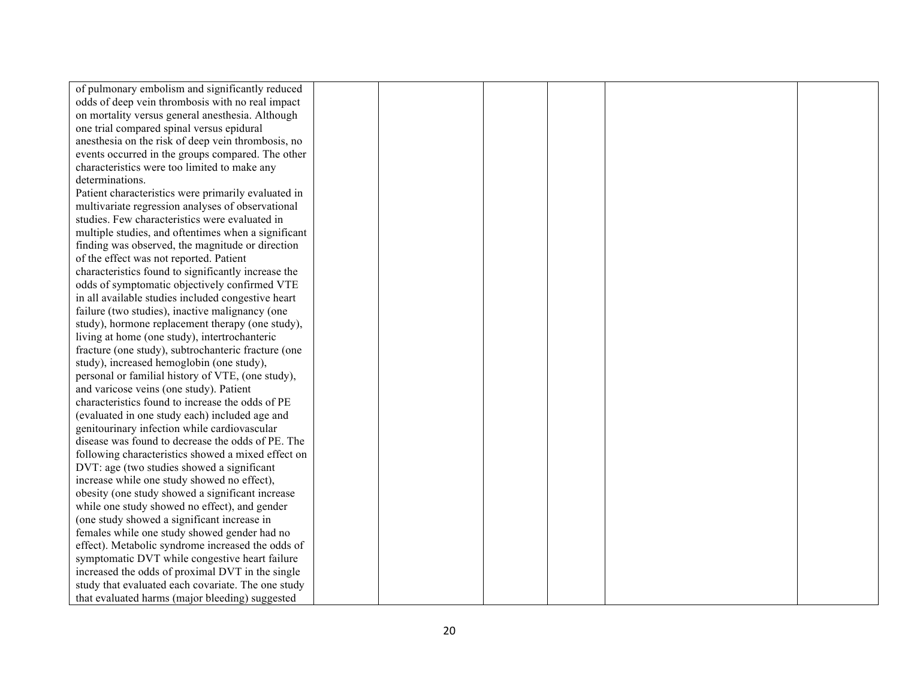| | | | | | | |
|---|---|---|---|---|---|---|
| of pulmonary embolism and significantly reduced odds of deep vein thrombosis with no real impact on mortality versus general anesthesia. Although one trial compared spinal versus epidural anesthesia on the risk of deep vein thrombosis, no events occurred in the groups compared. The other characteristics were too limited to make any determinations.<br>Patient characteristics were primarily evaluated in multivariate regression analyses of observational studies. Few characteristics were evaluated in multiple studies, and oftentimes when a significant finding was observed, the magnitude or direction of the effect was not reported. Patient characteristics found to significantly increase the odds of symptomatic objectively confirmed VTE in all available studies included congestive heart failure (two studies), inactive malignancy (one study), hormone replacement therapy (one study), living at home (one study), intertrochanteric fracture (one study), subtrochanteric fracture (one study), increased hemoglobin (one study), personal or familial history of VTE, (one study), and varicose veins (one study). Patient characteristics found to increase the odds of PE (evaluated in one study each) included age and genitourinary infection while cardiovascular disease was found to decrease the odds of PE. The following characteristics showed a mixed effect on DVT: age (two studies showed a significant increase while one study showed no effect), obesity (one study showed a significant increase while one study showed no effect), and gender (one study showed a significant increase in females while one study showed gender had no effect). Metabolic syndrome increased the odds of symptomatic DVT while congestive heart failure increased the odds of proximal DVT in the single study that evaluated each covariate. The one study that evaluated harms (major bleeding) suggested | | | | | | |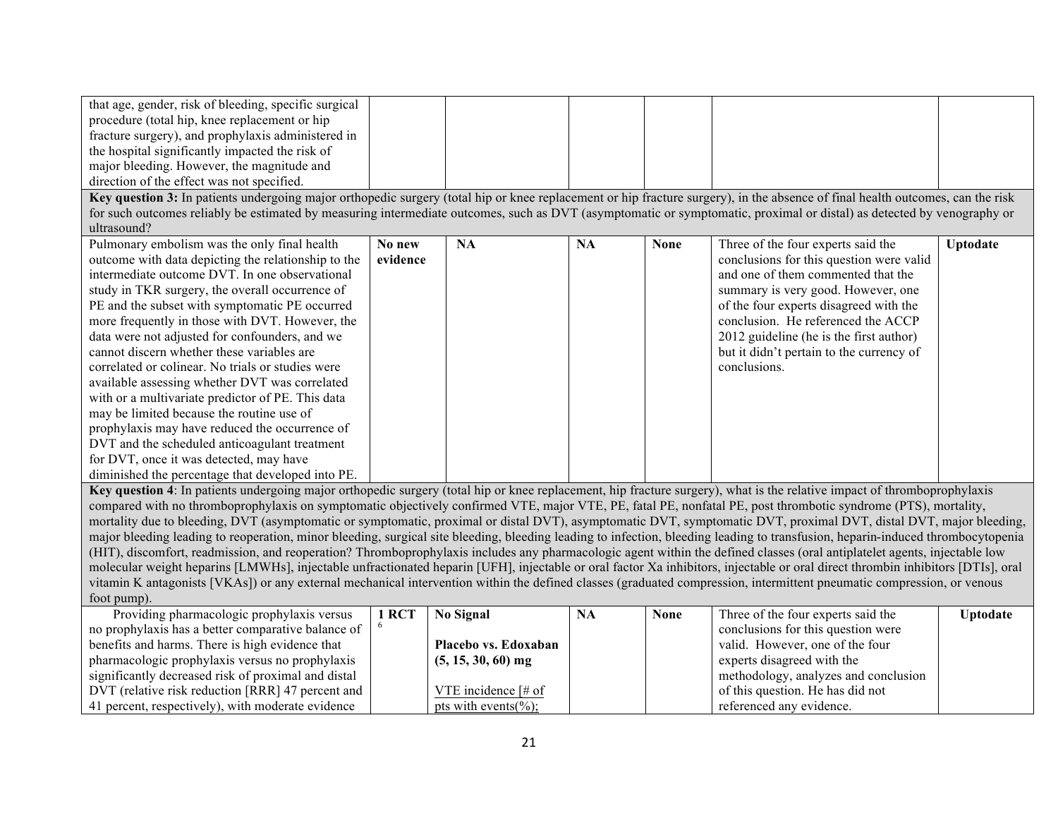| | | | | | | |
|---|---|---|---|---|---|---|
| that age, gender, risk of bleeding, specific surgical procedure (total hip, knee replacement or hip fracture surgery), and prophylaxis administered in the hospital significantly impacted the risk of major bleeding. However, the magnitude and direction of the effect was not specified. | | | | | | |
| **Key question 3:** In patients undergoing major orthopedic surgery (total hip or knee replacement or hip fracture surgery), in the absence of final health outcomes, can the risk for such outcomes reliably be estimated by measuring intermediate outcomes, such as DVT (asymptomatic or symptomatic, proximal or distal) as detected by venography or ultrasound? | | | | | | |
| Pulmonary embolism was the only final health outcome with data depicting the relationship to the intermediate outcome DVT. In one observational study in TKR surgery, the overall occurrence of PE and the subset with symptomatic PE occurred more frequently in those with DVT. However, the data were not adjusted for confounders, and we cannot discern whether these variables are correlated or colinear. No trials or studies were available assessing whether DVT was correlated with or a multivariate predictor of PE. This data may be limited because the routine use of prophylaxis may have reduced the occurrence of DVT and the scheduled anticoagulant treatment for DVT, once it was detected, may have diminished the percentage that developed into PE. | **No new evidence** | **NA** | **NA** | **None** | Three of the four experts said the conclusions for this question were valid and one of them commented that the summary is very good. However, one of the four experts disagreed with the conclusion. He referenced the ACCP 2012 guideline (he is the first author) but it didn't pertain to the currency of conclusions. | **Uptodate** |
| **Key question 4**: In patients undergoing major orthopedic surgery (total hip or knee replacement, hip fracture surgery), what is the relative impact of thromboprophylaxis compared with no thromboprophylaxis on symptomatic objectively confirmed VTE, major VTE, PE, fatal PE, nonfatal PE, post thrombotic syndrome (PTS), mortality, mortality due to bleeding, DVT (asymptomatic or symptomatic, proximal or distal DVT), asymptomatic DVT, symptomatic DVT, proximal DVT, distal DVT, major bleeding, major bleeding leading to reoperation, minor bleeding, surgical site bleeding, bleeding leading to infection, bleeding leading to transfusion, heparin-induced thrombocytopenia (HIT), discomfort, readmission, and reoperation? Thromboprophylaxis includes any pharmacologic agent within the defined classes (oral antiplatelet agents, injectable low molecular weight heparins [LMWHs], injectable unfractionated heparin [UFH], injectable or oral factor Xa inhibitors, injectable or oral direct thrombin inhibitors [DTIs], oral vitamin K antagonists [VKAs]) or any external mechanical intervention within the defined classes (graduated compression, intermittent pneumatic compression, or venous foot pump). | | | | | | |
| Providing pharmacologic prophylaxis versus no prophylaxis has a better comparative balance of benefits and harms. There is high evidence that pharmacologic prophylaxis versus no prophylaxis significantly decreased risk of proximal and distal DVT (relative risk reduction [RRR] 47 percent and 41 percent, respectively), with moderate evidence | **1 RCT** [6] | **No Signal**<br><br>**Placebo vs. Edoxaban (5, 15, 30, 60) mg**<br><br>VTE incidence [# of pts with events(%); | **NA** | **None** | Three of the four experts said the conclusions for this question were valid. However, one of the four experts disagreed with the methodology, analyzes and conclusion of this question. He has did not referenced any evidence. | **Uptodate** |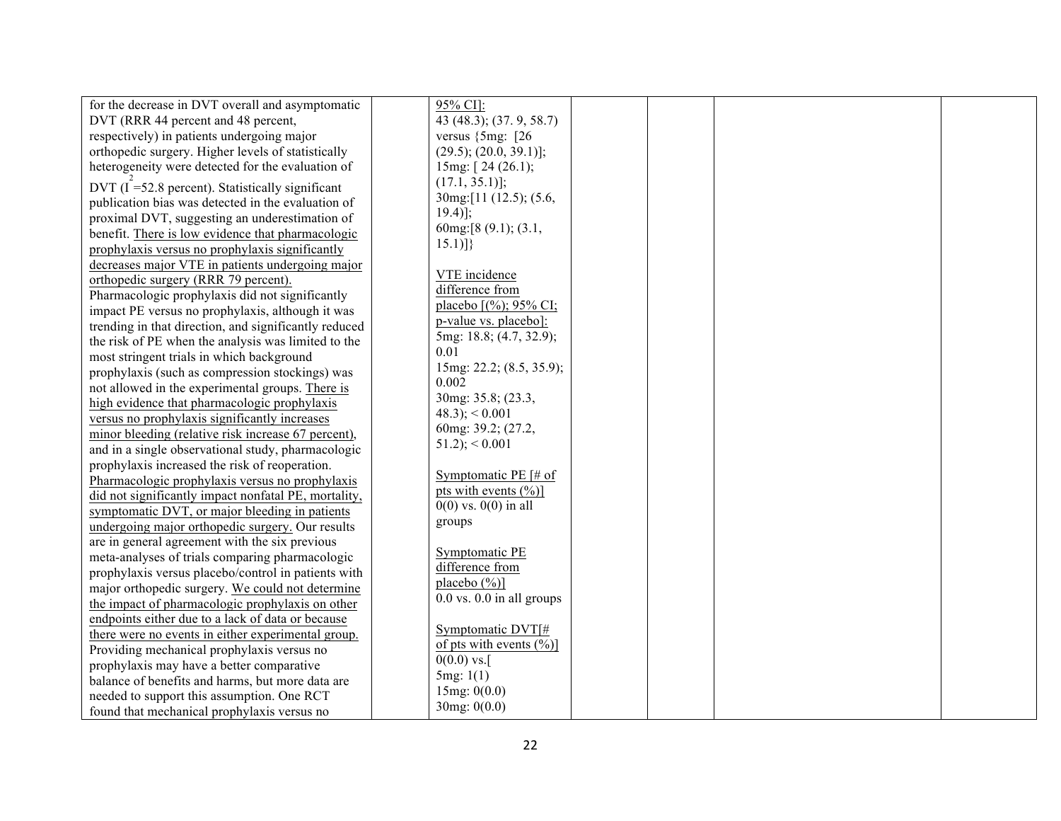| | | | | | | |
|---|---|---|---|---|---|---|
| for the decrease in DVT overall and asymptomatic DVT (RRR 44 percent and 48 percent, respectively) in patients undergoing major orthopedic surgery. Higher levels of statistically heterogeneity were detected for the evaluation of DVT ($I^2$=52.8 percent). Statistically significant publication bias was detected in the evaluation of proximal DVT, suggesting an underestimation of benefit. There is low evidence that pharmacologic prophylaxis versus no prophylaxis significantly decreases major VTE in patients undergoing major orthopedic surgery (RRR 79 percent). Pharmacologic prophylaxis did not significantly impact PE versus no prophylaxis, although it was trending in that direction, and significantly reduced the risk of PE when the analysis was limited to the most stringent trials in which background prophylaxis (such as compression stockings) was not allowed in the experimental groups. There is high evidence that pharmacologic prophylaxis versus no prophylaxis significantly increases minor bleeding (relative risk increase 67 percent), and in a single observational study, pharmacologic prophylaxis increased the risk of reoperation. Pharmacologic prophylaxis versus no prophylaxis did not significantly impact nonfatal PE, mortality, symptomatic DVT, or major bleeding in patients undergoing major orthopedic surgery. Our results are in general agreement with the six previous meta-analyses of trials comparing pharmacologic prophylaxis versus placebo/control in patients with major orthopedic surgery. We could not determine the impact of pharmacologic prophylaxis on other endpoints either due to a lack of data or because there were no events in either experimental group. Providing mechanical prophylaxis versus no prophylaxis may have a better comparative balance of benefits and harms, but more data are needed to support this assumption. One RCT found that mechanical prophylaxis versus no | | 95% CI]:<br>43 (48.3); (37. 9, 58.7) versus {5mg: [26 (29.5); (20.0, 39.1)];<br>15mg: [ 24 (26.1); (17.1, 35.1)];<br>30mg:[11 (12.5); (5.6, 19.4)];<br>60mg:[8 (9.1); (3.1, 15.1)]}<br><br>VTE incidence difference from placebo [(%); 95% CI; p-value vs. placebo]:<br>5mg: 18.8; (4.7, 32.9); 0.01<br>15mg: 22.2; (8.5, 35.9); 0.002<br>30mg: 35.8; (23.3, 48.3); < 0.001<br>60mg: 39.2; (27.2, 51.2); < 0.001<br><br>Symptomatic PE [# of pts with events (%)]<br>0(0) vs. 0(0) in all groups<br><br>Symptomatic PE difference from placebo (%)]<br>0.0 vs. 0.0 in all groups<br><br>Symptomatic DVT[# of pts with events (%)]<br>0(0.0) vs.[<br>5mg: 1(1)<br>15mg: 0(0.0)<br>30mg: 0(0.0) | | | | |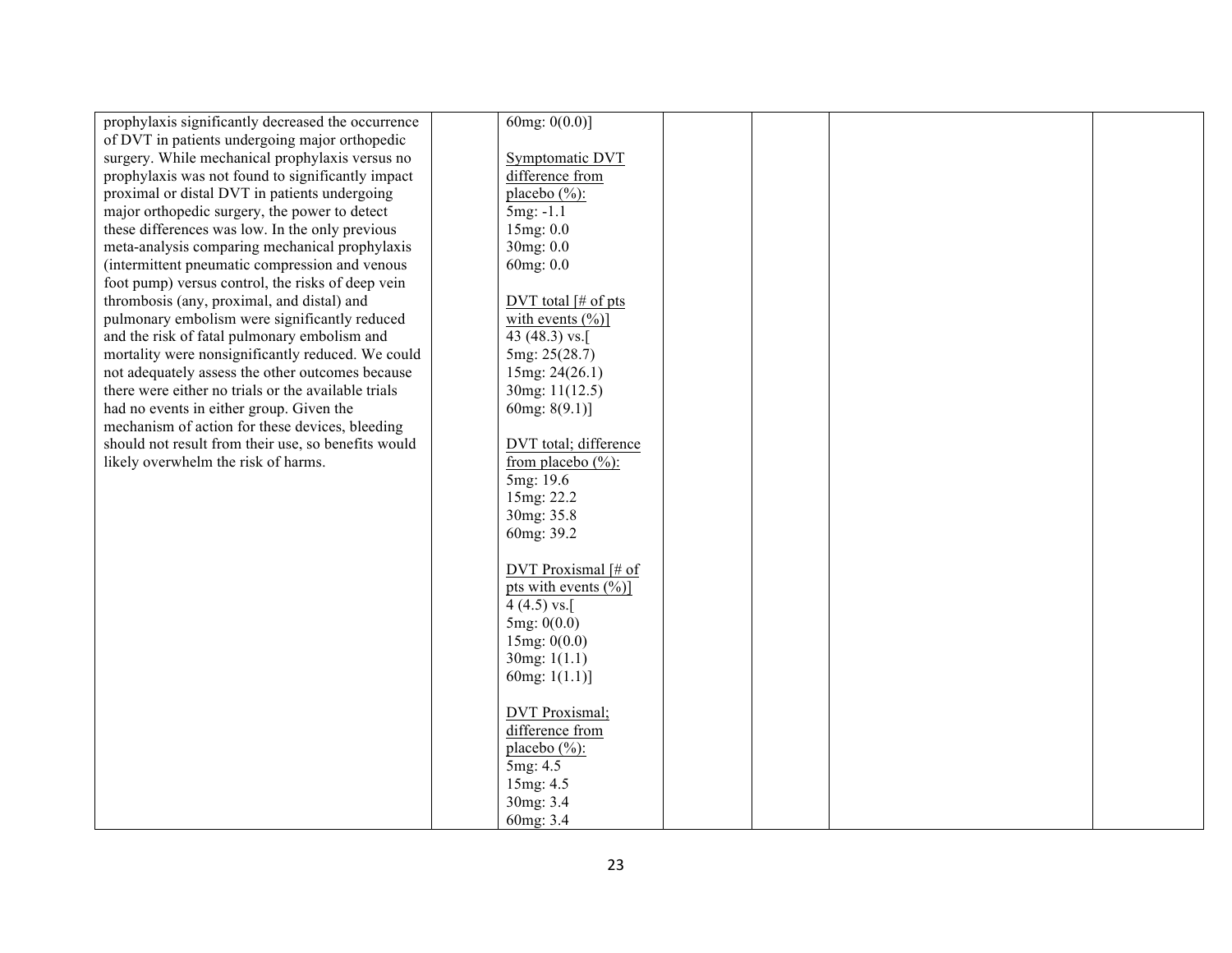| | | | | | | |
|---|---|---|---|---|---|---|
| prophylaxis significantly decreased the occurrence of DVT in patients undergoing major orthopedic surgery. While mechanical prophylaxis versus no prophylaxis was not found to significantly impact proximal or distal DVT in patients undergoing major orthopedic surgery, the power to detect these differences was low. In the only previous meta-analysis comparing mechanical prophylaxis (intermittent pneumatic compression and venous foot pump) versus control, the risks of deep vein thrombosis (any, proximal, and distal) and pulmonary embolism were significantly reduced and the risk of fatal pulmonary embolism and mortality were nonsignificantly reduced. We could not adequately assess the other outcomes because there were either no trials or the available trials had no events in either group. Given the mechanism of action for these devices, bleeding should not result from their use, so benefits would likely overwhelm the risk of harms. | | 60mg: 0(0.0)]<br><br><u>Symptomatic DVT difference from placebo (%):</u><br>5mg: -1.1<br>15mg: 0.0<br>30mg: 0.0<br>60mg: 0.0<br><br><u>DVT total [# of pts with events (%)]</u><br>43 (48.3) vs.[<br>5mg: 25(28.7)<br>15mg: 24(26.1)<br>30mg: 11(12.5)<br>60mg: 8(9.1)]<br><br><u>DVT total; difference from placebo (%):</u><br>5mg: 19.6<br>15mg: 22.2<br>30mg: 35.8<br>60mg: 39.2<br><br><u>DVT Proxismal [# of pts with events (%)]</u><br>4 (4.5) vs.[<br>5mg: 0(0.0)<br>15mg: 0(0.0)<br>30mg: 1(1.1)<br>60mg: 1(1.1)]<br><br><u>DVT Proxismal; difference from placebo (%):</u><br>5mg: 4.5<br>15mg: 4.5<br>30mg: 3.4<br>60mg: 3.4 | | | | |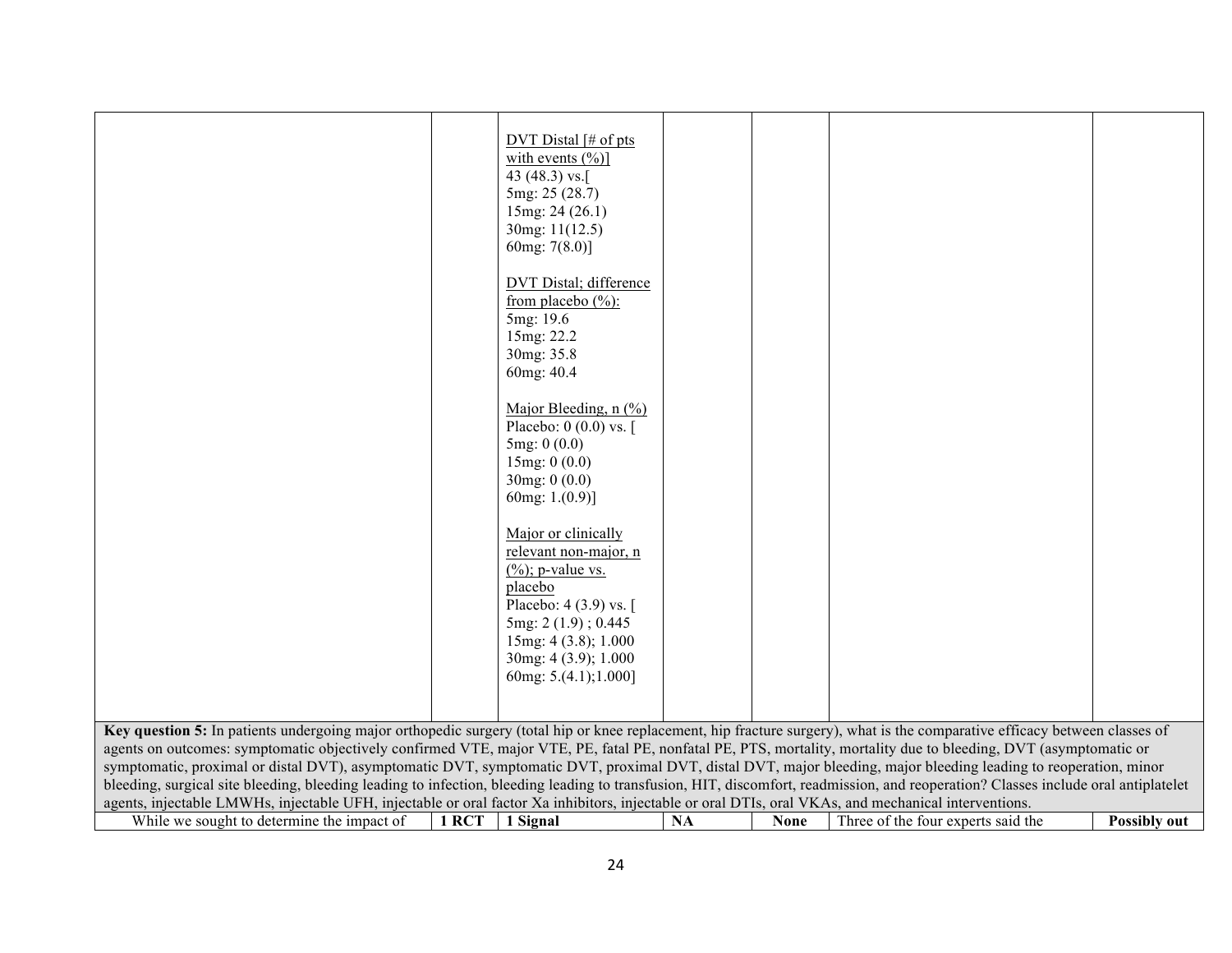| | | | | | | |
|---|---|---|---|---|---|---|
| | | DVT Distal [# of pts with events (%)]<br>43 (48.3) vs.[<br>5mg: 25 (28.7)<br>15mg: 24 (26.1)<br>30mg: 11(12.5)<br>60mg: 7(8.0)]<br><br>DVT Distal; difference from placebo (%):<br>5mg: 19.6<br>15mg: 22.2<br>30mg: 35.8<br>60mg: 40.4<br><br>Major Bleeding, n (%)<br>Placebo: 0 (0.0) vs. [<br>5mg: 0 (0.0)<br>15mg: 0 (0.0)<br>30mg: 0 (0.0)<br>60mg: 1.(0.9)]<br><br>Major or clinically relevant non-major, n (%); p-value vs. placebo<br>Placebo: 4 (3.9) vs. [<br>5mg: 2 (1.9) ; 0.445<br>15mg: 4 (3.8); 1.000<br>30mg: 4 (3.9); 1.000<br>60mg: 5.(4.1);1.000] | | | | |
| **Key question 5:** In patients undergoing major orthopedic surgery (total hip or knee replacement, hip fracture surgery), what is the comparative efficacy between classes of agents on outcomes: symptomatic objectively confirmed VTE, major VTE, PE, fatal PE, nonfatal PE, PTS, mortality, mortality due to bleeding, DVT (asymptomatic or symptomatic, proximal or distal DVT), asymptomatic DVT, symptomatic DVT, proximal DVT, distal DVT, major bleeding, major bleeding leading to reoperation, minor bleeding, surgical site bleeding, bleeding leading to infection, bleeding leading to transfusion, HIT, discomfort, readmission, and reoperation? Classes include oral antiplatelet agents, injectable LMWHs, injectable UFH, injectable or oral factor Xa inhibitors, injectable or oral DTIs, oral VKAs, and mechanical interventions. | | | | | | |
| While we sought to determine the impact of | **1 RCT** | **1 Signal** | **NA** | **None** | Three of the four experts said the | **Possibly out** |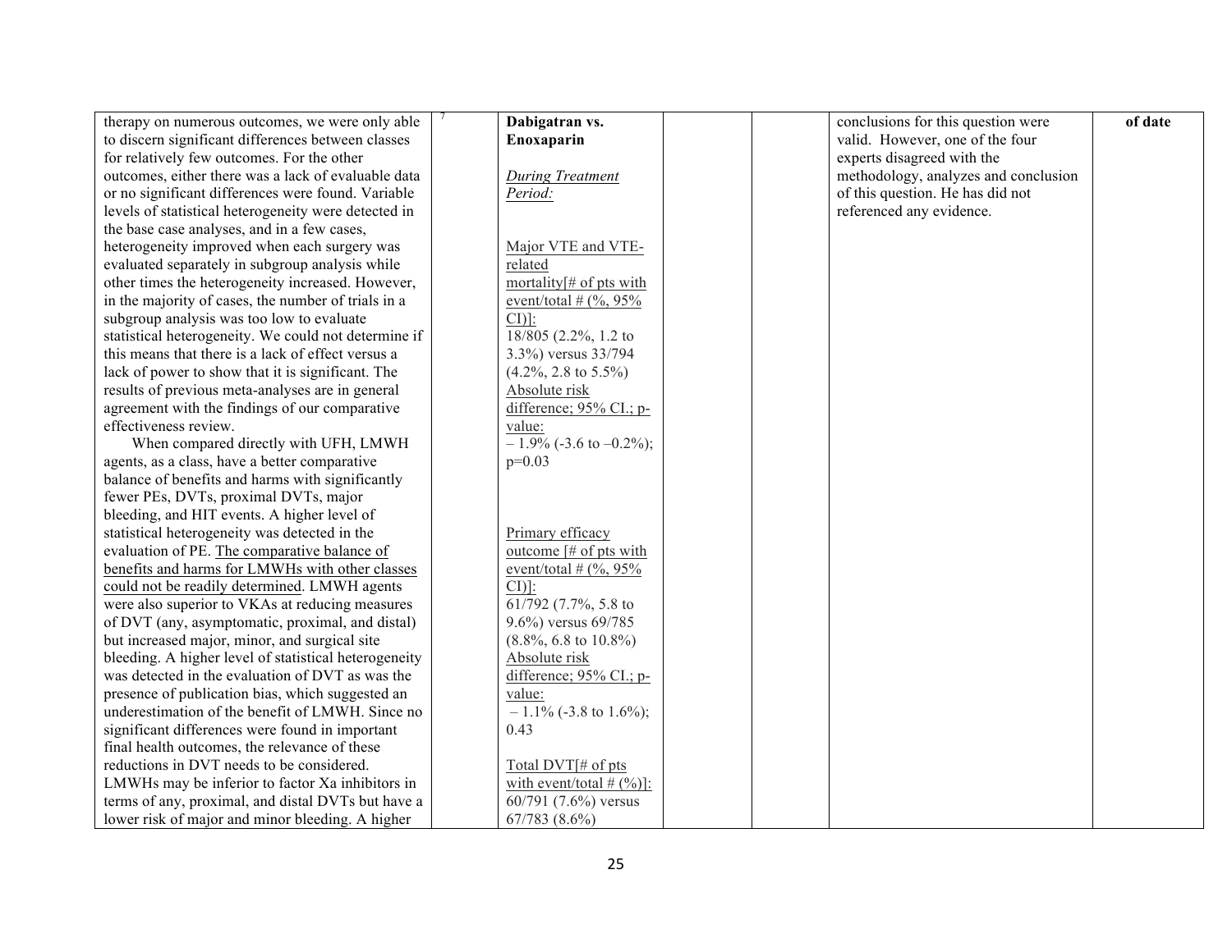| | | | | | | |
|---|---|---|---|---|---|---|
| therapy on numerous outcomes, we were only able to discern significant differences between classes for relatively few outcomes. For the other outcomes, either there was a lack of evaluable data or no significant differences were found. Variable levels of statistical heterogeneity were detected in the base case analyses, and in a few cases, heterogeneity improved when each surgery was evaluated separately in subgroup analysis while other times the heterogeneity increased. However, in the majority of cases, the number of trials in a subgroup analysis was too low to evaluate statistical heterogeneity. We could not determine if this means that there is a lack of effect versus a lack of power to show that it is significant. The results of previous meta-analyses are in general agreement with the findings of our comparative effectiveness review.<br>When compared directly with UFH, LMWH agents, as a class, have a better comparative balance of benefits and harms with significantly fewer PEs, DVTs, proximal DVTs, major bleeding, and HIT events. A higher level of statistical heterogeneity was detected in the evaluation of PE. <u>The comparative balance of benefits and harms for LMWHs with other classes could not be readily determined</u>. LMWH agents were also superior to VKAs at reducing measures of DVT (any, asymptomatic, proximal, and distal) but increased major, minor, and surgical site bleeding. A higher level of statistical heterogeneity was detected in the evaluation of DVT as was the presence of publication bias, which suggested an underestimation of the benefit of LMWH. Since no significant differences were found in important final health outcomes, the relevance of these reductions in DVT needs to be considered. LMWHs may be inferior to factor Xa inhibitors in terms of any, proximal, and distal DVTs but have a lower risk of major and minor bleeding. A higher | [7] | **Dabigatran vs. Enoxaparin**<br><br>*<u>During Treatment Period:</u>*<br><br><u>Major VTE and VTE-related mortality[# of pts with event/total # (%, 95% CI)]:</u><br>18/805 (2.2%, 1.2 to 3.3%) versus 33/794 (4.2%, 2.8 to 5.5%)<br><u>Absolute risk difference; 95% CI.; p-value:</u><br>– 1.9% (-3.6 to –0.2%); p=0.03<br><br><u>Primary efficacy outcome [# of pts with event/total # (%, 95% CI)]:</u><br>61/792 (7.7%, 5.8 to 9.6%) versus 69/785 (8.8%, 6.8 to 10.8%)<br><u>Absolute risk difference; 95% CI.; p-value:</u><br>– 1.1% (-3.8 to 1.6%); 0.43<br><br><u>Total DVT[# of pts with event/total # (%)]:</u><br>60/791 (7.6%) versus 67/783 (8.6%) | | | conclusions for this question were valid. However, one of the four experts disagreed with the methodology, analyzes and conclusion of this question. He has did not referenced any evidence. | **of date** |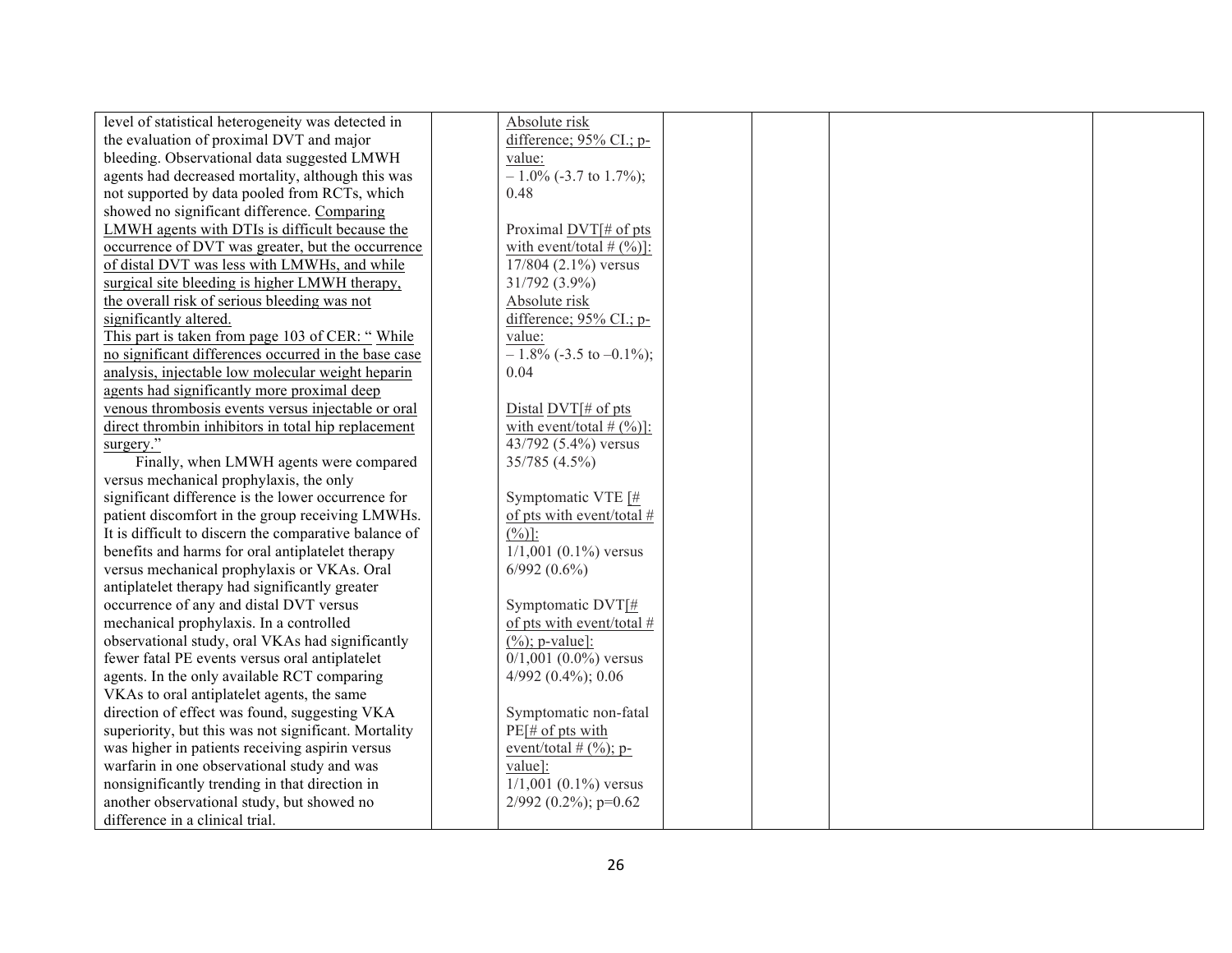| | | | | | | |
|---|---|---|---|---|---|---|
| level of statistical heterogeneity was detected in the evaluation of proximal DVT and major bleeding. Observational data suggested LMWH agents had decreased mortality, although this was not supported by data pooled from RCTs, which showed no significant difference. Comparing LMWH agents with DTIs is difficult because the occurrence of DVT was greater, but the occurrence of distal DVT was less with LMWHs, and while surgical site bleeding is higher LMWH therapy, the overall risk of serious bleeding was not significantly altered.<br>This part is taken from page 103 of CER: " While no significant differences occurred in the base case analysis, injectable low molecular weight heparin agents had significantly more proximal deep venous thrombosis events versus injectable or oral direct thrombin inhibitors in total hip replacement surgery."<br>Finally, when LMWH agents were compared versus mechanical prophylaxis, the only significant difference is the lower occurrence for patient discomfort in the group receiving LMWHs. It is difficult to discern the comparative balance of benefits and harms for oral antiplatelet therapy versus mechanical prophylaxis or VKAs. Oral antiplatelet therapy had significantly greater occurrence of any and distal DVT versus mechanical prophylaxis. In a controlled observational study, oral VKAs had significantly fewer fatal PE events versus oral antiplatelet agents. In the only available RCT comparing VKAs to oral antiplatelet agents, the same direction of effect was found, suggesting VKA superiority, but this was not significant. Mortality was higher in patients receiving aspirin versus warfarin in one observational study and was nonsignificantly trending in that direction in another observational study, but showed no difference in a clinical trial. | | Absolute risk difference; 95% CI.; p-value:<br>– 1.0% (-3.7 to 1.7%); 0.48<br><br>Proximal DVT[# of pts with event/total # (%)]:<br>17/804 (2.1%) versus 31/792 (3.9%)<br>Absolute risk difference; 95% CI.; p-value:<br>– 1.8% (-3.5 to –0.1%); 0.04<br><br>Distal DVT[# of pts with event/total # (%)]:<br>43/792 (5.4%) versus 35/785 (4.5%)<br><br>Symptomatic VTE [# of pts with event/total # (%)]:<br>1/1,001 (0.1%) versus 6/992 (0.6%)<br><br>Symptomatic DVT[# of pts with event/total # (%); p-value]:<br>0/1,001 (0.0%) versus 4/992 (0.4%); 0.06<br><br>Symptomatic non-fatal PE[# of pts with event/total # (%); p-value]:<br>1/1,001 (0.1%) versus 2/992 (0.2%); p=0.62 | | | | |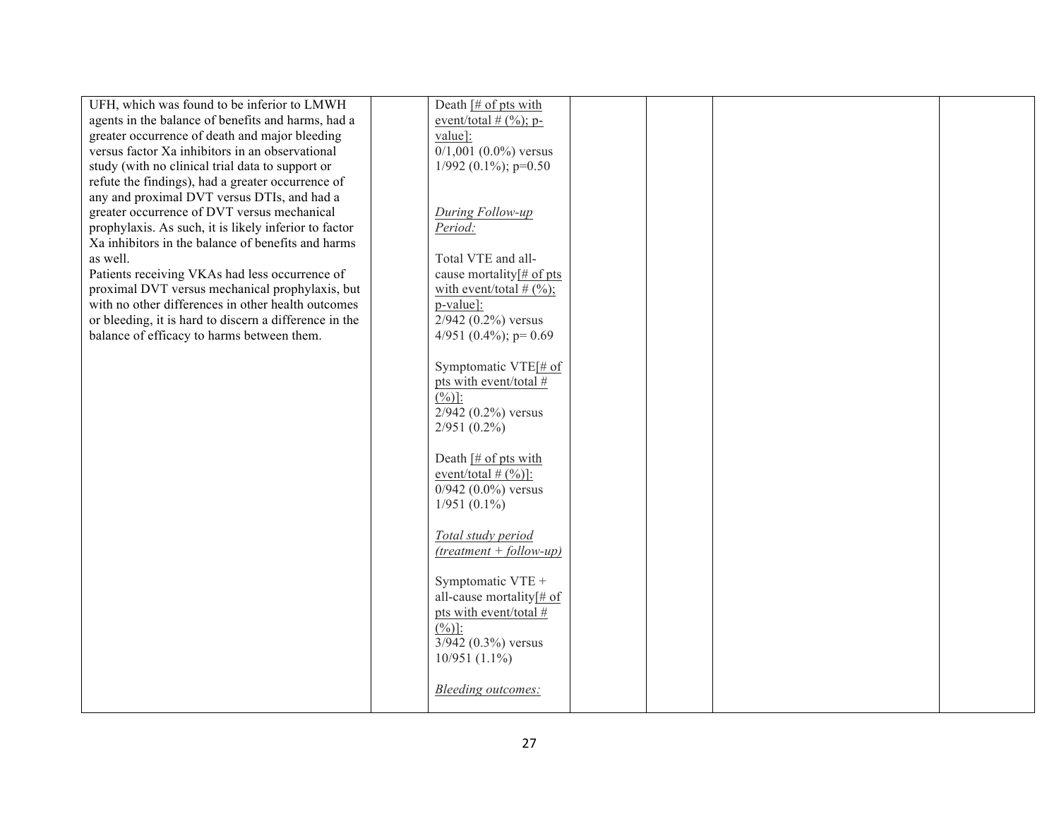| | | | | | | |
|---|---|---|---|---|---|---|
| UFH, which was found to be inferior to LMWH agents in the balance of benefits and harms, had a greater occurrence of death and major bleeding versus factor Xa inhibitors in an observational study (with no clinical trial data to support or refute the findings), had a greater occurrence of any and proximal DVT versus DTIs, and had a greater occurrence of DVT versus mechanical prophylaxis. As such, it is likely inferior to factor Xa inhibitors in the balance of benefits and harms as well.<br>Patients receiving VKAs had less occurrence of proximal DVT versus mechanical prophylaxis, but with no other differences in other health outcomes or bleeding, it is hard to discern a difference in the balance of efficacy to harms between them. | | Death [# of pts with event/total # (%); p-value]:<br>0/1,001 (0.0%) versus 1/992 (0.1%); p=0.50<br><br>*During Follow-up Period:*<br><br>Total VTE and all-cause mortality[# of pts with event/total # (%); p-value]:<br>2/942 (0.2%) versus 4/951 (0.4%); p= 0.69<br><br>Symptomatic VTE[# of pts with event/total # (%)]:<br>2/942 (0.2%) versus 2/951 (0.2%)<br><br>Death [# of pts with event/total # (%)]:<br>0/942 (0.0%) versus 1/951 (0.1%)<br><br>*Total study period (treatment + follow-up)*<br><br>Symptomatic VTE + all-cause mortality[# of pts with event/total # (%)]:<br>3/942 (0.3%) versus 10/951 (1.1%)<br><br>*Bleeding outcomes:* | | | | |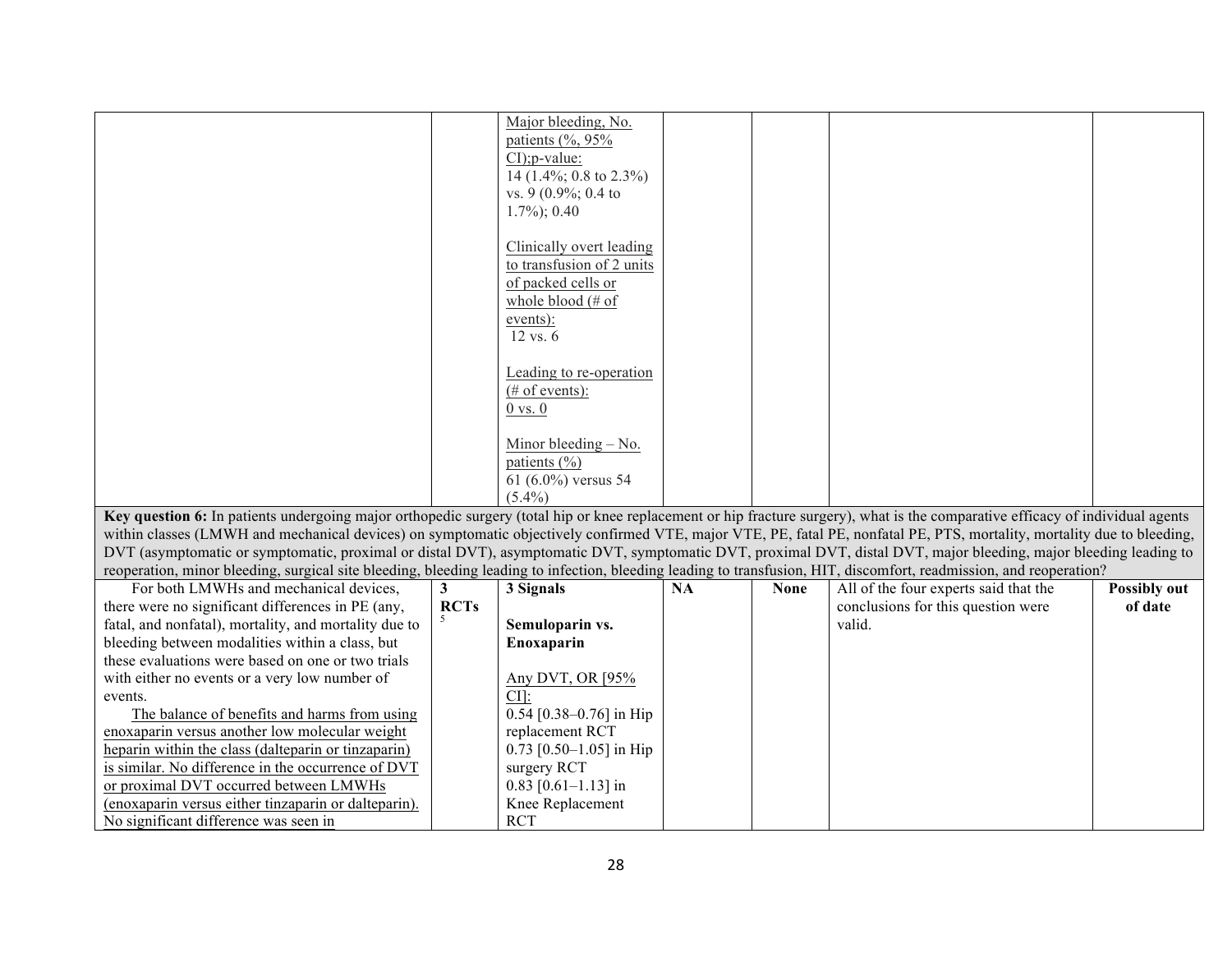| | | | | | | |
|---|---|---|---|---|---|---|
| | | Major bleeding, No. patients (%, 95% CI);p-value:<br>14 (1.4%; 0.8 to 2.3%) vs. 9 (0.9%; 0.4 to 1.7%); 0.40<br><br>Clinically overt leading to transfusion of 2 units of packed cells or whole blood (# of events):<br>12 vs. 6<br><br>Leading to re-operation (# of events):<br>0 vs. 0<br><br>Minor bleeding – No. patients (%)<br>61 (6.0%) versus 54 (5.4%) | | | | |
| **Key question 6:** In patients undergoing major orthopedic surgery (total hip or knee replacement or hip fracture surgery), what is the comparative efficacy of individual agents within classes (LMWH and mechanical devices) on symptomatic objectively confirmed VTE, major VTE, PE, fatal PE, nonfatal PE, PTS, mortality, mortality due to bleeding, DVT (asymptomatic or symptomatic, proximal or distal DVT), asymptomatic DVT, symptomatic DVT, proximal DVT, distal DVT, major bleeding, major bleeding leading to reoperation, minor bleeding, surgical site bleeding, bleeding leading to infection, bleeding leading to transfusion, HIT, discomfort, readmission, and reoperation? | | | | | | |
| For both LMWHs and mechanical devices, there were no significant differences in PE (any, fatal, and nonfatal), mortality, and mortality due to bleeding between modalities within a class, but these evaluations were based on one or two trials with either no events or a very low number of events.<br>The balance of benefits and harms from using enoxaparin versus another low molecular weight heparin within the class (dalteparin or tinzaparin) is similar. No difference in the occurrence of DVT or proximal DVT occurred between LMWHs (enoxaparin versus either tinzaparin or dalteparin). No significant difference was seen in | **3 RCTs** [5] | **3 Signals**<br><br>**Semuloparin vs. Enoxaparin**<br><br>Any DVT, OR [95% CI]:<br>0.54 [0.38–0.76] in Hip replacement RCT<br>0.73 [0.50–1.05] in Hip surgery RCT<br>0.83 [0.61–1.13] in Knee Replacement RCT | **NA** | **None** | All of the four experts said that the conclusions for this question were valid. | **Possibly out of date** |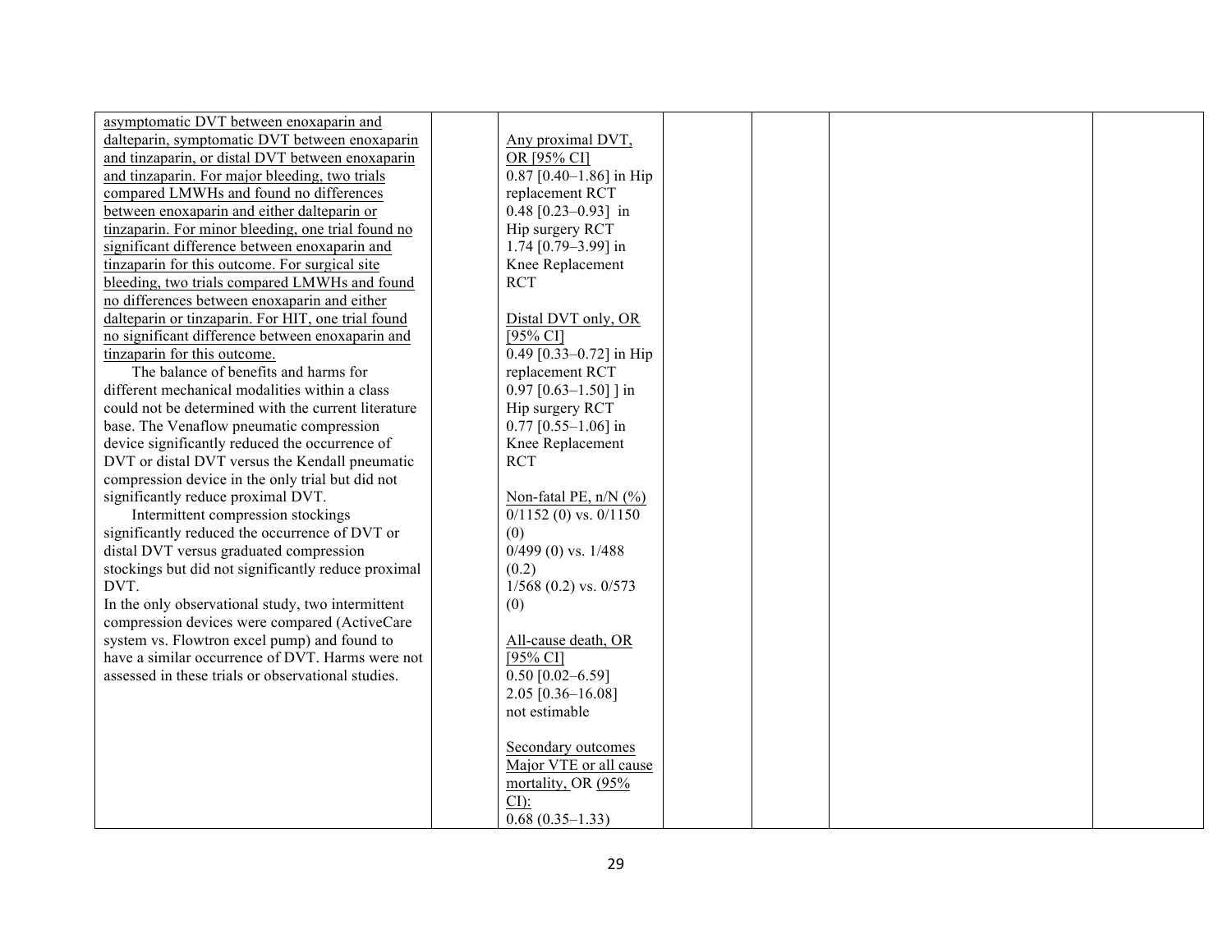| | | | | | | |
|---|---|---|---|---|---|---|
| asymptomatic DVT between enoxaparin and dalteparin, symptomatic DVT between enoxaparin and tinzaparin, or distal DVT between enoxaparin and tinzaparin. For major bleeding, two trials compared LMWHs and found no differences between enoxaparin and either dalteparin or tinzaparin. For minor bleeding, one trial found no significant difference between enoxaparin and tinzaparin for this outcome. For surgical site bleeding, two trials compared LMWHs and found no differences between enoxaparin and either dalteparin or tinzaparin. For HIT, one trial found no significant difference between enoxaparin and tinzaparin for this outcome.<br>The balance of benefits and harms for different mechanical modalities within a class could not be determined with the current literature base. The Venaflow pneumatic compression device significantly reduced the occurrence of DVT or distal DVT versus the Kendall pneumatic compression device in the only trial but did not significantly reduce proximal DVT.<br>Intermittent compression stockings significantly reduced the occurrence of DVT or distal DVT versus graduated compression stockings but did not significantly reduce proximal DVT.<br>In the only observational study, two intermittent compression devices were compared (ActiveCare system vs. Flowtron excel pump) and found to have a similar occurrence of DVT. Harms were not assessed in these trials or observational studies. | | Any proximal DVT, OR [95% CI]<br>0.87 [0.40–1.86] in Hip replacement RCT<br>0.48 [0.23–0.93] in Hip surgery RCT<br>1.74 [0.79–3.99] in Knee Replacement RCT<br><br>Distal DVT only, OR [95% CI]<br>0.49 [0.33–0.72] in Hip replacement RCT<br>0.97 [0.63–1.50] ] in Hip surgery RCT<br>0.77 [0.55–1.06] in Knee Replacement RCT<br><br>Non-fatal PE, n/N (%)<br>0/1152 (0) vs. 0/1150 (0)<br>0/499 (0) vs. 1/488 (0.2)<br>1/568 (0.2) vs. 0/573 (0)<br><br>All-cause death, OR [95% CI]<br>0.50 [0.02–6.59]<br>2.05 [0.36–16.08]<br>not estimable<br><br>Secondary outcomes<br>Major VTE or all cause mortality, OR (95% CI):<br>0.68 (0.35–1.33) | | | | |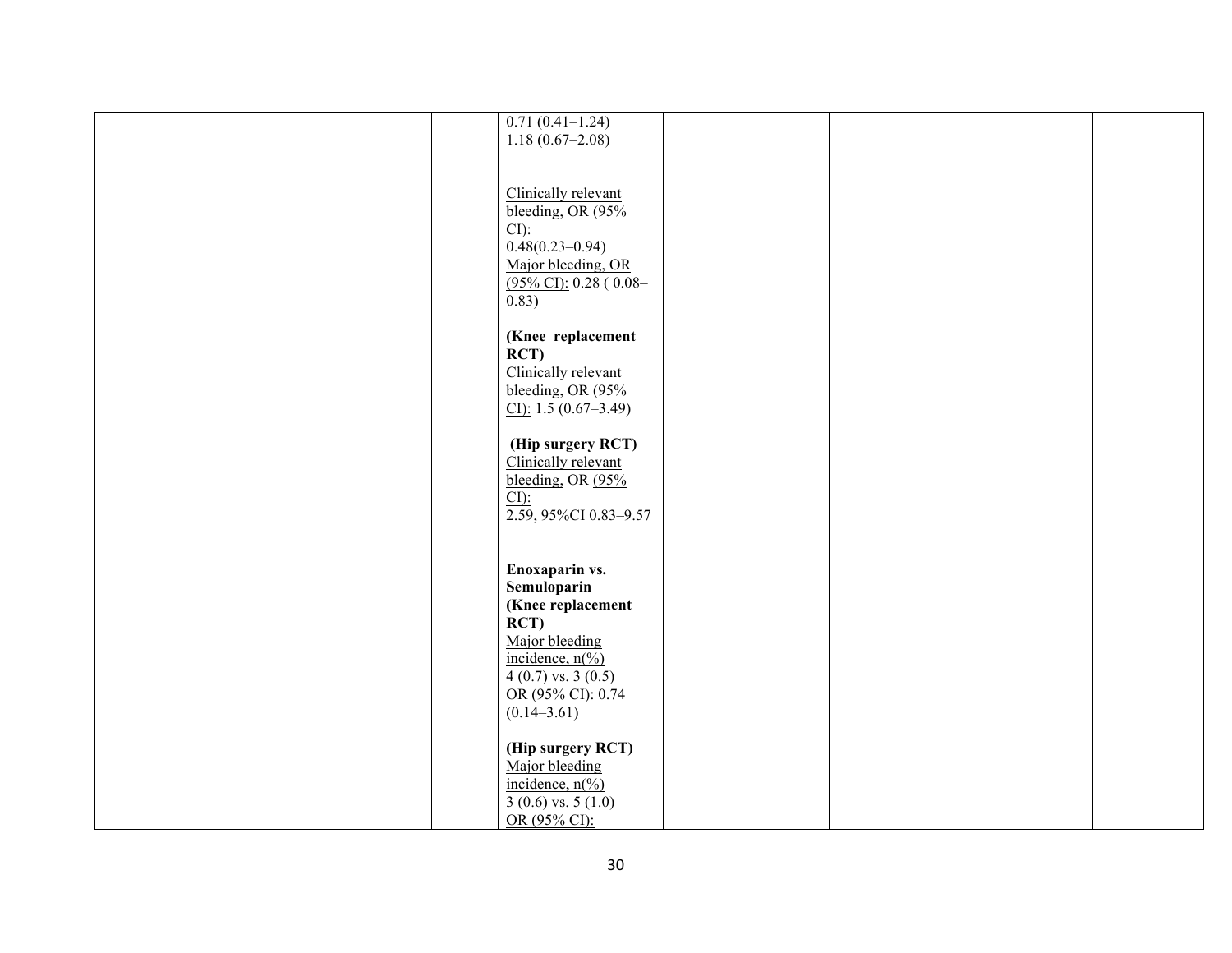| | | | | | | |
|---|---|---|---|---|---|---|
| | | 0.71 (0.41–1.24)<br>1.18 (0.67–2.08)<br><br>Clinically relevant bleeding, OR (95% CI):<br>0.48(0.23–0.94)<br>Major bleeding, OR (95% CI): 0.28 ( 0.08–0.83)<br><br>**(Knee replacement RCT)**<br>Clinically relevant bleeding, OR (95% CI): 1.5 (0.67–3.49)<br><br>**(Hip surgery RCT)**<br>Clinically relevant bleeding, OR (95% CI):<br>2.59, 95%CI 0.83–9.57<br><br>**Enoxaparin vs. Semuloparin**<br>**(Knee replacement RCT)**<br>Major bleeding incidence, n(%)<br>4 (0.7) vs. 3 (0.5)<br>OR (95% CI): 0.74 (0.14–3.61)<br><br>**(Hip surgery RCT)**<br>Major bleeding incidence, n(%)<br>3 (0.6) vs. 5 (1.0)<br>OR (95% CI): | | | | |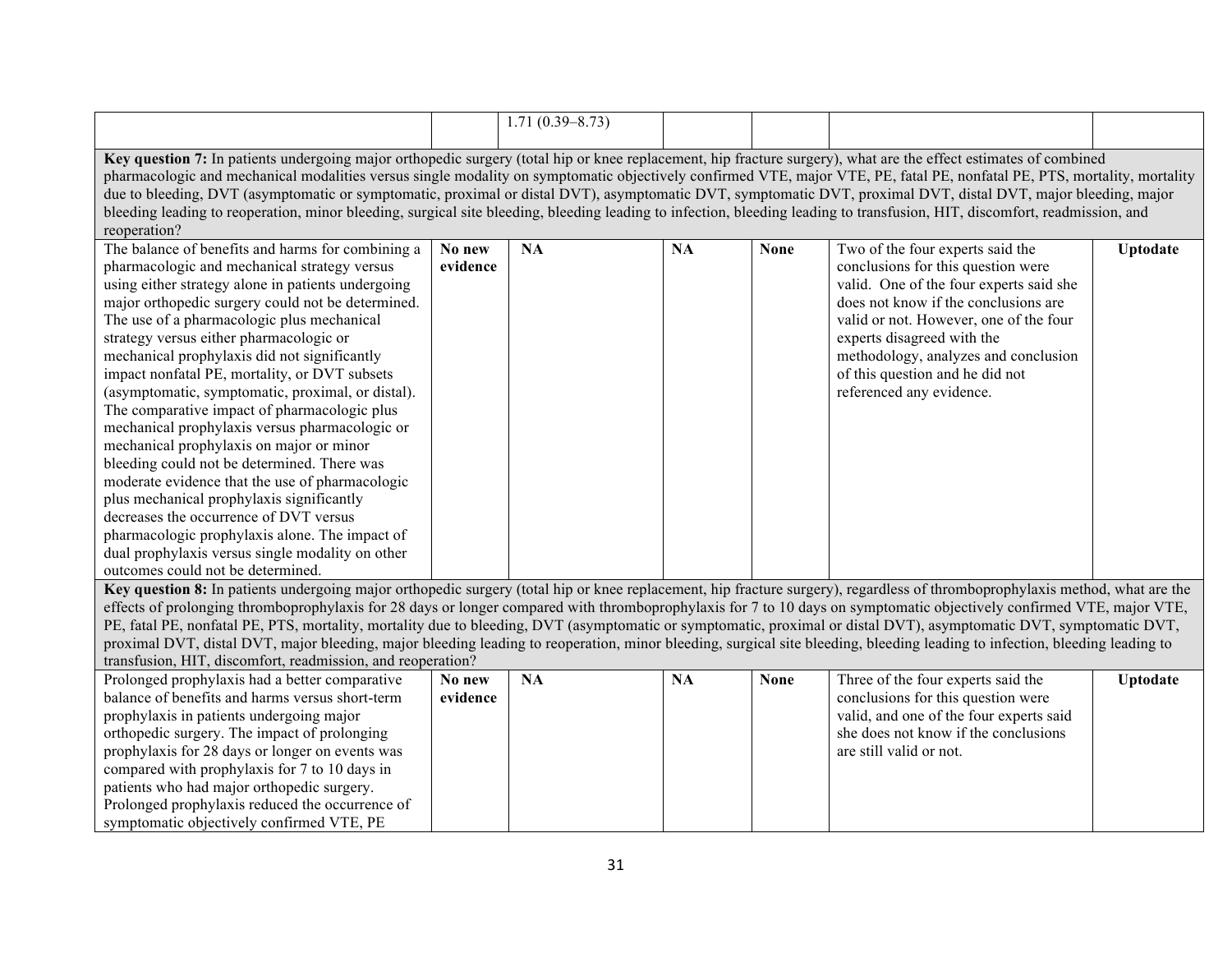| | | | | | | |
|---|---|---|---|---|---|---|
| | | 1.71 (0.39–8.73) | | | | |
| **Key question 7:** In patients undergoing major orthopedic surgery (total hip or knee replacement, hip fracture surgery), what are the effect estimates of combined pharmacologic and mechanical modalities versus single modality on symptomatic objectively confirmed VTE, major VTE, PE, fatal PE, nonfatal PE, PTS, mortality, mortality due to bleeding, DVT (asymptomatic or symptomatic, proximal or distal DVT), asymptomatic DVT, symptomatic DVT, proximal DVT, distal DVT, major bleeding, major bleeding leading to reoperation, minor bleeding, surgical site bleeding, bleeding leading to infection, bleeding leading to transfusion, HIT, discomfort, readmission, and reoperation? | | | | | | |
| The balance of benefits and harms for combining a pharmacologic and mechanical strategy versus using either strategy alone in patients undergoing major orthopedic surgery could not be determined. The use of a pharmacologic plus mechanical strategy versus either pharmacologic or mechanical prophylaxis did not significantly impact nonfatal PE, mortality, or DVT subsets (asymptomatic, symptomatic, proximal, or distal). The comparative impact of pharmacologic plus mechanical prophylaxis versus pharmacologic or mechanical prophylaxis on major or minor bleeding could not be determined. There was moderate evidence that the use of pharmacologic plus mechanical prophylaxis significantly decreases the occurrence of DVT versus pharmacologic prophylaxis alone. The impact of dual prophylaxis versus single modality on other outcomes could not be determined. | **No new evidence** | **NA** | **NA** | **None** | Two of the four experts said the conclusions for this question were valid. One of the four experts said she does not know if the conclusions are valid or not. However, one of the four experts disagreed with the methodology, analyzes and conclusion of this question and he did not referenced any evidence. | **Uptodate** |
| **Key question 8:** In patients undergoing major orthopedic surgery (total hip or knee replacement, hip fracture surgery), regardless of thromboprophylaxis method, what are the effects of prolonging thromboprophylaxis for 28 days or longer compared with thromboprophylaxis for 7 to 10 days on symptomatic objectively confirmed VTE, major VTE, PE, fatal PE, nonfatal PE, PTS, mortality, mortality due to bleeding, DVT (asymptomatic or symptomatic, proximal or distal DVT), asymptomatic DVT, symptomatic DVT, proximal DVT, distal DVT, major bleeding, major bleeding leading to reoperation, minor bleeding, surgical site bleeding, bleeding leading to infection, bleeding leading to transfusion, HIT, discomfort, readmission, and reoperation? | | | | | | |
| Prolonged prophylaxis had a better comparative balance of benefits and harms versus short-term prophylaxis in patients undergoing major orthopedic surgery. The impact of prolonging prophylaxis for 28 days or longer on events was compared with prophylaxis for 7 to 10 days in patients who had major orthopedic surgery. Prolonged prophylaxis reduced the occurrence of symptomatic objectively confirmed VTE, PE | **No new evidence** | **NA** | **NA** | **None** | Three of the four experts said the conclusions for this question were valid, and one of the four experts said she does not know if the conclusions are still valid or not. | **Uptodate** |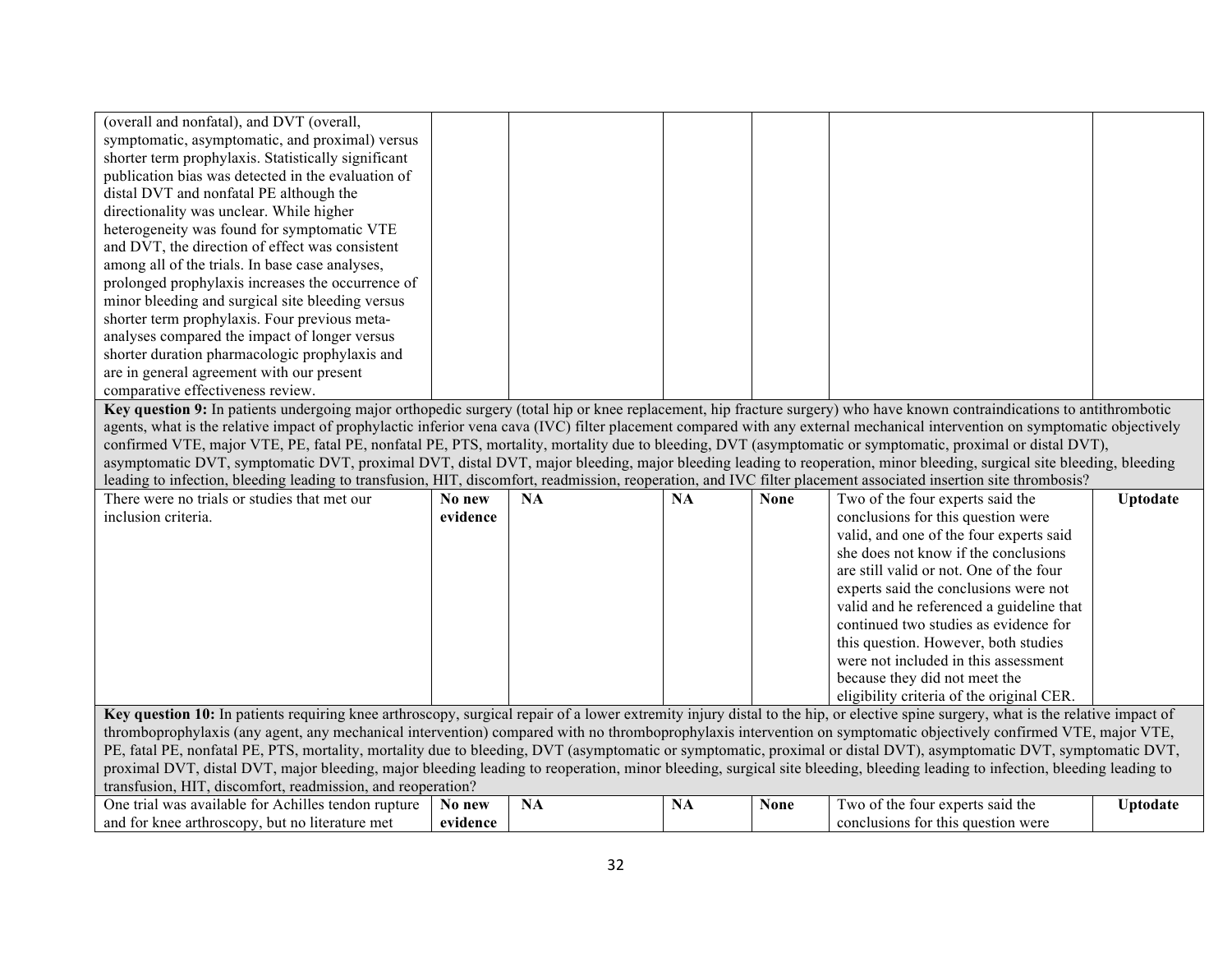| | | | | | | |
|---|---|---|---|---|---|---|
| (overall and nonfatal), and DVT (overall, symptomatic, asymptomatic, and proximal) versus shorter term prophylaxis. Statistically significant publication bias was detected in the evaluation of distal DVT and nonfatal PE although the directionality was unclear. While higher heterogeneity was found for symptomatic VTE and DVT, the direction of effect was consistent among all of the trials. In base case analyses, prolonged prophylaxis increases the occurrence of minor bleeding and surgical site bleeding versus shorter term prophylaxis. Four previous meta-analyses compared the impact of longer versus shorter duration pharmacologic prophylaxis and are in general agreement with our present comparative effectiveness review. | | | | | | |
| **Key question 9:** In patients undergoing major orthopedic surgery (total hip or knee replacement, hip fracture surgery) who have known contraindications to antithrombotic agents, what is the relative impact of prophylactic inferior vena cava (IVC) filter placement compared with any external mechanical intervention on symptomatic objectively confirmed VTE, major VTE, PE, fatal PE, nonfatal PE, PTS, mortality, mortality due to bleeding, DVT (asymptomatic or symptomatic, proximal or distal DVT), asymptomatic DVT, symptomatic DVT, proximal DVT, distal DVT, major bleeding, major bleeding leading to reoperation, minor bleeding, surgical site bleeding, bleeding leading to infection, bleeding leading to transfusion, HIT, discomfort, readmission, reoperation, and IVC filter placement associated insertion site thrombosis? | | | | | | |
| There were no trials or studies that met our inclusion criteria. | **No new evidence** | **NA** | **NA** | **None** | Two of the four experts said the conclusions for this question were valid, and one of the four experts said she does not know if the conclusions are still valid or not. One of the four experts said the conclusions were not valid and he referenced a guideline that continued two studies as evidence for this question. However, both studies were not included in this assessment because they did not meet the eligibility criteria of the original CER. | **Uptodate** |
| **Key question 10:** In patients requiring knee arthroscopy, surgical repair of a lower extremity injury distal to the hip, or elective spine surgery, what is the relative impact of thromboprophylaxis (any agent, any mechanical intervention) compared with no thromboprophylaxis intervention on symptomatic objectively confirmed VTE, major VTE, PE, fatal PE, nonfatal PE, PTS, mortality, mortality due to bleeding, DVT (asymptomatic or symptomatic, proximal or distal DVT), asymptomatic DVT, symptomatic DVT, proximal DVT, distal DVT, major bleeding, major bleeding leading to reoperation, minor bleeding, surgical site bleeding, bleeding leading to infection, bleeding leading to transfusion, HIT, discomfort, readmission, and reoperation? | | | | | | |
| One trial was available for Achilles tendon rupture and for knee arthroscopy, but no literature met | **No new evidence** | **NA** | **NA** | **None** | Two of the four experts said the conclusions for this question were | **Uptodate** |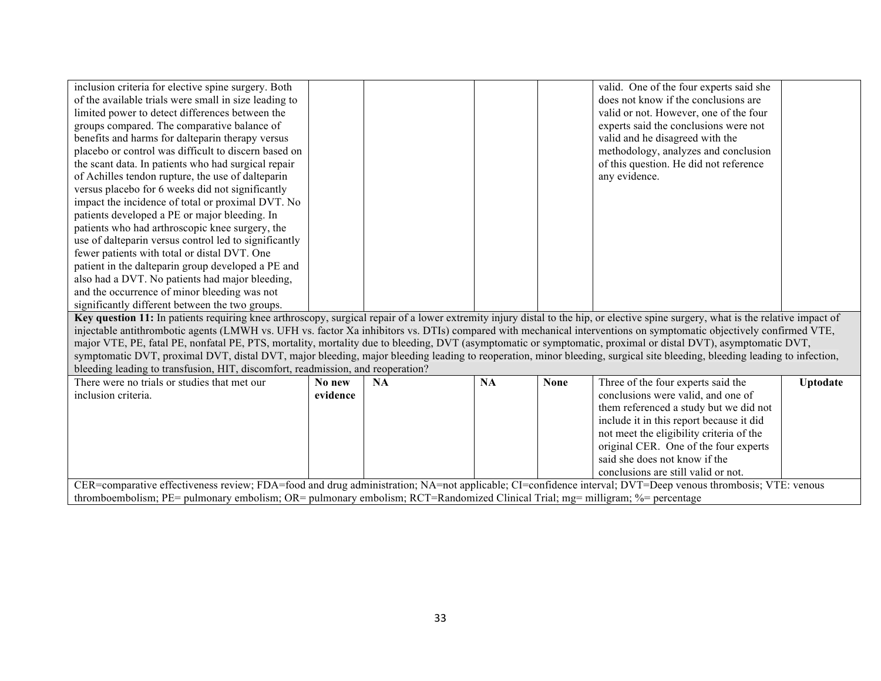| | | | | | | |
|---|---|---|---|---|---|---|
| inclusion criteria for elective spine surgery. Both of the available trials were small in size leading to limited power to detect differences between the groups compared. The comparative balance of benefits and harms for dalteparin therapy versus placebo or control was difficult to discern based on the scant data. In patients who had surgical repair of Achilles tendon rupture, the use of dalteparin versus placebo for 6 weeks did not significantly impact the incidence of total or proximal DVT. No patients developed a PE or major bleeding. In patients who had arthroscopic knee surgery, the use of dalteparin versus control led to significantly fewer patients with total or distal DVT. One patient in the dalteparin group developed a PE and also had a DVT. No patients had major bleeding, and the occurrence of minor bleeding was not significantly different between the two groups. | | | | | valid. One of the four experts said she does not know if the conclusions are valid or not. However, one of the four experts said the conclusions were not valid and he disagreed with the methodology, analyzes and conclusion of this question. He did not reference any evidence. | |
| **Key question 11:** In patients requiring knee arthroscopy, surgical repair of a lower extremity injury distal to the hip, or elective spine surgery, what is the relative impact of injectable antithrombotic agents (LMWH vs. UFH vs. factor Xa inhibitors vs. DTIs) compared with mechanical interventions on symptomatic objectively confirmed VTE, major VTE, PE, fatal PE, nonfatal PE, PTS, mortality, mortality due to bleeding, DVT (asymptomatic or symptomatic, proximal or distal DVT), asymptomatic DVT, symptomatic DVT, proximal DVT, distal DVT, major bleeding, major bleeding leading to reoperation, minor bleeding, surgical site bleeding, bleeding leading to infection, bleeding leading to transfusion, HIT, discomfort, readmission, and reoperation? | | | | | | |
| There were no trials or studies that met our inclusion criteria. | **No new evidence** | **NA** | **NA** | **None** | Three of the four experts said the conclusions were valid, and one of them referenced a study but we did not include it in this report because it did not meet the eligibility criteria of the original CER. One of the four experts said she does not know if the conclusions are still valid or not. | **Uptodate** |
| CER=comparative effectiveness review; FDA=food and drug administration; NA=not applicable; CI=confidence interval; DVT=Deep venous thrombosis; VTE: venous thromboembolism; PE= pulmonary embolism; OR= pulmonary embolism; RCT=Randomized Clinical Trial; mg= milligram; %= percentage | | | | | | |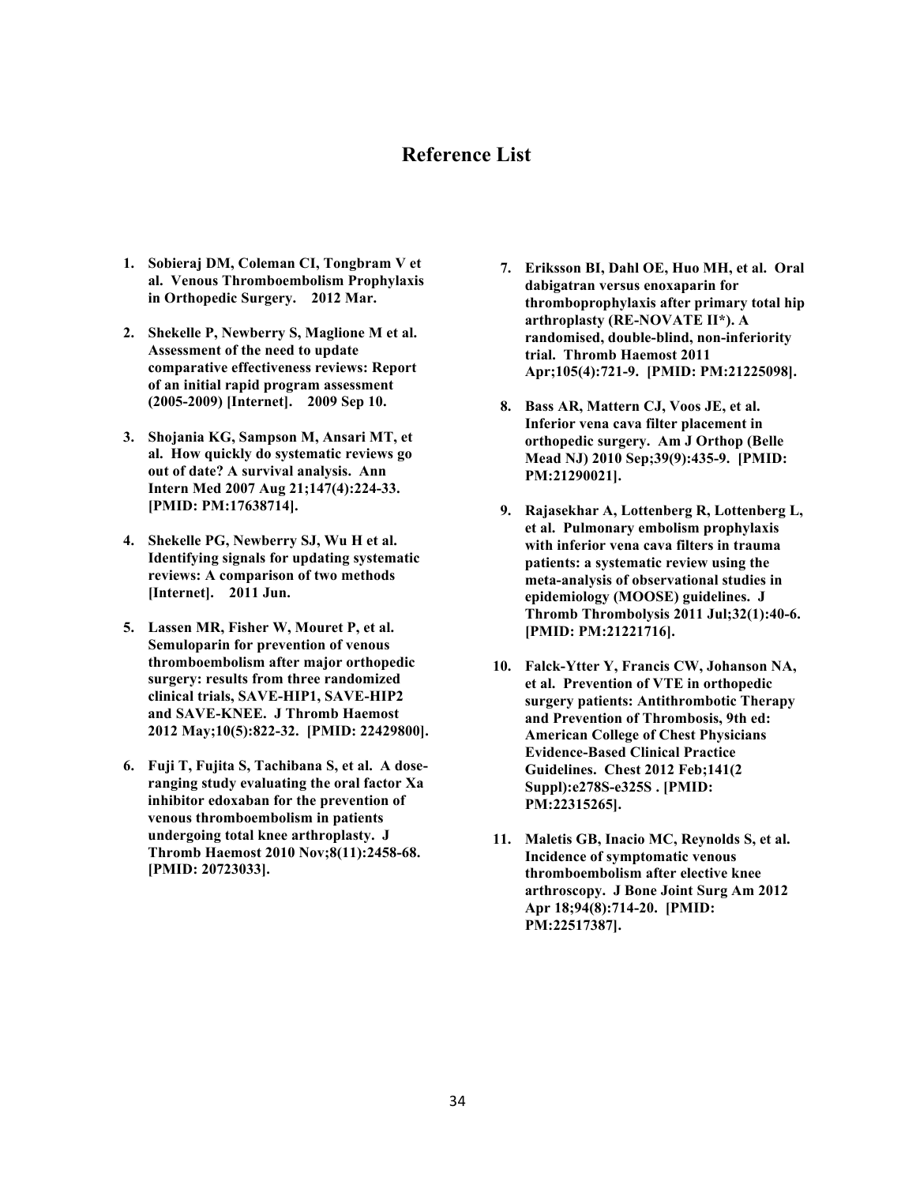# Reference List

1. Sobieraj DM, Coleman CI, Tongbram V et al. Venous Thromboembolism Prophylaxis in Orthopedic Surgery. 2012 Mar.

2. Shekelle P, Newberry S, Maglione M et al. Assessment of the need to update comparative effectiveness reviews: Report of an initial rapid program assessment (2005-2009) [Internet]. 2009 Sep 10.

3. Shojania KG, Sampson M, Ansari MT, et al. How quickly do systematic reviews go out of date? A survival analysis. Ann Intern Med 2007 Aug 21;147(4):224-33. [PMID: PM:17638714].

4. Shekelle PG, Newberry SJ, Wu H et al. Identifying signals for updating systematic reviews: A comparison of two methods [Internet]. 2011 Jun.

5. Lassen MR, Fisher W, Mouret P, et al. Semuloparin for prevention of venous thromboembolism after major orthopedic surgery: results from three randomized clinical trials, SAVE-HIP1, SAVE-HIP2 and SAVE-KNEE. J Thromb Haemost 2012 May;10(5):822-32. [PMID: 22429800].

6. Fuji T, Fujita S, Tachibana S, et al. A dose-ranging study evaluating the oral factor Xa inhibitor edoxaban for the prevention of venous thromboembolism in patients undergoing total knee arthroplasty. J Thromb Haemost 2010 Nov;8(11):2458-68. [PMID: 20723033].

7. Eriksson BI, Dahl OE, Huo MH, et al. Oral dabigatran versus enoxaparin for thromboprophylaxis after primary total hip arthroplasty (RE-NOVATE II*). A randomised, double-blind, non-inferiority trial. Thromb Haemost 2011 Apr;105(4):721-9. [PMID: PM:21225098].

8. Bass AR, Mattern CJ, Voos JE, et al. Inferior vena cava filter placement in orthopedic surgery. Am J Orthop (Belle Mead NJ) 2010 Sep;39(9):435-9. [PMID: PM:21290021].

9. Rajasekhar A, Lottenberg R, Lottenberg L, et al. Pulmonary embolism prophylaxis with inferior vena cava filters in trauma patients: a systematic review using the meta-analysis of observational studies in epidemiology (MOOSE) guidelines. J Thromb Thrombolysis 2011 Jul;32(1):40-6. [PMID: PM:21221716].

10. Falck-Ytter Y, Francis CW, Johanson NA, et al. Prevention of VTE in orthopedic surgery patients: Antithrombotic Therapy and Prevention of Thrombosis, 9th ed: American College of Chest Physicians Evidence-Based Clinical Practice Guidelines. Chest 2012 Feb;141(2 Suppl):e278S-e325S . [PMID: PM:22315265].

11. Maletis GB, Inacio MC, Reynolds S, et al. Incidence of symptomatic venous thromboembolism after elective knee arthroscopy. J Bone Joint Surg Am 2012 Apr 18;94(8):714-20. [PMID: PM:22517387].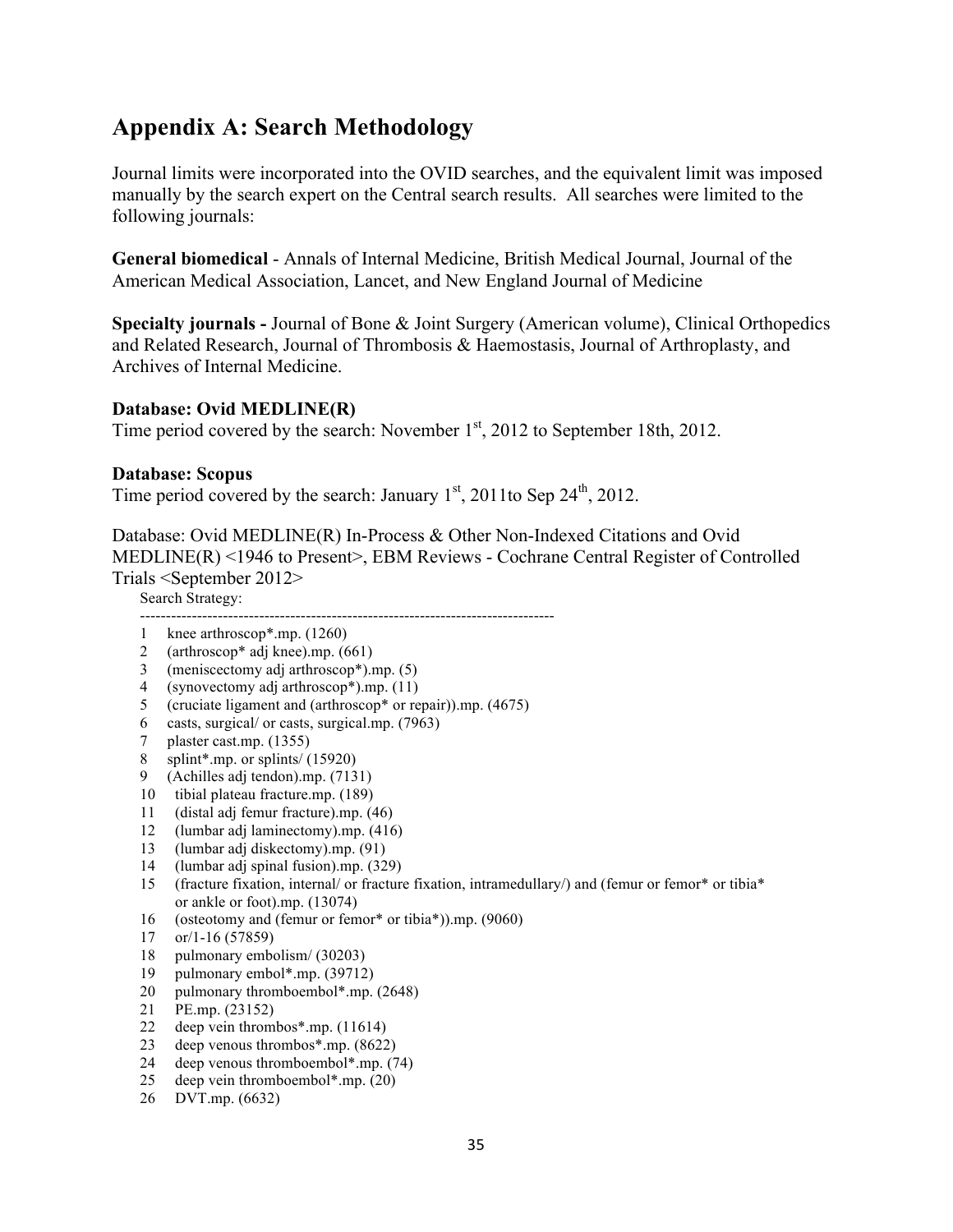## Appendix A: Search Methodology

Journal limits were incorporated into the OVID searches, and the equivalent limit was imposed manually by the search expert on the Central search results. All searches were limited to the following journals:

**General biomedical** - Annals of Internal Medicine, British Medical Journal, Journal of the American Medical Association, Lancet, and New England Journal of Medicine

**Specialty journals -** Journal of Bone & Joint Surgery (American volume), Clinical Orthopedics and Related Research, Journal of Thrombosis & Haemostasis, Journal of Arthroplasty, and Archives of Internal Medicine.

**Database: Ovid MEDLINE(R)**
Time period covered by the search: November 1st, 2012 to September 18th, 2012.

**Database: Scopus**
Time period covered by the search: January 1st, 2011to Sep 24th, 2012.

Database: Ovid MEDLINE(R) In-Process & Other Non-Indexed Citations and Ovid MEDLINE(R) <1946 to Present>, EBM Reviews - Cochrane Central Register of Controlled Trials <September 2012>

```
Search Strategy:
--------------------------------------------------------------------------------
1   knee arthroscop*.mp. (1260)
2   (arthroscop* adj knee).mp. (661)
3   (meniscectomy adj arthroscop*).mp. (5)
4   (synovectomy adj arthroscop*).mp. (11)
5   (cruciate ligament and (arthroscop* or repair)).mp. (4675)
6   casts, surgical/ or casts, surgical.mp. (7963)
7   plaster cast.mp. (1355)
8   splint*.mp. or splints/ (15920)
9   (Achilles adj tendon).mp. (7131)
10  tibial plateau fracture.mp. (189)
11  (distal adj femur fracture).mp. (46)
12  (lumbar adj laminectomy).mp. (416)
13  (lumbar adj diskectomy).mp. (91)
14  (lumbar adj spinal fusion).mp. (329)
15  (fracture fixation, internal/ or fracture fixation, intramedullary/) and (femur or femor* or tibia*
    or ankle or foot).mp. (13074)
16  (osteotomy and (femur or femor* or tibia*)).mp. (9060)
17  or/1-16 (57859)
18  pulmonary embolism/ (30203)
19  pulmonary embol*.mp. (39712)
20  pulmonary thromboembol*.mp. (2648)
21  PE.mp. (23152)
22  deep vein thrombos*.mp. (11614)
23  deep venous thrombos*.mp. (8622)
24  deep venous thromboembol*.mp. (74)
25  deep vein thromboembol*.mp. (20)
26  DVT.mp. (6632)
```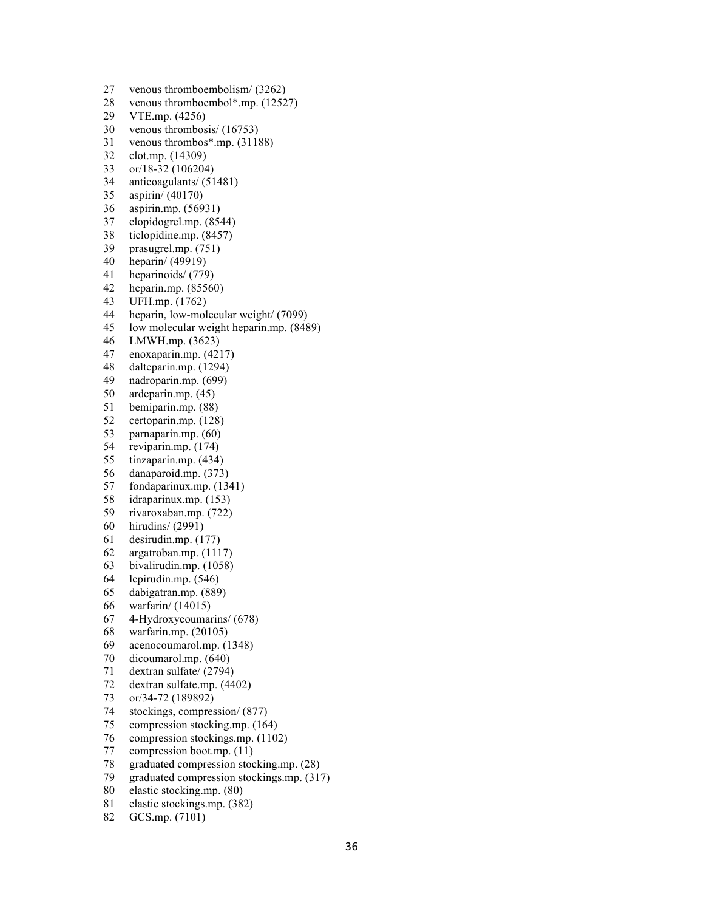27 venous thromboembolism/ (3262)
28 venous thromboembol*.mp. (12527)
29 VTE.mp. (4256)
30 venous thrombosis/ (16753)
31 venous thrombos*.mp. (31188)
32 clot.mp. (14309)
33 or/18-32 (106204)
34 anticoagulants/ (51481)
35 aspirin/ (40170)
36 aspirin.mp. (56931)
37 clopidogrel.mp. (8544)
38 ticlopidine.mp. (8457)
39 prasugrel.mp. (751)
40 heparin/ (49919)
41 heparinoids/ (779)
42 heparin.mp. (85560)
43 UFH.mp. (1762)
44 heparin, low-molecular weight/ (7099)
45 low molecular weight heparin.mp. (8489)
46 LMWH.mp. (3623)
47 enoxaparin.mp. (4217)
48 dalteparin.mp. (1294)
49 nadroparin.mp. (699)
50 ardeparin.mp. (45)
51 bemiparin.mp. (88)
52 certoparin.mp. (128)
53 parnaparin.mp. (60)
54 reviparin.mp. (174)
55 tinzaparin.mp. (434)
56 danaparoid.mp. (373)
57 fondaparinux.mp. (1341)
58 idraparinux.mp. (153)
59 rivaroxaban.mp. (722)
60 hirudins/ (2991)
61 desirudin.mp. (177)
62 argatroban.mp. (1117)
63 bivalirudin.mp. (1058)
64 lepirudin.mp. (546)
65 dabigatran.mp. (889)
66 warfarin/ (14015)
67 4-Hydroxycoumarins/ (678)
68 warfarin.mp. (20105)
69 acenocoumarol.mp. (1348)
70 dicoumarol.mp. (640)
71 dextran sulfate/ (2794)
72 dextran sulfate.mp. (4402)
73 or/34-72 (189892)
74 stockings, compression/ (877)
75 compression stocking.mp. (164)
76 compression stockings.mp. (1102)
77 compression boot.mp. (11)
78 graduated compression stocking.mp. (28)
79 graduated compression stockings.mp. (317)
80 elastic stocking.mp. (80)
81 elastic stockings.mp. (382)
82 GCS.mp. (7101)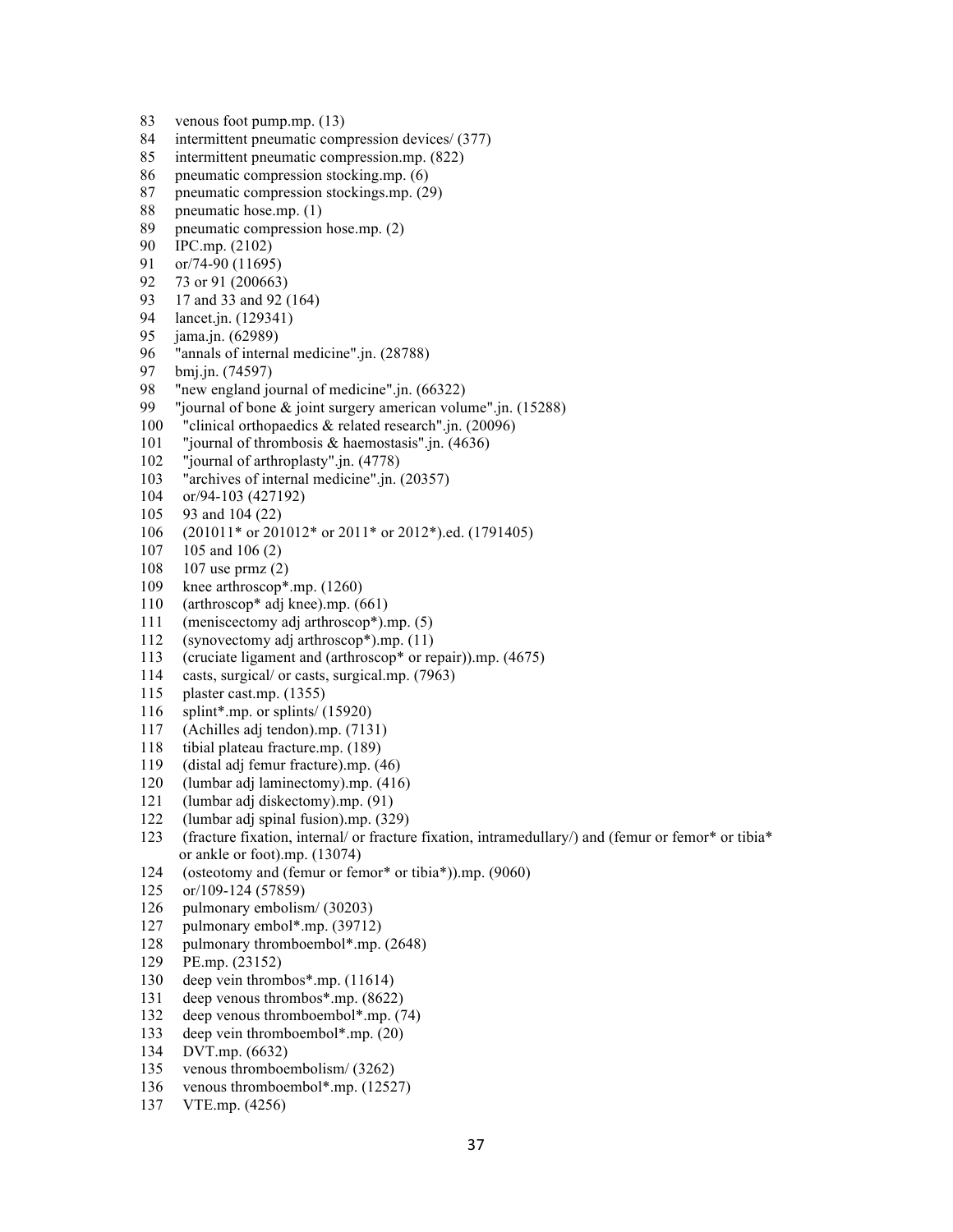83 venous foot pump.mp. (13)
84 intermittent pneumatic compression devices/ (377)
85 intermittent pneumatic compression.mp. (822)
86 pneumatic compression stocking.mp. (6)
87 pneumatic compression stockings.mp. (29)
88 pneumatic hose.mp. (1)
89 pneumatic compression hose.mp. (2)
90 IPC.mp. (2102)
91 or/74-90 (11695)
92 73 or 91 (200663)
93 17 and 33 and 92 (164)
94 lancet.jn. (129341)
95 jama.jn. (62989)
96 "annals of internal medicine".jn. (28788)
97 bmj.jn. (74597)
98 "new england journal of medicine".jn. (66322)
99 "journal of bone & joint surgery american volume".jn. (15288)
100 "clinical orthopaedics & related research".jn. (20096)
101 "journal of thrombosis & haemostasis".jn. (4636)
102 "journal of arthroplasty".jn. (4778)
103 "archives of internal medicine".jn. (20357)
104 or/94-103 (427192)
105 93 and 104 (22)
106 (201011* or 201012* or 2011* or 2012*).ed. (1791405)
107 105 and 106 (2)
108 107 use prmz (2)
109 knee arthroscop*.mp. (1260)
110 (arthroscop* adj knee).mp. (661)
111 (meniscectomy adj arthroscop*).mp. (5)
112 (synovectomy adj arthroscop*).mp. (11)
113 (cruciate ligament and (arthroscop* or repair)).mp. (4675)
114 casts, surgical/ or casts, surgical.mp. (7963)
115 plaster cast.mp. (1355)
116 splint*.mp. or splints/ (15920)
117 (Achilles adj tendon).mp. (7131)
118 tibial plateau fracture.mp. (189)
119 (distal adj femur fracture).mp. (46)
120 (lumbar adj laminectomy).mp. (416)
121 (lumbar adj diskectomy).mp. (91)
122 (lumbar adj spinal fusion).mp. (329)
123 (fracture fixation, internal/ or fracture fixation, intramedullary/) and (femur or femor* or tibia* or ankle or foot).mp. (13074)
124 (osteotomy and (femur or femor* or tibia*)).mp. (9060)
125 or/109-124 (57859)
126 pulmonary embolism/ (30203)
127 pulmonary embol*.mp. (39712)
128 pulmonary thromboembol*.mp. (2648)
129 PE.mp. (23152)
130 deep vein thrombos*.mp. (11614)
131 deep venous thrombos*.mp. (8622)
132 deep venous thromboembol*.mp. (74)
133 deep vein thromboembol*.mp. (20)
134 DVT.mp. (6632)
135 venous thromboembolism/ (3262)
136 venous thromboembol*.mp. (12527)
137 VTE.mp. (4256)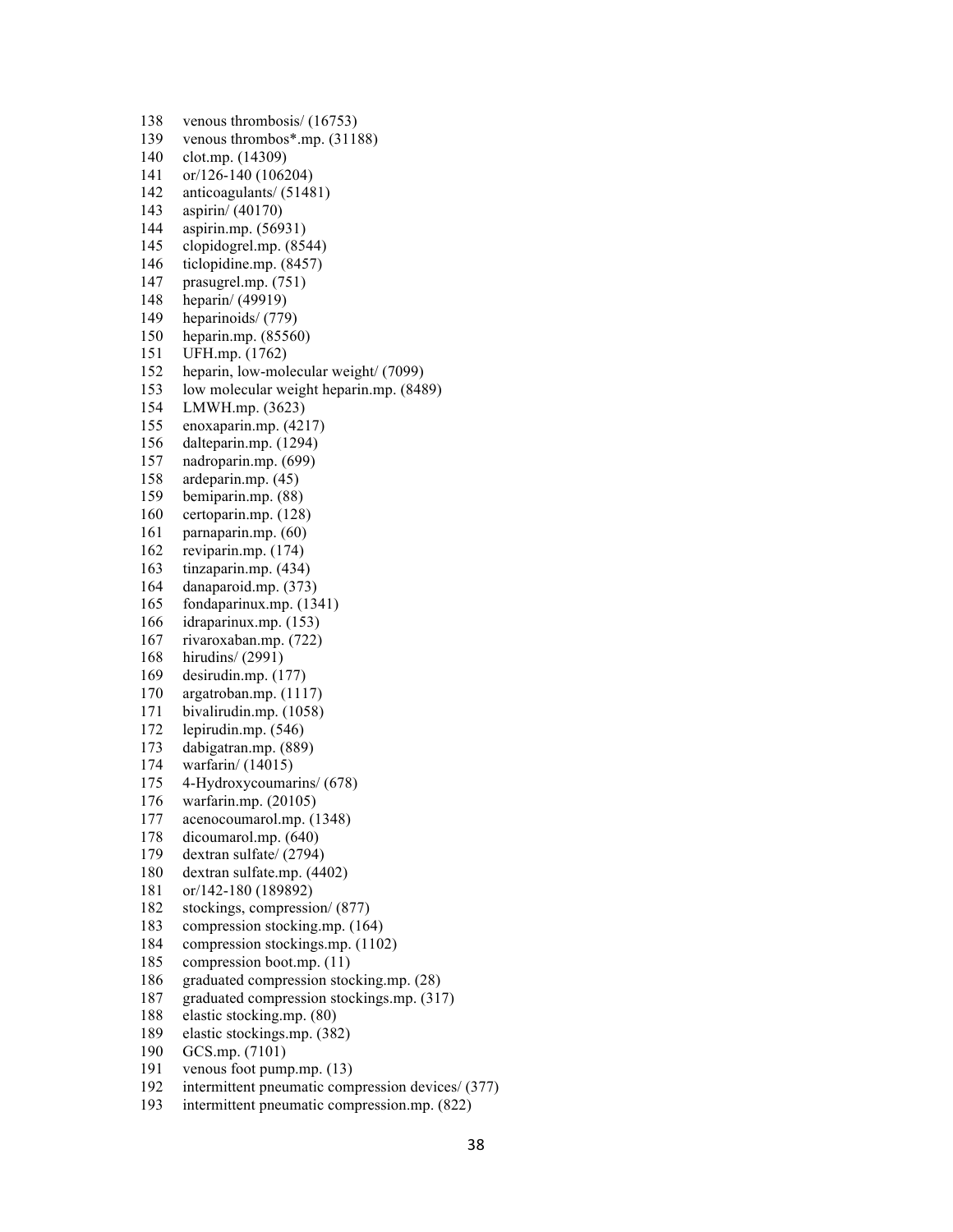138 venous thrombosis/ (16753)
139 venous thrombos*.mp. (31188)
140 clot.mp. (14309)
141 or/126-140 (106204)
142 anticoagulants/ (51481)
143 aspirin/ (40170)
144 aspirin.mp. (56931)
145 clopidogrel.mp. (8544)
146 ticlopidine.mp. (8457)
147 prasugrel.mp. (751)
148 heparin/ (49919)
149 heparinoids/ (779)
150 heparin.mp. (85560)
151 UFH.mp. (1762)
152 heparin, low-molecular weight/ (7099)
153 low molecular weight heparin.mp. (8489)
154 LMWH.mp. (3623)
155 enoxaparin.mp. (4217)
156 dalteparin.mp. (1294)
157 nadroparin.mp. (699)
158 ardeparin.mp. (45)
159 bemiparin.mp. (88)
160 certoparin.mp. (128)
161 parnaparin.mp. (60)
162 reviparin.mp. (174)
163 tinzaparin.mp. (434)
164 danaparoid.mp. (373)
165 fondaparinux.mp. (1341)
166 idraparinux.mp. (153)
167 rivaroxaban.mp. (722)
168 hirudins/ (2991)
169 desirudin.mp. (177)
170 argatroban.mp. (1117)
171 bivalirudin.mp. (1058)
172 lepirudin.mp. (546)
173 dabigatran.mp. (889)
174 warfarin/ (14015)
175 4-Hydroxycoumarins/ (678)
176 warfarin.mp. (20105)
177 acenocoumarol.mp. (1348)
178 dicoumarol.mp. (640)
179 dextran sulfate/ (2794)
180 dextran sulfate.mp. (4402)
181 or/142-180 (189892)
182 stockings, compression/ (877)
183 compression stocking.mp. (164)
184 compression stockings.mp. (1102)
185 compression boot.mp. (11)
186 graduated compression stocking.mp. (28)
187 graduated compression stockings.mp. (317)
188 elastic stocking.mp. (80)
189 elastic stockings.mp. (382)
190 GCS.mp. (7101)
191 venous foot pump.mp. (13)
192 intermittent pneumatic compression devices/ (377)
193 intermittent pneumatic compression.mp. (822)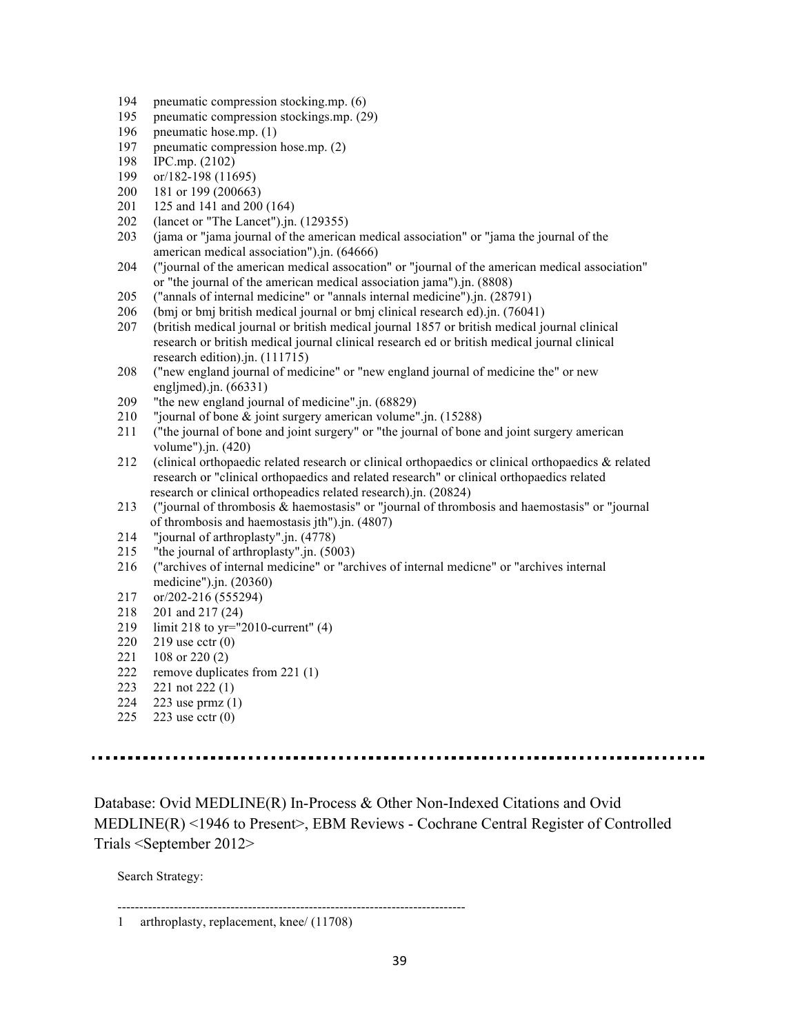194 pneumatic compression stocking.mp. (6)
195 pneumatic compression stockings.mp. (29)
196 pneumatic hose.mp. (1)
197 pneumatic compression hose.mp. (2)
198 IPC.mp. (2102)
199 or/182-198 (11695)
200 181 or 199 (200663)
201 125 and 141 and 200 (164)
202 (lancet or "The Lancet").jn. (129355)
203 (jama or "jama journal of the american medical association" or "jama the journal of the american medical association").jn. (64666)
204 ("journal of the american medical assocation" or "journal of the american medical association" or "the journal of the american medical association jama").jn. (8808)
205 ("annals of internal medicine" or "annals internal medicine").jn. (28791)
206 (bmj or bmj british medical journal or bmj clinical research ed).jn. (76041)
207 (british medical journal or british medical journal 1857 or british medical journal clinical research or british medical journal clinical research ed or british medical journal clinical research edition).jn. (111715)
208 ("new england journal of medicine" or "new england journal of medicine the" or new engljmed).jn. (66331)
209 "the new england journal of medicine".jn. (68829)
210 "journal of bone & joint surgery american volume".jn. (15288)
211 ("the journal of bone and joint surgery" or "the journal of bone and joint surgery american volume").jn. (420)
212 (clinical orthopaedic related research or clinical orthopaedics or clinical orthopaedics & related research or "clinical orthopaedics and related research" or clinical orthopaedics related research or clinical orthopeadics related research).jn. (20824)
213 ("journal of thrombosis & haemostasis" or "journal of thrombosis and haemostasis" or "journal of thrombosis and haemostasis jth").jn. (4807)
214 "journal of arthroplasty".jn. (4778)
215 "the journal of arthroplasty".jn. (5003)
216 ("archives of internal medicine" or "archives of internal medicne" or "archives internal medicine").jn. (20360)
217 or/202-216 (555294)
218 201 and 217 (24)
219 limit 218 to yr="2010-current" (4)
220 219 use cctr (0)
221 108 or 220 (2)
222 remove duplicates from 221 (1)
223 221 not 222 (1)
224 223 use prmz (1)
225 223 use cctr (0)

---

Database: Ovid MEDLINE(R) In-Process & Other Non-Indexed Citations and Ovid MEDLINE(R) <1946 to Present>, EBM Reviews - Cochrane Central Register of Controlled Trials <September 2012>

Search Strategy:

--------------------------------------------------------------------------------

1 arthroplasty, replacement, knee/ (11708)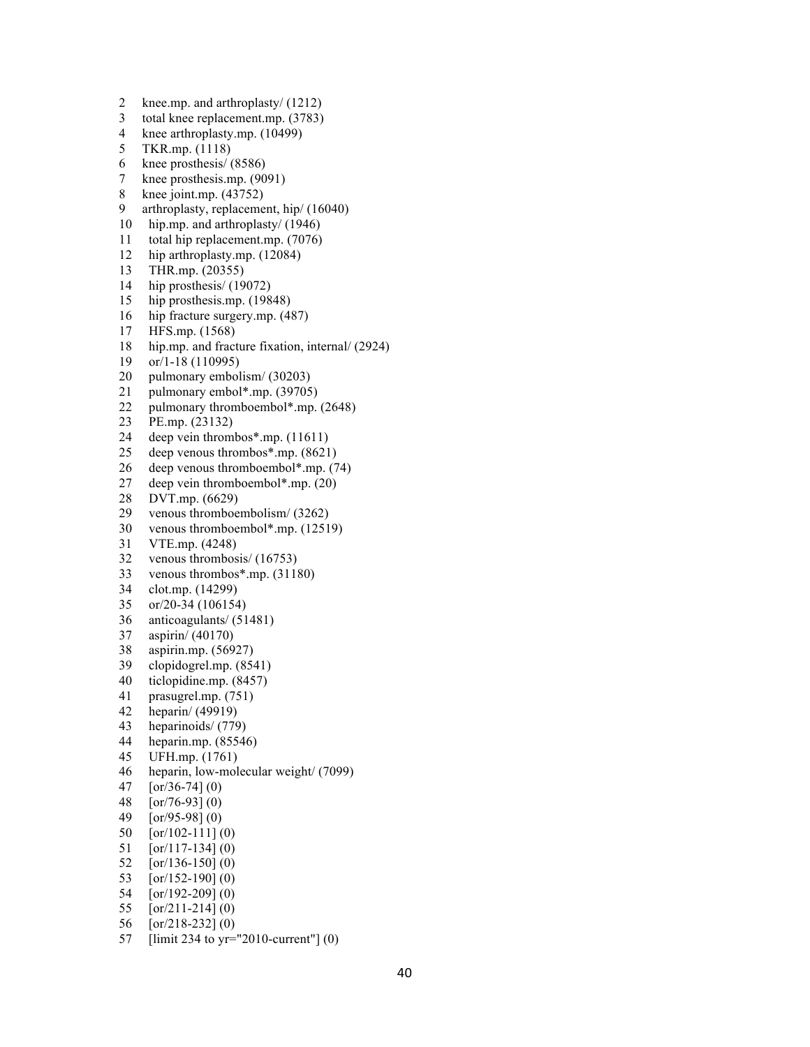2 knee.mp. and arthroplasty/ (1212)
3 total knee replacement.mp. (3783)
4 knee arthroplasty.mp. (10499)
5 TKR.mp. (1118)
6 knee prosthesis/ (8586)
7 knee prosthesis.mp. (9091)
8 knee joint.mp. (43752)
9 arthroplasty, replacement, hip/ (16040)
10 hip.mp. and arthroplasty/ (1946)
11 total hip replacement.mp. (7076)
12 hip arthroplasty.mp. (12084)
13 THR.mp. (20355)
14 hip prosthesis/ (19072)
15 hip prosthesis.mp. (19848)
16 hip fracture surgery.mp. (487)
17 HFS.mp. (1568)
18 hip.mp. and fracture fixation, internal/ (2924)
19 or/1-18 (110995)
20 pulmonary embolism/ (30203)
21 pulmonary embol*.mp. (39705)
22 pulmonary thromboembol*.mp. (2648)
23 PE.mp. (23132)
24 deep vein thrombos*.mp. (11611)
25 deep venous thrombos*.mp. (8621)
26 deep venous thromboembol*.mp. (74)
27 deep vein thromboembol*.mp. (20)
28 DVT.mp. (6629)
29 venous thromboembolism/ (3262)
30 venous thromboembol*.mp. (12519)
31 VTE.mp. (4248)
32 venous thrombosis/ (16753)
33 venous thrombos*.mp. (31180)
34 clot.mp. (14299)
35 or/20-34 (106154)
36 anticoagulants/ (51481)
37 aspirin/ (40170)
38 aspirin.mp. (56927)
39 clopidogrel.mp. (8541)
40 ticlopidine.mp. (8457)
41 prasugrel.mp. (751)
42 heparin/ (49919)
43 heparinoids/ (779)
44 heparin.mp. (85546)
45 UFH.mp. (1761)
46 heparin, low-molecular weight/ (7099)
47 [or/36-74] (0)
48 [or/76-93] (0)
49 [or/95-98] (0)
50 [or/102-111] (0)
51 [or/117-134] (0)
52 [or/136-150] (0)
53 [or/152-190] (0)
54 [or/192-209] (0)
55 [or/211-214] (0)
56 [or/218-232] (0)
57 [limit 234 to yr="2010-current"] (0)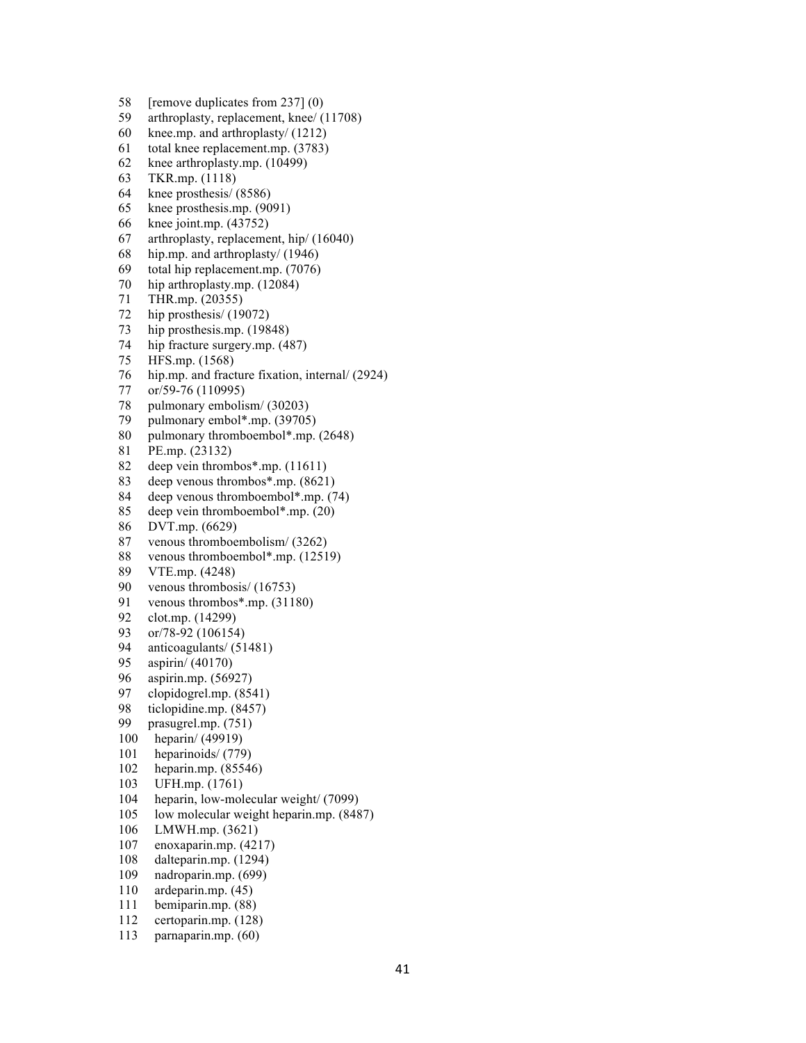58 [remove duplicates from 237] (0)
59 arthroplasty, replacement, knee/ (11708)
60 knee.mp. and arthroplasty/ (1212)
61 total knee replacement.mp. (3783)
62 knee arthroplasty.mp. (10499)
63 TKR.mp. (1118)
64 knee prosthesis/ (8586)
65 knee prosthesis.mp. (9091)
66 knee joint.mp. (43752)
67 arthroplasty, replacement, hip/ (16040)
68 hip.mp. and arthroplasty/ (1946)
69 total hip replacement.mp. (7076)
70 hip arthroplasty.mp. (12084)
71 THR.mp. (20355)
72 hip prosthesis/ (19072)
73 hip prosthesis.mp. (19848)
74 hip fracture surgery.mp. (487)
75 HFS.mp. (1568)
76 hip.mp. and fracture fixation, internal/ (2924)
77 or/59-76 (110995)
78 pulmonary embolism/ (30203)
79 pulmonary embol*.mp. (39705)
80 pulmonary thromboembol*.mp. (2648)
81 PE.mp. (23132)
82 deep vein thrombos*.mp. (11611)
83 deep venous thrombos*.mp. (8621)
84 deep venous thromboembol*.mp. (74)
85 deep vein thromboembol*.mp. (20)
86 DVT.mp. (6629)
87 venous thromboembolism/ (3262)
88 venous thromboembol*.mp. (12519)
89 VTE.mp. (4248)
90 venous thrombosis/ (16753)
91 venous thrombos*.mp. (31180)
92 clot.mp. (14299)
93 or/78-92 (106154)
94 anticoagulants/ (51481)
95 aspirin/ (40170)
96 aspirin.mp. (56927)
97 clopidogrel.mp. (8541)
98 ticlopidine.mp. (8457)
99 prasugrel.mp. (751)
100 heparin/ (49919)
101 heparinoids/ (779)
102 heparin.mp. (85546)
103 UFH.mp. (1761)
104 heparin, low-molecular weight/ (7099)
105 low molecular weight heparin.mp. (8487)
106 LMWH.mp. (3621)
107 enoxaparin.mp. (4217)
108 dalteparin.mp. (1294)
109 nadroparin.mp. (699)
110 ardeparin.mp. (45)
111 bemiparin.mp. (88)
112 certoparin.mp. (128)
113 parnaparin.mp. (60)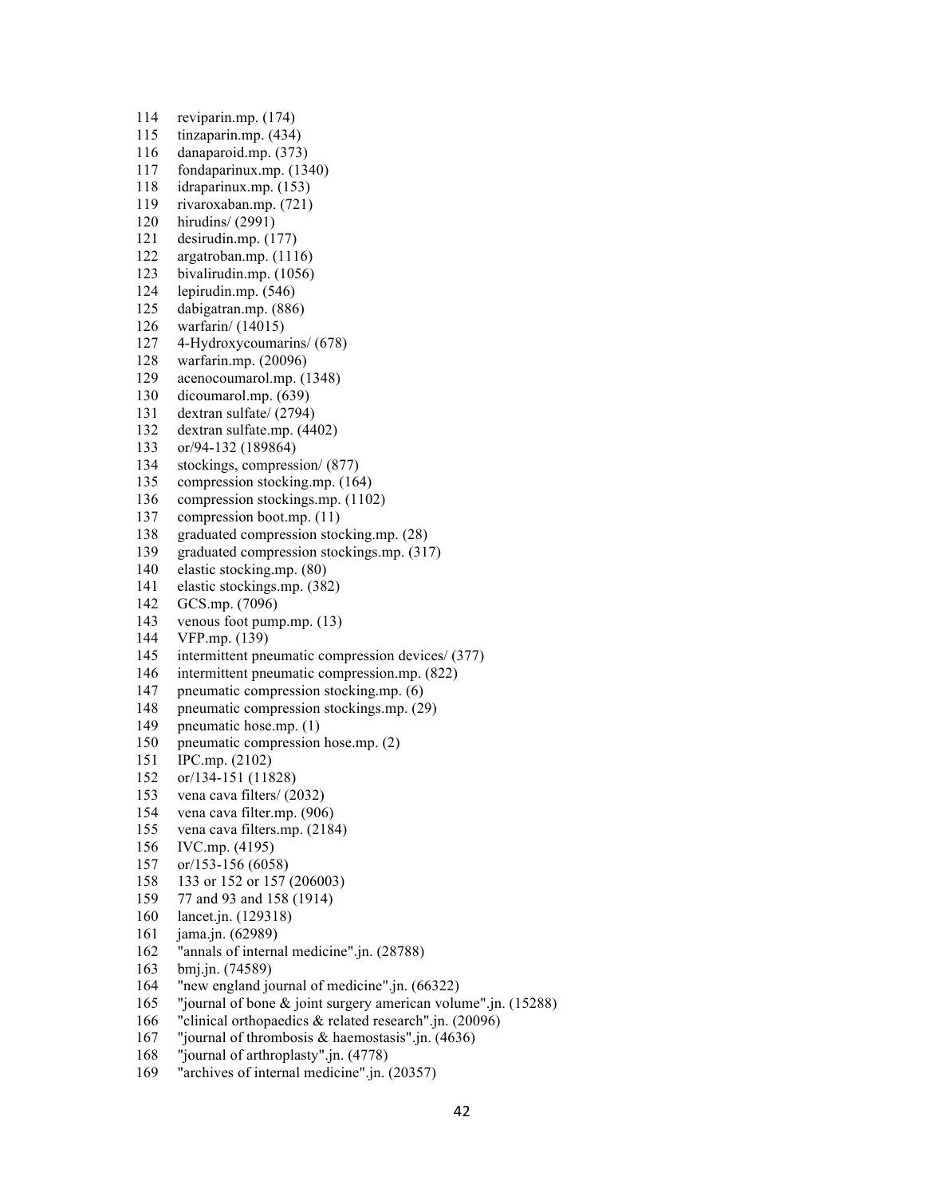114 reviparin.mp. (174)
115 tinzaparin.mp. (434)
116 danaparoid.mp. (373)
117 fondaparinux.mp. (1340)
118 idraparinux.mp. (153)
119 rivaroxaban.mp. (721)
120 hirudins/ (2991)
121 desirudin.mp. (177)
122 argatroban.mp. (1116)
123 bivalirudin.mp. (1056)
124 lepirudin.mp. (546)
125 dabigatran.mp. (886)
126 warfarin/ (14015)
127 4-Hydroxycoumarins/ (678)
128 warfarin.mp. (20096)
129 acenocoumarol.mp. (1348)
130 dicoumarol.mp. (639)
131 dextran sulfate/ (2794)
132 dextran sulfate.mp. (4402)
133 or/94-132 (189864)
134 stockings, compression/ (877)
135 compression stocking.mp. (164)
136 compression stockings.mp. (1102)
137 compression boot.mp. (11)
138 graduated compression stocking.mp. (28)
139 graduated compression stockings.mp. (317)
140 elastic stocking.mp. (80)
141 elastic stockings.mp. (382)
142 GCS.mp. (7096)
143 venous foot pump.mp. (13)
144 VFP.mp. (139)
145 intermittent pneumatic compression devices/ (377)
146 intermittent pneumatic compression.mp. (822)
147 pneumatic compression stocking.mp. (6)
148 pneumatic compression stockings.mp. (29)
149 pneumatic hose.mp. (1)
150 pneumatic compression hose.mp. (2)
151 IPC.mp. (2102)
152 or/134-151 (11828)
153 vena cava filters/ (2032)
154 vena cava filter.mp. (906)
155 vena cava filters.mp. (2184)
156 IVC.mp. (4195)
157 or/153-156 (6058)
158 133 or 152 or 157 (206003)
159 77 and 93 and 158 (1914)
160 lancet.jn. (129318)
161 jama.jn. (62989)
162 "annals of internal medicine".jn. (28788)
163 bmj.jn. (74589)
164 "new england journal of medicine".jn. (66322)
165 "journal of bone & joint surgery american volume".jn. (15288)
166 "clinical orthopaedics & related research".jn. (20096)
167 "journal of thrombosis & haemostasis".jn. (4636)
168 "journal of arthroplasty".jn. (4778)
169 "archives of internal medicine".jn. (20357)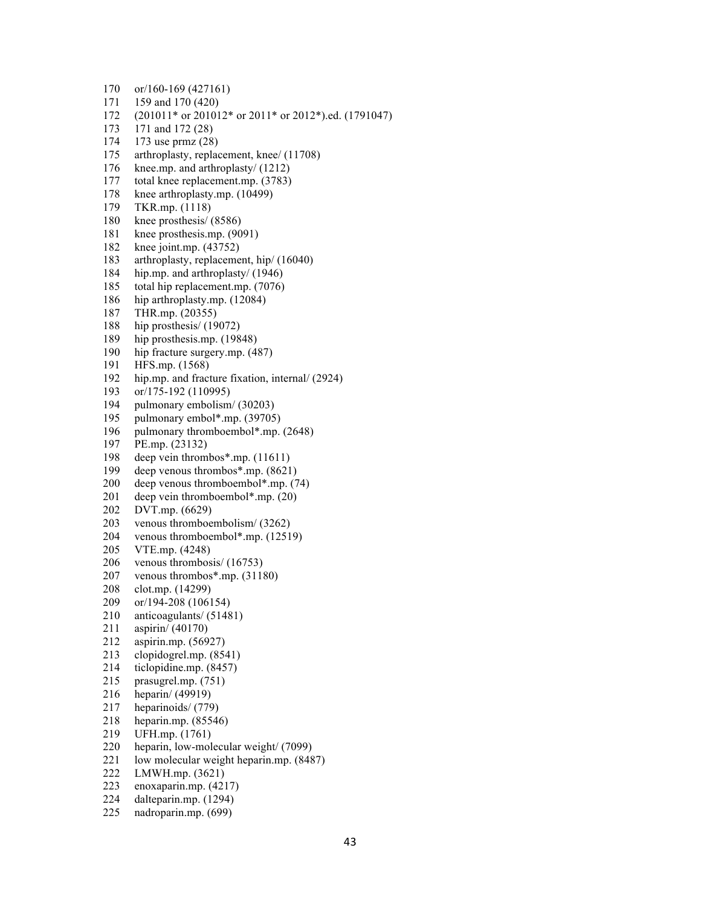170 or/160-169 (427161)
171 159 and 170 (420)
172 (201011* or 201012* or 2011* or 2012*).ed. (1791047)
173 171 and 172 (28)
174 173 use prmz (28)
175 arthroplasty, replacement, knee/ (11708)
176 knee.mp. and arthroplasty/ (1212)
177 total knee replacement.mp. (3783)
178 knee arthroplasty.mp. (10499)
179 TKR.mp. (1118)
180 knee prosthesis/ (8586)
181 knee prosthesis.mp. (9091)
182 knee joint.mp. (43752)
183 arthroplasty, replacement, hip/ (16040)
184 hip.mp. and arthroplasty/ (1946)
185 total hip replacement.mp. (7076)
186 hip arthroplasty.mp. (12084)
187 THR.mp. (20355)
188 hip prosthesis/ (19072)
189 hip prosthesis.mp. (19848)
190 hip fracture surgery.mp. (487)
191 HFS.mp. (1568)
192 hip.mp. and fracture fixation, internal/ (2924)
193 or/175-192 (110995)
194 pulmonary embolism/ (30203)
195 pulmonary embol*.mp. (39705)
196 pulmonary thromboembol*.mp. (2648)
197 PE.mp. (23132)
198 deep vein thrombos*.mp. (11611)
199 deep venous thrombos*.mp. (8621)
200 deep venous thromboembol*.mp. (74)
201 deep vein thromboembol*.mp. (20)
202 DVT.mp. (6629)
203 venous thromboembolism/ (3262)
204 venous thromboembol*.mp. (12519)
205 VTE.mp. (4248)
206 venous thrombosis/ (16753)
207 venous thrombos*.mp. (31180)
208 clot.mp. (14299)
209 or/194-208 (106154)
210 anticoagulants/ (51481)
211 aspirin/ (40170)
212 aspirin.mp. (56927)
213 clopidogrel.mp. (8541)
214 ticlopidine.mp. (8457)
215 prasugrel.mp. (751)
216 heparin/ (49919)
217 heparinoids/ (779)
218 heparin.mp. (85546)
219 UFH.mp. (1761)
220 heparin, low-molecular weight/ (7099)
221 low molecular weight heparin.mp. (8487)
222 LMWH.mp. (3621)
223 enoxaparin.mp. (4217)
224 dalteparin.mp. (1294)
225 nadroparin.mp. (699)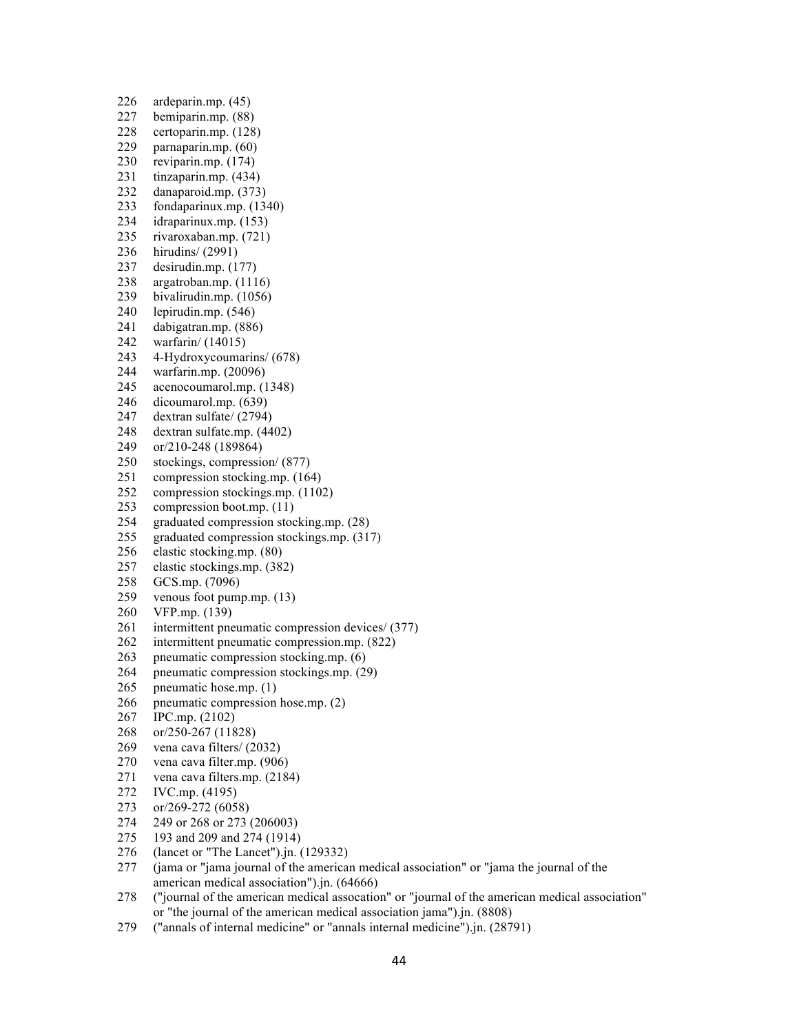226 ardeparin.mp. (45)
227 bemiparin.mp. (88)
228 certoparin.mp. (128)
229 parnaparin.mp. (60)
230 reviparin.mp. (174)
231 tinzaparin.mp. (434)
232 danaparoid.mp. (373)
233 fondaparinux.mp. (1340)
234 idraparinux.mp. (153)
235 rivaroxaban.mp. (721)
236 hirudins/ (2991)
237 desirudin.mp. (177)
238 argatroban.mp. (1116)
239 bivalirudin.mp. (1056)
240 lepirudin.mp. (546)
241 dabigatran.mp. (886)
242 warfarin/ (14015)
243 4-Hydroxycoumarins/ (678)
244 warfarin.mp. (20096)
245 acenocoumarol.mp. (1348)
246 dicoumarol.mp. (639)
247 dextran sulfate/ (2794)
248 dextran sulfate.mp. (4402)
249 or/210-248 (189864)
250 stockings, compression/ (877)
251 compression stocking.mp. (164)
252 compression stockings.mp. (1102)
253 compression boot.mp. (11)
254 graduated compression stocking.mp. (28)
255 graduated compression stockings.mp. (317)
256 elastic stocking.mp. (80)
257 elastic stockings.mp. (382)
258 GCS.mp. (7096)
259 venous foot pump.mp. (13)
260 VFP.mp. (139)
261 intermittent pneumatic compression devices/ (377)
262 intermittent pneumatic compression.mp. (822)
263 pneumatic compression stocking.mp. (6)
264 pneumatic compression stockings.mp. (29)
265 pneumatic hose.mp. (1)
266 pneumatic compression hose.mp. (2)
267 IPC.mp. (2102)
268 or/250-267 (11828)
269 vena cava filters/ (2032)
270 vena cava filter.mp. (906)
271 vena cava filters.mp. (2184)
272 IVC.mp. (4195)
273 or/269-272 (6058)
274 249 or 268 or 273 (206003)
275 193 and 209 and 274 (1914)
276 (lancet or "The Lancet").jn. (129332)
277 (jama or "jama journal of the american medical association" or "jama the journal of the american medical association").jn. (64666)
278 ("journal of the american medical assocation" or "journal of the american medical association" or "the journal of the american medical association jama").jn. (8808)
279 ("annals of internal medicine" or "annals internal medicine").jn. (28791)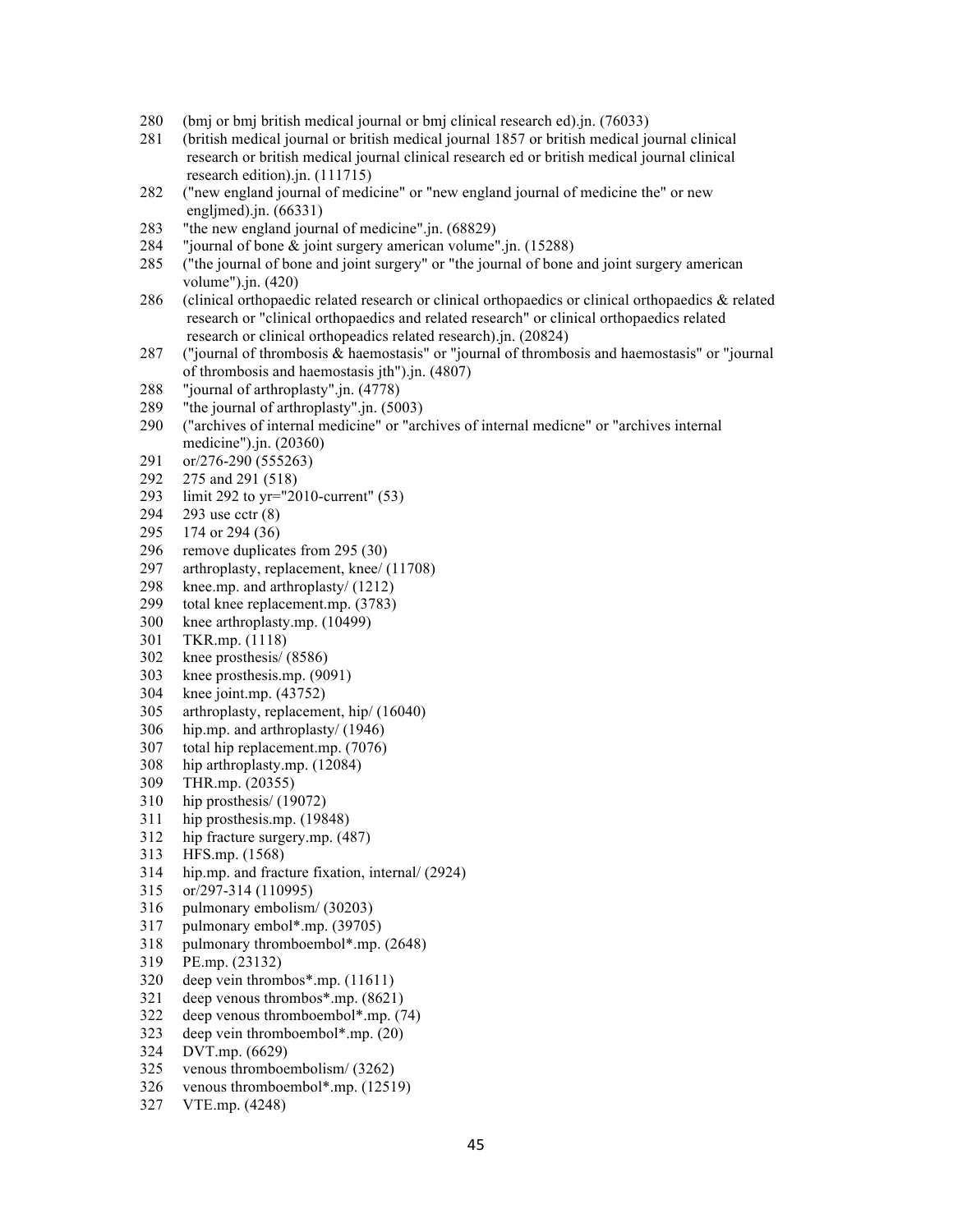280 (bmj or bmj british medical journal or bmj clinical research ed).jn. (76033)
281 (british medical journal or british medical journal 1857 or british medical journal clinical research or british medical journal clinical research ed or british medical journal clinical research edition).jn. (111715)
282 ("new england journal of medicine" or "new england journal of medicine the" or new engljmed).jn. (66331)
283 "the new england journal of medicine".jn. (68829)
284 "journal of bone & joint surgery american volume".jn. (15288)
285 ("the journal of bone and joint surgery" or "the journal of bone and joint surgery american volume").jn. (420)
286 (clinical orthopaedic related research or clinical orthopaedics or clinical orthopaedics & related research or "clinical orthopaedics and related research" or clinical orthopaedics related research or clinical orthopeadics related research).jn. (20824)
287 ("journal of thrombosis & haemostasis" or "journal of thrombosis and haemostasis" or "journal of thrombosis and haemostasis jth").jn. (4807)
288 "journal of arthroplasty".jn. (4778)
289 "the journal of arthroplasty".jn. (5003)
290 ("archives of internal medicine" or "archives of internal medicne" or "archives internal medicine").jn. (20360)
291 or/276-290 (555263)
292 275 and 291 (518)
293 limit 292 to yr="2010-current" (53)
294 293 use cctr (8)
295 174 or 294 (36)
296 remove duplicates from 295 (30)
297 arthroplasty, replacement, knee/ (11708)
298 knee.mp. and arthroplasty/ (1212)
299 total knee replacement.mp. (3783)
300 knee arthroplasty.mp. (10499)
301 TKR.mp. (1118)
302 knee prosthesis/ (8586)
303 knee prosthesis.mp. (9091)
304 knee joint.mp. (43752)
305 arthroplasty, replacement, hip/ (16040)
306 hip.mp. and arthroplasty/ (1946)
307 total hip replacement.mp. (7076)
308 hip arthroplasty.mp. (12084)
309 THR.mp. (20355)
310 hip prosthesis/ (19072)
311 hip prosthesis.mp. (19848)
312 hip fracture surgery.mp. (487)
313 HFS.mp. (1568)
314 hip.mp. and fracture fixation, internal/ (2924)
315 or/297-314 (110995)
316 pulmonary embolism/ (30203)
317 pulmonary embol*.mp. (39705)
318 pulmonary thromboembol*.mp. (2648)
319 PE.mp. (23132)
320 deep vein thrombos*.mp. (11611)
321 deep venous thrombos*.mp. (8621)
322 deep venous thromboembol*.mp. (74)
323 deep vein thromboembol*.mp. (20)
324 DVT.mp. (6629)
325 venous thromboembolism/ (3262)
326 venous thromboembol*.mp. (12519)
327 VTE.mp. (4248)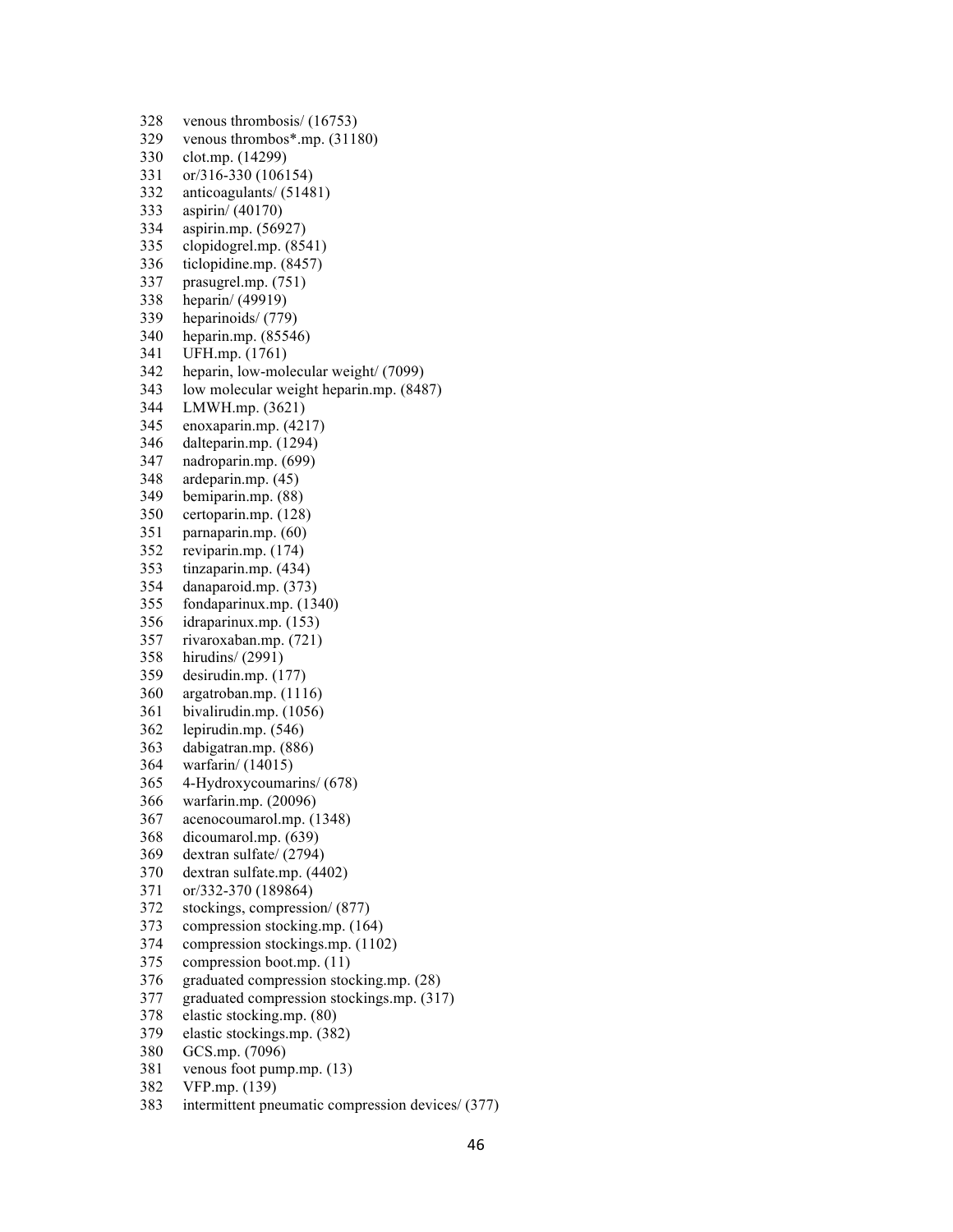328 venous thrombosis/ (16753)
329 venous thrombos*.mp. (31180)
330 clot.mp. (14299)
331 or/316-330 (106154)
332 anticoagulants/ (51481)
333 aspirin/ (40170)
334 aspirin.mp. (56927)
335 clopidogrel.mp. (8541)
336 ticlopidine.mp. (8457)
337 prasugrel.mp. (751)
338 heparin/ (49919)
339 heparinoids/ (779)
340 heparin.mp. (85546)
341 UFH.mp. (1761)
342 heparin, low-molecular weight/ (7099)
343 low molecular weight heparin.mp. (8487)
344 LMWH.mp. (3621)
345 enoxaparin.mp. (4217)
346 dalteparin.mp. (1294)
347 nadroparin.mp. (699)
348 ardeparin.mp. (45)
349 bemiparin.mp. (88)
350 certoparin.mp. (128)
351 parnaparin.mp. (60)
352 reviparin.mp. (174)
353 tinzaparin.mp. (434)
354 danaparoid.mp. (373)
355 fondaparinux.mp. (1340)
356 idraparinux.mp. (153)
357 rivaroxaban.mp. (721)
358 hirudins/ (2991)
359 desirudin.mp. (177)
360 argatroban.mp. (1116)
361 bivalirudin.mp. (1056)
362 lepirudin.mp. (546)
363 dabigatran.mp. (886)
364 warfarin/ (14015)
365 4-Hydroxycoumarins/ (678)
366 warfarin.mp. (20096)
367 acenocoumarol.mp. (1348)
368 dicoumarol.mp. (639)
369 dextran sulfate/ (2794)
370 dextran sulfate.mp. (4402)
371 or/332-370 (189864)
372 stockings, compression/ (877)
373 compression stocking.mp. (164)
374 compression stockings.mp. (1102)
375 compression boot.mp. (11)
376 graduated compression stocking.mp. (28)
377 graduated compression stockings.mp. (317)
378 elastic stocking.mp. (80)
379 elastic stockings.mp. (382)
380 GCS.mp. (7096)
381 venous foot pump.mp. (13)
382 VFP.mp. (139)
383 intermittent pneumatic compression devices/ (377)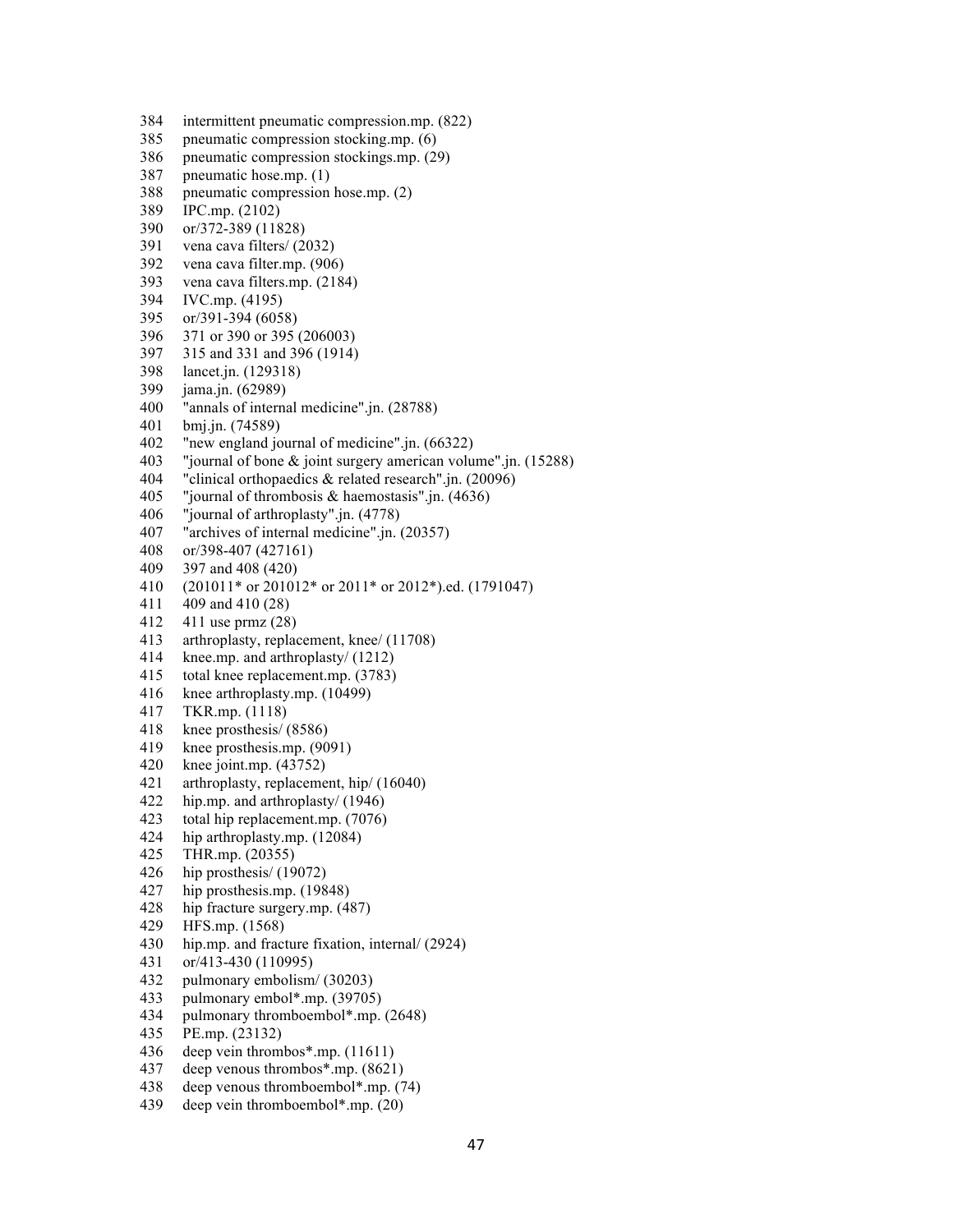384 intermittent pneumatic compression.mp. (822)
385 pneumatic compression stocking.mp. (6)
386 pneumatic compression stockings.mp. (29)
387 pneumatic hose.mp. (1)
388 pneumatic compression hose.mp. (2)
389 IPC.mp. (2102)
390 or/372-389 (11828)
391 vena cava filters/ (2032)
392 vena cava filter.mp. (906)
393 vena cava filters.mp. (2184)
394 IVC.mp. (4195)
395 or/391-394 (6058)
396 371 or 390 or 395 (206003)
397 315 and 331 and 396 (1914)
398 lancet.jn. (129318)
399 jama.jn. (62989)
400 "annals of internal medicine".jn. (28788)
401 bmj.jn. (74589)
402 "new england journal of medicine".jn. (66322)
403 "journal of bone & joint surgery american volume".jn. (15288)
404 "clinical orthopaedics & related research".jn. (20096)
405 "journal of thrombosis & haemostasis".jn. (4636)
406 "journal of arthroplasty".jn. (4778)
407 "archives of internal medicine".jn. (20357)
408 or/398-407 (427161)
409 397 and 408 (420)
410 (201011* or 201012* or 2011* or 2012*).ed. (1791047)
411 409 and 410 (28)
412 411 use prmz (28)
413 arthroplasty, replacement, knee/ (11708)
414 knee.mp. and arthroplasty/ (1212)
415 total knee replacement.mp. (3783)
416 knee arthroplasty.mp. (10499)
417 TKR.mp. (1118)
418 knee prosthesis/ (8586)
419 knee prosthesis.mp. (9091)
420 knee joint.mp. (43752)
421 arthroplasty, replacement, hip/ (16040)
422 hip.mp. and arthroplasty/ (1946)
423 total hip replacement.mp. (7076)
424 hip arthroplasty.mp. (12084)
425 THR.mp. (20355)
426 hip prosthesis/ (19072)
427 hip prosthesis.mp. (19848)
428 hip fracture surgery.mp. (487)
429 HFS.mp. (1568)
430 hip.mp. and fracture fixation, internal/ (2924)
431 or/413-430 (110995)
432 pulmonary embolism/ (30203)
433 pulmonary embol*.mp. (39705)
434 pulmonary thromboembol*.mp. (2648)
435 PE.mp. (23132)
436 deep vein thrombos*.mp. (11611)
437 deep venous thrombos*.mp. (8621)
438 deep venous thromboembol*.mp. (74)
439 deep vein thromboembol*.mp. (20)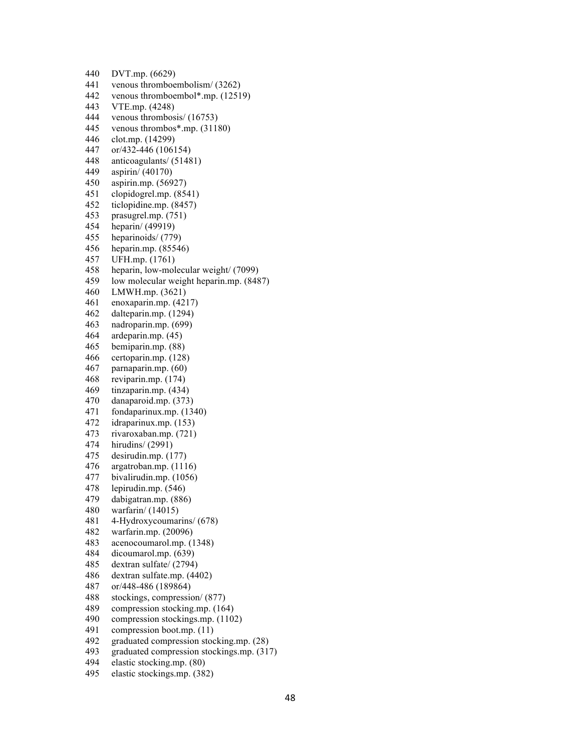440 DVT.mp. (6629)
441 venous thromboembolism/ (3262)
442 venous thromboembol*.mp. (12519)
443 VTE.mp. (4248)
444 venous thrombosis/ (16753)
445 venous thrombos*.mp. (31180)
446 clot.mp. (14299)
447 or/432-446 (106154)
448 anticoagulants/ (51481)
449 aspirin/ (40170)
450 aspirin.mp. (56927)
451 clopidogrel.mp. (8541)
452 ticlopidine.mp. (8457)
453 prasugrel.mp. (751)
454 heparin/ (49919)
455 heparinoids/ (779)
456 heparin.mp. (85546)
457 UFH.mp. (1761)
458 heparin, low-molecular weight/ (7099)
459 low molecular weight heparin.mp. (8487)
460 LMWH.mp. (3621)
461 enoxaparin.mp. (4217)
462 dalteparin.mp. (1294)
463 nadroparin.mp. (699)
464 ardeparin.mp. (45)
465 bemiparin.mp. (88)
466 certoparin.mp. (128)
467 parnaparin.mp. (60)
468 reviparin.mp. (174)
469 tinzaparin.mp. (434)
470 danaparoid.mp. (373)
471 fondaparinux.mp. (1340)
472 idraparinux.mp. (153)
473 rivaroxaban.mp. (721)
474 hirudins/ (2991)
475 desirudin.mp. (177)
476 argatroban.mp. (1116)
477 bivalirudin.mp. (1056)
478 lepirudin.mp. (546)
479 dabigatran.mp. (886)
480 warfarin/ (14015)
481 4-Hydroxycoumarins/ (678)
482 warfarin.mp. (20096)
483 acenocoumarol.mp. (1348)
484 dicoumarol.mp. (639)
485 dextran sulfate/ (2794)
486 dextran sulfate.mp. (4402)
487 or/448-486 (189864)
488 stockings, compression/ (877)
489 compression stocking.mp. (164)
490 compression stockings.mp. (1102)
491 compression boot.mp. (11)
492 graduated compression stocking.mp. (28)
493 graduated compression stockings.mp. (317)
494 elastic stocking.mp. (80)
495 elastic stockings.mp. (382)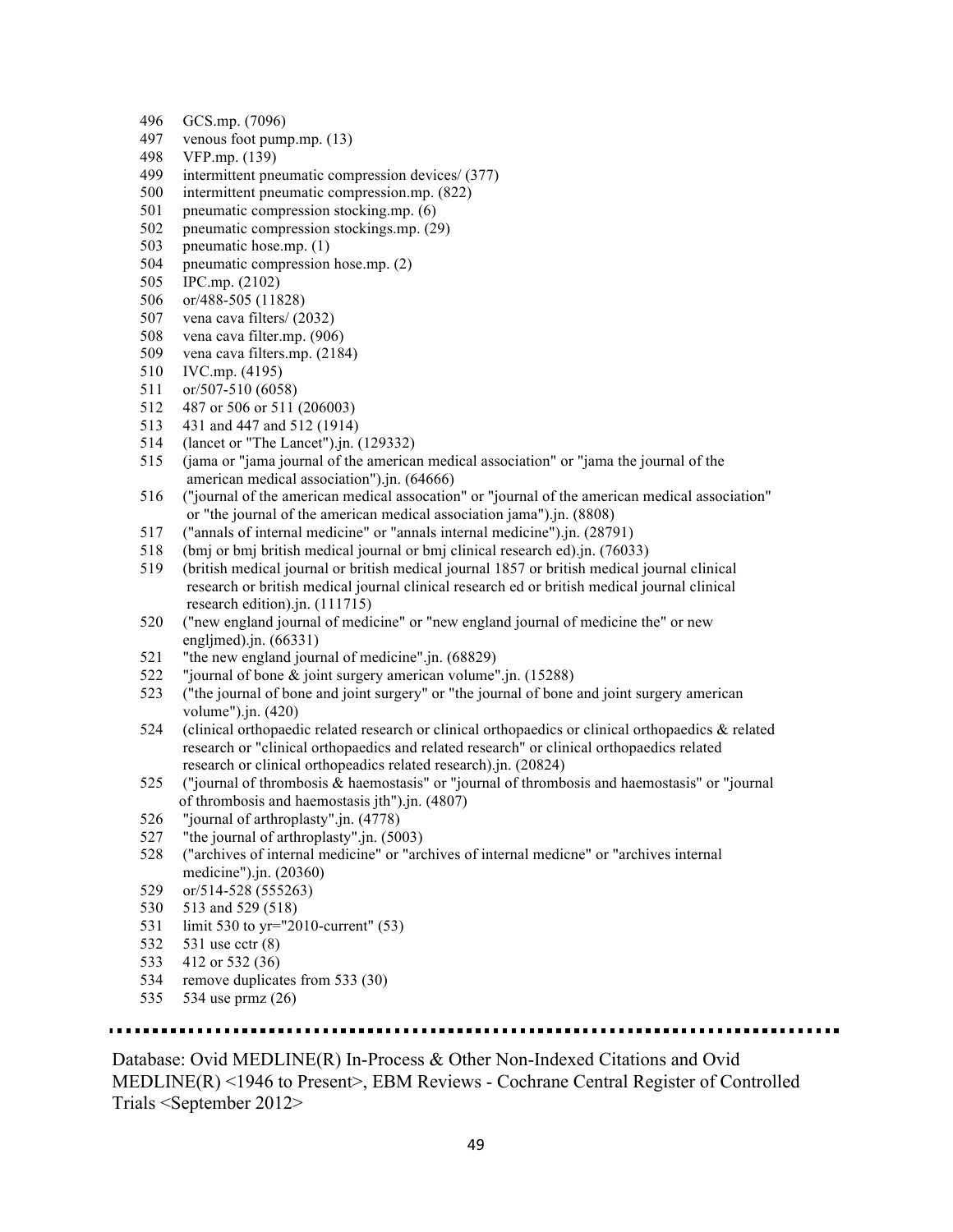496 GCS.mp. (7096)
497 venous foot pump.mp. (13)
498 VFP.mp. (139)
499 intermittent pneumatic compression devices/ (377)
500 intermittent pneumatic compression.mp. (822)
501 pneumatic compression stocking.mp. (6)
502 pneumatic compression stockings.mp. (29)
503 pneumatic hose.mp. (1)
504 pneumatic compression hose.mp. (2)
505 IPC.mp. (2102)
506 or/488-505 (11828)
507 vena cava filters/ (2032)
508 vena cava filter.mp. (906)
509 vena cava filters.mp. (2184)
510 IVC.mp. (4195)
511 or/507-510 (6058)
512 487 or 506 or 511 (206003)
513 431 and 447 and 512 (1914)
514 (lancet or "The Lancet").jn. (129332)
515 (jama or "jama journal of the american medical association" or "jama the journal of the american medical association").jn. (64666)
516 ("journal of the american medical assocation" or "journal of the american medical association" or "the journal of the american medical association jama").jn. (8808)
517 ("annals of internal medicine" or "annals internal medicine").jn. (28791)
518 (bmj or bmj british medical journal or bmj clinical research ed).jn. (76033)
519 (british medical journal or british medical journal 1857 or british medical journal clinical research or british medical journal clinical research ed or british medical journal clinical research edition).jn. (111715)
520 ("new england journal of medicine" or "new england journal of medicine the" or new engljmed).jn. (66331)
521 "the new england journal of medicine".jn. (68829)
522 "journal of bone & joint surgery american volume".jn. (15288)
523 ("the journal of bone and joint surgery" or "the journal of bone and joint surgery american volume").jn. (420)
524 (clinical orthopaedic related research or clinical orthopaedics or clinical orthopaedics & related research or "clinical orthopaedics and related research" or clinical orthopaedics related research or clinical orthopeadics related research).jn. (20824)
525 ("journal of thrombosis & haemostasis" or "journal of thrombosis and haemostasis" or "journal of thrombosis and haemostasis jth").jn. (4807)
526 "journal of arthroplasty".jn. (4778)
527 "the journal of arthroplasty".jn. (5003)
528 ("archives of internal medicine" or "archives of internal medicne" or "archives internal medicine").jn. (20360)
529 or/514-528 (555263)
530 513 and 529 (518)
531 limit 530 to yr="2010-current" (53)
532 531 use cctr (8)
533 412 or 532 (36)
534 remove duplicates from 533 (30)
535 534 use prmz (26)

---

Database: Ovid MEDLINE(R) In-Process & Other Non-Indexed Citations and Ovid MEDLINE(R) <1946 to Present>, EBM Reviews - Cochrane Central Register of Controlled Trials <September 2012>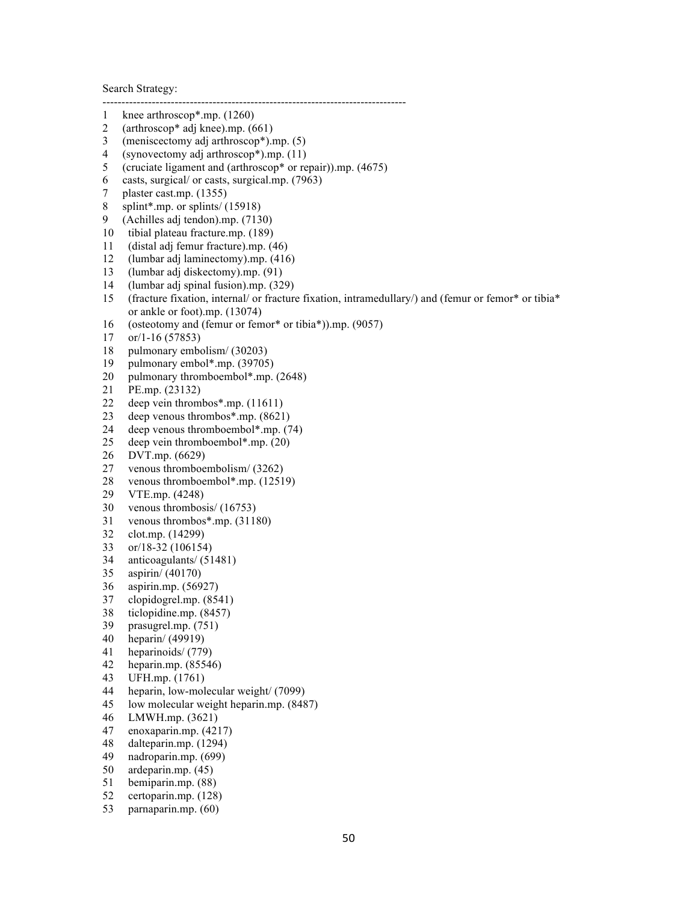Search Strategy:

--------------------------------------------------------------------------------

1 knee arthroscop*.mp. (1260)
2 (arthroscop* adj knee).mp. (661)
3 (meniscectomy adj arthroscop*).mp. (5)
4 (synovectomy adj arthroscop*).mp. (11)
5 (cruciate ligament and (arthroscop* or repair)).mp. (4675)
6 casts, surgical/ or casts, surgical.mp. (7963)
7 plaster cast.mp. (1355)
8 splint*.mp. or splints/ (15918)
9 (Achilles adj tendon).mp. (7130)
10 tibial plateau fracture.mp. (189)
11 (distal adj femur fracture).mp. (46)
12 (lumbar adj laminectomy).mp. (416)
13 (lumbar adj diskectomy).mp. (91)
14 (lumbar adj spinal fusion).mp. (329)
15 (fracture fixation, internal/ or fracture fixation, intramedullary/) and (femur or femor* or tibia* or ankle or foot).mp. (13074)
16 (osteotomy and (femur or femor* or tibia*)).mp. (9057)
17 or/1-16 (57853)
18 pulmonary embolism/ (30203)
19 pulmonary embol*.mp. (39705)
20 pulmonary thromboembol*.mp. (2648)
21 PE.mp. (23132)
22 deep vein thrombos*.mp. (11611)
23 deep venous thrombos*.mp. (8621)
24 deep venous thromboembol*.mp. (74)
25 deep vein thromboembol*.mp. (20)
26 DVT.mp. (6629)
27 venous thromboembolism/ (3262)
28 venous thromboembol*.mp. (12519)
29 VTE.mp. (4248)
30 venous thrombosis/ (16753)
31 venous thrombos*.mp. (31180)
32 clot.mp. (14299)
33 or/18-32 (106154)
34 anticoagulants/ (51481)
35 aspirin/ (40170)
36 aspirin.mp. (56927)
37 clopidogrel.mp. (8541)
38 ticlopidine.mp. (8457)
39 prasugrel.mp. (751)
40 heparin/ (49919)
41 heparinoids/ (779)
42 heparin.mp. (85546)
43 UFH.mp. (1761)
44 heparin, low-molecular weight/ (7099)
45 low molecular weight heparin.mp. (8487)
46 LMWH.mp. (3621)
47 enoxaparin.mp. (4217)
48 dalteparin.mp. (1294)
49 nadroparin.mp. (699)
50 ardeparin.mp. (45)
51 bemiparin.mp. (88)
52 certoparin.mp. (128)
53 parnaparin.mp. (60)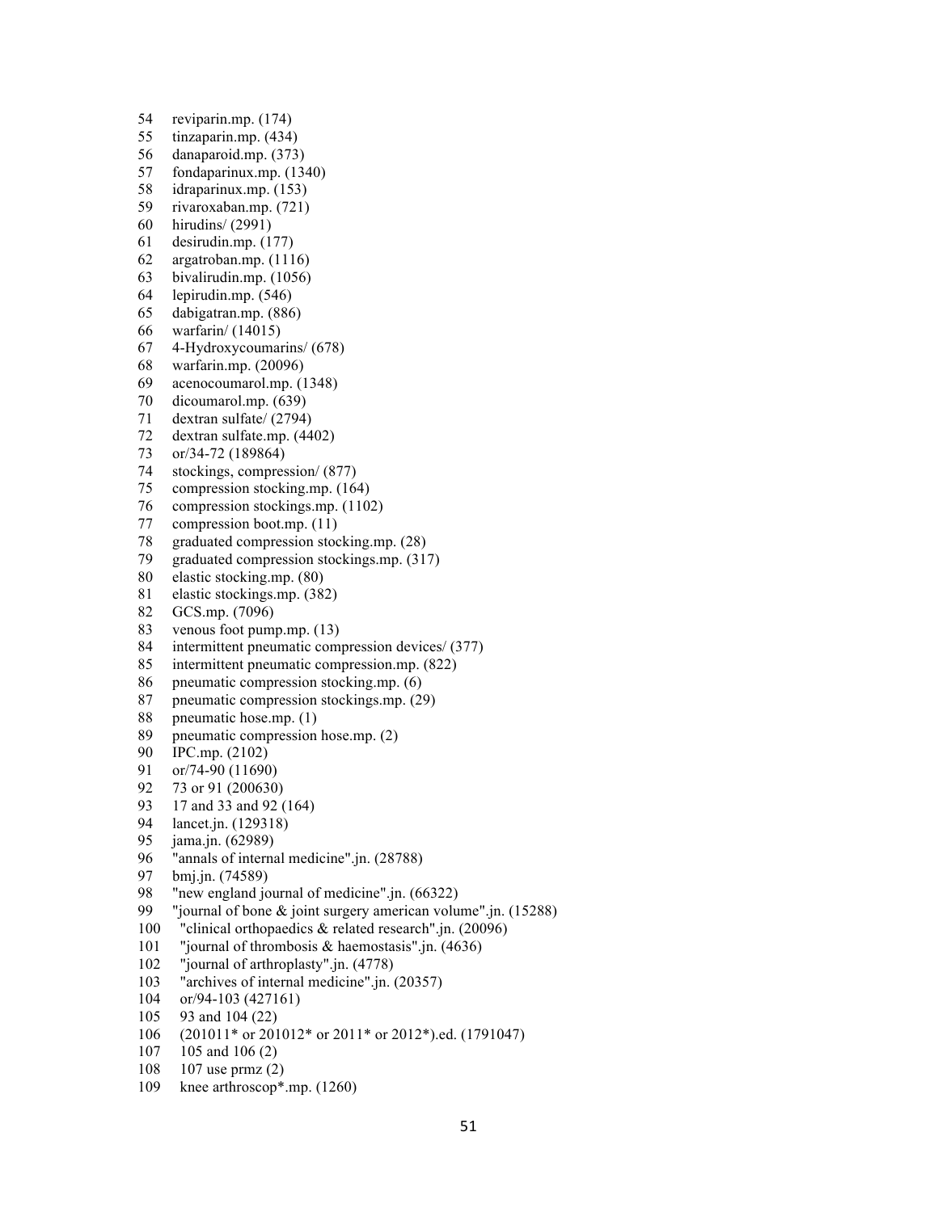54 reviparin.mp. (174)
55 tinzaparin.mp. (434)
56 danaparoid.mp. (373)
57 fondaparinux.mp. (1340)
58 idraparinux.mp. (153)
59 rivaroxaban.mp. (721)
60 hirudins/ (2991)
61 desirudin.mp. (177)
62 argatroban.mp. (1116)
63 bivalirudin.mp. (1056)
64 lepirudin.mp. (546)
65 dabigatran.mp. (886)
66 warfarin/ (14015)
67 4-Hydroxycoumarins/ (678)
68 warfarin.mp. (20096)
69 acenocoumarol.mp. (1348)
70 dicoumarol.mp. (639)
71 dextran sulfate/ (2794)
72 dextran sulfate.mp. (4402)
73 or/34-72 (189864)
74 stockings, compression/ (877)
75 compression stocking.mp. (164)
76 compression stockings.mp. (1102)
77 compression boot.mp. (11)
78 graduated compression stocking.mp. (28)
79 graduated compression stockings.mp. (317)
80 elastic stocking.mp. (80)
81 elastic stockings.mp. (382)
82 GCS.mp. (7096)
83 venous foot pump.mp. (13)
84 intermittent pneumatic compression devices/ (377)
85 intermittent pneumatic compression.mp. (822)
86 pneumatic compression stocking.mp. (6)
87 pneumatic compression stockings.mp. (29)
88 pneumatic hose.mp. (1)
89 pneumatic compression hose.mp. (2)
90 IPC.mp. (2102)
91 or/74-90 (11690)
92 73 or 91 (200630)
93 17 and 33 and 92 (164)
94 lancet.jn. (129318)
95 jama.jn. (62989)
96 "annals of internal medicine".jn. (28788)
97 bmj.jn. (74589)
98 "new england journal of medicine".jn. (66322)
99 "journal of bone & joint surgery american volume".jn. (15288)
100 "clinical orthopaedics & related research".jn. (20096)
101 "journal of thrombosis & haemostasis".jn. (4636)
102 "journal of arthroplasty".jn. (4778)
103 "archives of internal medicine".jn. (20357)
104 or/94-103 (427161)
105 93 and 104 (22)
106 (201011* or 201012* or 2011* or 2012*).ed. (1791047)
107 105 and 106 (2)
108 107 use prmz (2)
109 knee arthroscop*.mp. (1260)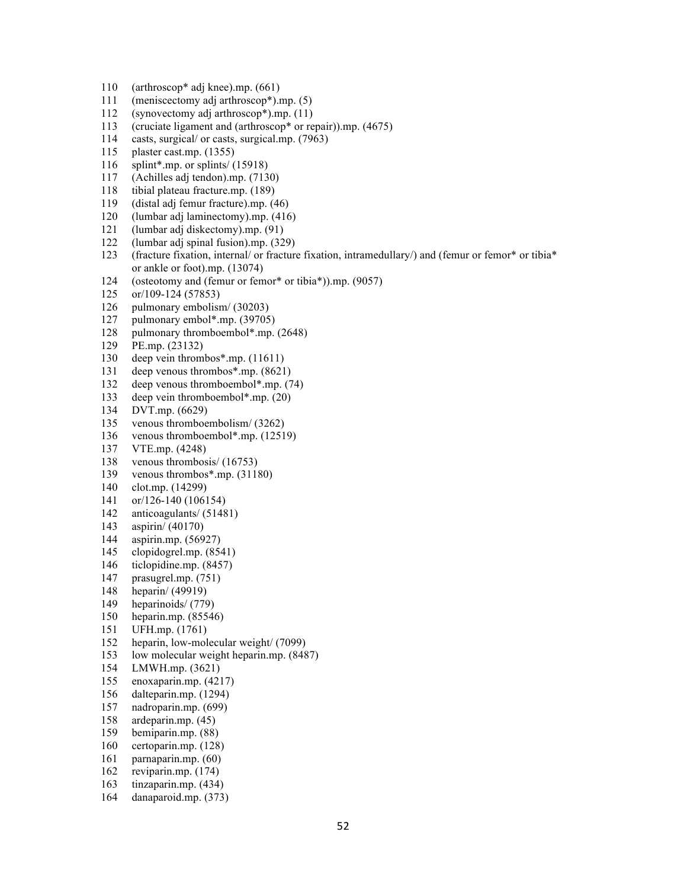110 (arthroscop* adj knee).mp. (661)
111 (meniscectomy adj arthroscop*).mp. (5)
112 (synovectomy adj arthroscop*).mp. (11)
113 (cruciate ligament and (arthroscop* or repair)).mp. (4675)
114 casts, surgical/ or casts, surgical.mp. (7963)
115 plaster cast.mp. (1355)
116 splint*.mp. or splints/ (15918)
117 (Achilles adj tendon).mp. (7130)
118 tibial plateau fracture.mp. (189)
119 (distal adj femur fracture).mp. (46)
120 (lumbar adj laminectomy).mp. (416)
121 (lumbar adj diskectomy).mp. (91)
122 (lumbar adj spinal fusion).mp. (329)
123 (fracture fixation, internal/ or fracture fixation, intramedullary/) and (femur or femor* or tibia* or ankle or foot).mp. (13074)
124 (osteotomy and (femur or femor* or tibia*)).mp. (9057)
125 or/109-124 (57853)
126 pulmonary embolism/ (30203)
127 pulmonary embol*.mp. (39705)
128 pulmonary thromboembol*.mp. (2648)
129 PE.mp. (23132)
130 deep vein thrombos*.mp. (11611)
131 deep venous thrombos*.mp. (8621)
132 deep venous thromboembol*.mp. (74)
133 deep vein thromboembol*.mp. (20)
134 DVT.mp. (6629)
135 venous thromboembolism/ (3262)
136 venous thromboembol*.mp. (12519)
137 VTE.mp. (4248)
138 venous thrombosis/ (16753)
139 venous thrombos*.mp. (31180)
140 clot.mp. (14299)
141 or/126-140 (106154)
142 anticoagulants/ (51481)
143 aspirin/ (40170)
144 aspirin.mp. (56927)
145 clopidogrel.mp. (8541)
146 ticlopidine.mp. (8457)
147 prasugrel.mp. (751)
148 heparin/ (49919)
149 heparinoids/ (779)
150 heparin.mp. (85546)
151 UFH.mp. (1761)
152 heparin, low-molecular weight/ (7099)
153 low molecular weight heparin.mp. (8487)
154 LMWH.mp. (3621)
155 enoxaparin.mp. (4217)
156 dalteparin.mp. (1294)
157 nadroparin.mp. (699)
158 ardeparin.mp. (45)
159 bemiparin.mp. (88)
160 certoparin.mp. (128)
161 parnaparin.mp. (60)
162 reviparin.mp. (174)
163 tinzaparin.mp. (434)
164 danaparoid.mp. (373)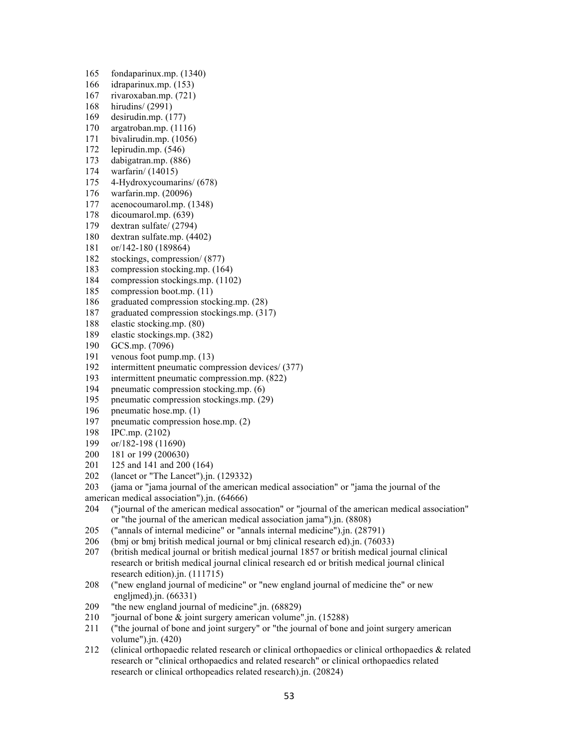165 fondaparinux.mp. (1340)
166 idraparinux.mp. (153)
167 rivaroxaban.mp. (721)
168 hirudins/ (2991)
169 desirudin.mp. (177)
170 argatroban.mp. (1116)
171 bivalirudin.mp. (1056)
172 lepirudin.mp. (546)
173 dabigatran.mp. (886)
174 warfarin/ (14015)
175 4-Hydroxycoumarins/ (678)
176 warfarin.mp. (20096)
177 acenocoumarol.mp. (1348)
178 dicoumarol.mp. (639)
179 dextran sulfate/ (2794)
180 dextran sulfate.mp. (4402)
181 or/142-180 (189864)
182 stockings, compression/ (877)
183 compression stocking.mp. (164)
184 compression stockings.mp. (1102)
185 compression boot.mp. (11)
186 graduated compression stocking.mp. (28)
187 graduated compression stockings.mp. (317)
188 elastic stocking.mp. (80)
189 elastic stockings.mp. (382)
190 GCS.mp. (7096)
191 venous foot pump.mp. (13)
192 intermittent pneumatic compression devices/ (377)
193 intermittent pneumatic compression.mp. (822)
194 pneumatic compression stocking.mp. (6)
195 pneumatic compression stockings.mp. (29)
196 pneumatic hose.mp. (1)
197 pneumatic compression hose.mp. (2)
198 IPC.mp. (2102)
199 or/182-198 (11690)
200 181 or 199 (200630)
201 125 and 141 and 200 (164)
202 (lancet or "The Lancet").jn. (129332)
203 (jama or "jama journal of the american medical association" or "jama the journal of the american medical association").jn. (64666)
204 ("journal of the american medical assocation" or "journal of the american medical association" or "the journal of the american medical association jama").jn. (8808)
205 ("annals of internal medicine" or "annals internal medicine").jn. (28791)
206 (bmj or bmj british medical journal or bmj clinical research ed).jn. (76033)
207 (british medical journal or british medical journal 1857 or british medical journal clinical research or british medical journal clinical research ed or british medical journal clinical research edition).jn. (111715)
208 ("new england journal of medicine" or "new england journal of medicine the" or new engljmed).jn. (66331)
209 "the new england journal of medicine".jn. (68829)
210 "journal of bone & joint surgery american volume".jn. (15288)
211 ("the journal of bone and joint surgery" or "the journal of bone and joint surgery american volume").jn. (420)
212 (clinical orthopaedic related research or clinical orthopaedics or clinical orthopaedics & related research or "clinical orthopaedics and related research" or clinical orthopaedics related research or clinical orthopeadics related research).jn. (20824)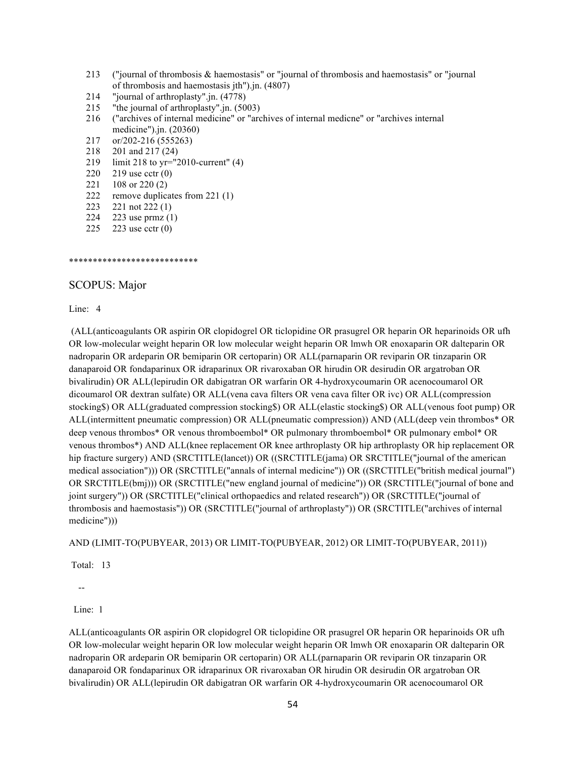213 ("journal of thrombosis & haemostasis" or "journal of thrombosis and haemostasis" or "journal of thrombosis and haemostasis jth").jn. (4807)
214 "journal of arthroplasty".jn. (4778)
215 "the journal of arthroplasty".jn. (5003)
216 ("archives of internal medicine" or "archives of internal medicne" or "archives internal medicine").jn. (20360)
217 or/202-216 (555263)
218 201 and 217 (24)
219 limit 218 to yr="2010-current" (4)
220 219 use cctr (0)
221 108 or 220 (2)
222 remove duplicates from 221 (1)
223 221 not 222 (1)
224 223 use prmz (1)
225 223 use cctr (0)

***************************

SCOPUS: Major

Line: 4

(ALL(anticoagulants OR aspirin OR clopidogrel OR ticlopidine OR prasugrel OR heparin OR heparinoids OR ufh OR low-molecular weight heparin OR low molecular weight heparin OR lmwh OR enoxaparin OR dalteparin OR nadroparin OR ardeparin OR bemiparin OR certoparin) OR ALL(parnaparin OR reviparin OR tinzaparin OR danaparoid OR fondaparinux OR idraparinux OR rivaroxaban OR hirudin OR desirudin OR argatroban OR bivalirudin) OR ALL(lepirudin OR dabigatran OR warfarin OR 4-hydroxycoumarin OR acenocoumarol OR dicoumarol OR dextran sulfate) OR ALL(vena cava filters OR vena cava filter OR ivc) OR ALL(compression stocking$) OR ALL(graduated compression stocking$) OR ALL(elastic stocking$) OR ALL(venous foot pump) OR ALL(intermittent pneumatic compression) OR ALL(pneumatic compression)) AND (ALL(deep vein thrombos* OR deep venous thrombos* OR venous thromboembol* OR pulmonary thromboembol* OR pulmonary embol* OR venous thrombos*) AND ALL(knee replacement OR knee arthroplasty OR hip arthroplasty OR hip replacement OR hip fracture surgery) AND (SRCTITLE(lancet)) OR ((SRCTITLE(jama) OR SRCTITLE("journal of the american medical association"))) OR (SRCTITLE("annals of internal medicine")) OR ((SRCTITLE("british medical journal") OR SRCTITLE(bmj))) OR (SRCTITLE("new england journal of medicine")) OR (SRCTITLE("journal of bone and joint surgery")) OR (SRCTITLE("clinical orthopaedics and related research")) OR (SRCTITLE("journal of thrombosis and haemostasis")) OR (SRCTITLE("journal of arthroplasty")) OR (SRCTITLE("archives of internal medicine")))

AND (LIMIT-TO(PUBYEAR, 2013) OR LIMIT-TO(PUBYEAR, 2012) OR LIMIT-TO(PUBYEAR, 2011))

Total: 13

--

Line: 1

ALL(anticoagulants OR aspirin OR clopidogrel OR ticlopidine OR prasugrel OR heparin OR heparinoids OR ufh OR low-molecular weight heparin OR low molecular weight heparin OR lmwh OR enoxaparin OR dalteparin OR nadroparin OR ardeparin OR bemiparin OR certoparin) OR ALL(parnaparin OR reviparin OR tinzaparin OR danaparoid OR fondaparinux OR idraparinux OR rivaroxaban OR hirudin OR desirudin OR argatroban OR bivalirudin) OR ALL(lepirudin OR dabigatran OR warfarin OR 4-hydroxycoumarin OR acenocoumarol OR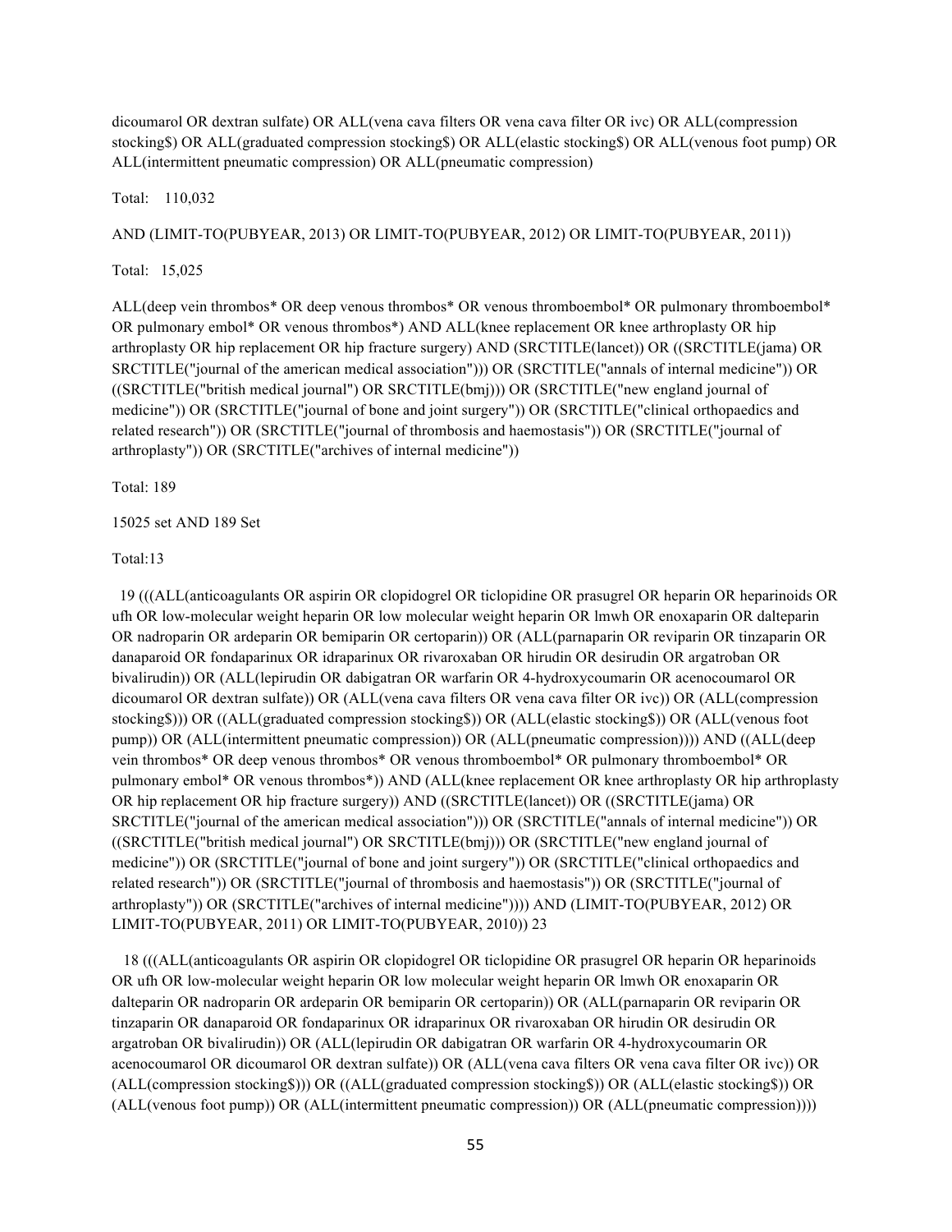dicoumarol OR dextran sulfate) OR ALL(vena cava filters OR vena cava filter OR ivc) OR ALL(compression stocking$) OR ALL(graduated compression stocking$) OR ALL(elastic stocking$) OR ALL(venous foot pump) OR ALL(intermittent pneumatic compression) OR ALL(pneumatic compression)

Total: 110,032

AND (LIMIT-TO(PUBYEAR, 2013) OR LIMIT-TO(PUBYEAR, 2012) OR LIMIT-TO(PUBYEAR, 2011))

Total: 15,025

ALL(deep vein thrombos* OR deep venous thrombos* OR venous thromboembol* OR pulmonary thromboembol* OR pulmonary embol* OR venous thrombos*) AND ALL(knee replacement OR knee arthroplasty OR hip arthroplasty OR hip replacement OR hip fracture surgery) AND (SRCTITLE(lancet)) OR ((SRCTITLE(jama) OR SRCTITLE("journal of the american medical association"))) OR (SRCTITLE("annals of internal medicine")) OR ((SRCTITLE("british medical journal") OR SRCTITLE(bmj))) OR (SRCTITLE("new england journal of medicine")) OR (SRCTITLE("journal of bone and joint surgery")) OR (SRCTITLE("clinical orthopaedics and related research")) OR (SRCTITLE("journal of thrombosis and haemostasis")) OR (SRCTITLE("journal of arthroplasty")) OR (SRCTITLE("archives of internal medicine"))

Total: 189

15025 set AND 189 Set

Total:13

19 (((ALL(anticoagulants OR aspirin OR clopidogrel OR ticlopidine OR prasugrel OR heparin OR heparinoids OR ufh OR low-molecular weight heparin OR low molecular weight heparin OR lmwh OR enoxaparin OR dalteparin OR nadroparin OR ardeparin OR bemiparin OR certoparin)) OR (ALL(parnaparin OR reviparin OR tinzaparin OR danaparoid OR fondaparinux OR idraparinux OR rivaroxaban OR hirudin OR desirudin OR argatroban OR bivalirudin)) OR (ALL(lepirudin OR dabigatran OR warfarin OR 4-hydroxycoumarin OR acenocoumarol OR dicoumarol OR dextran sulfate)) OR (ALL(vena cava filters OR vena cava filter OR ivc)) OR (ALL(compression stocking$))) OR ((ALL(graduated compression stocking$)) OR (ALL(elastic stocking$)) OR (ALL(venous foot pump)) OR (ALL(intermittent pneumatic compression)) OR (ALL(pneumatic compression)))) AND ((ALL(deep vein thrombos* OR deep venous thrombos* OR venous thromboembol* OR pulmonary thromboembol* OR pulmonary embol* OR venous thrombos*)) AND (ALL(knee replacement OR knee arthroplasty OR hip arthroplasty OR hip replacement OR hip fracture surgery)) AND ((SRCTITLE(lancet)) OR ((SRCTITLE(jama) OR SRCTITLE("journal of the american medical association"))) OR (SRCTITLE("annals of internal medicine")) OR ((SRCTITLE("british medical journal") OR SRCTITLE(bmj))) OR (SRCTITLE("new england journal of medicine")) OR (SRCTITLE("journal of bone and joint surgery")) OR (SRCTITLE("clinical orthopaedics and related research")) OR (SRCTITLE("journal of thrombosis and haemostasis")) OR (SRCTITLE("journal of arthroplasty")) OR (SRCTITLE("archives of internal medicine")))) AND (LIMIT-TO(PUBYEAR, 2012) OR LIMIT-TO(PUBYEAR, 2011) OR LIMIT-TO(PUBYEAR, 2010)) 23

18 (((ALL(anticoagulants OR aspirin OR clopidogrel OR ticlopidine OR prasugrel OR heparin OR heparinoids OR ufh OR low-molecular weight heparin OR low molecular weight heparin OR lmwh OR enoxaparin OR dalteparin OR nadroparin OR ardeparin OR bemiparin OR certoparin)) OR (ALL(parnaparin OR reviparin OR tinzaparin OR danaparoid OR fondaparinux OR idraparinux OR rivaroxaban OR hirudin OR desirudin OR argatroban OR bivalirudin)) OR (ALL(lepirudin OR dabigatran OR warfarin OR 4-hydroxycoumarin OR acenocoumarol OR dicoumarol OR dextran sulfate)) OR (ALL(vena cava filters OR vena cava filter OR ivc)) OR (ALL(compression stocking$))) OR ((ALL(graduated compression stocking$)) OR (ALL(elastic stocking$)) OR (ALL(venous foot pump)) OR (ALL(intermittent pneumatic compression)) OR (ALL(pneumatic compression))))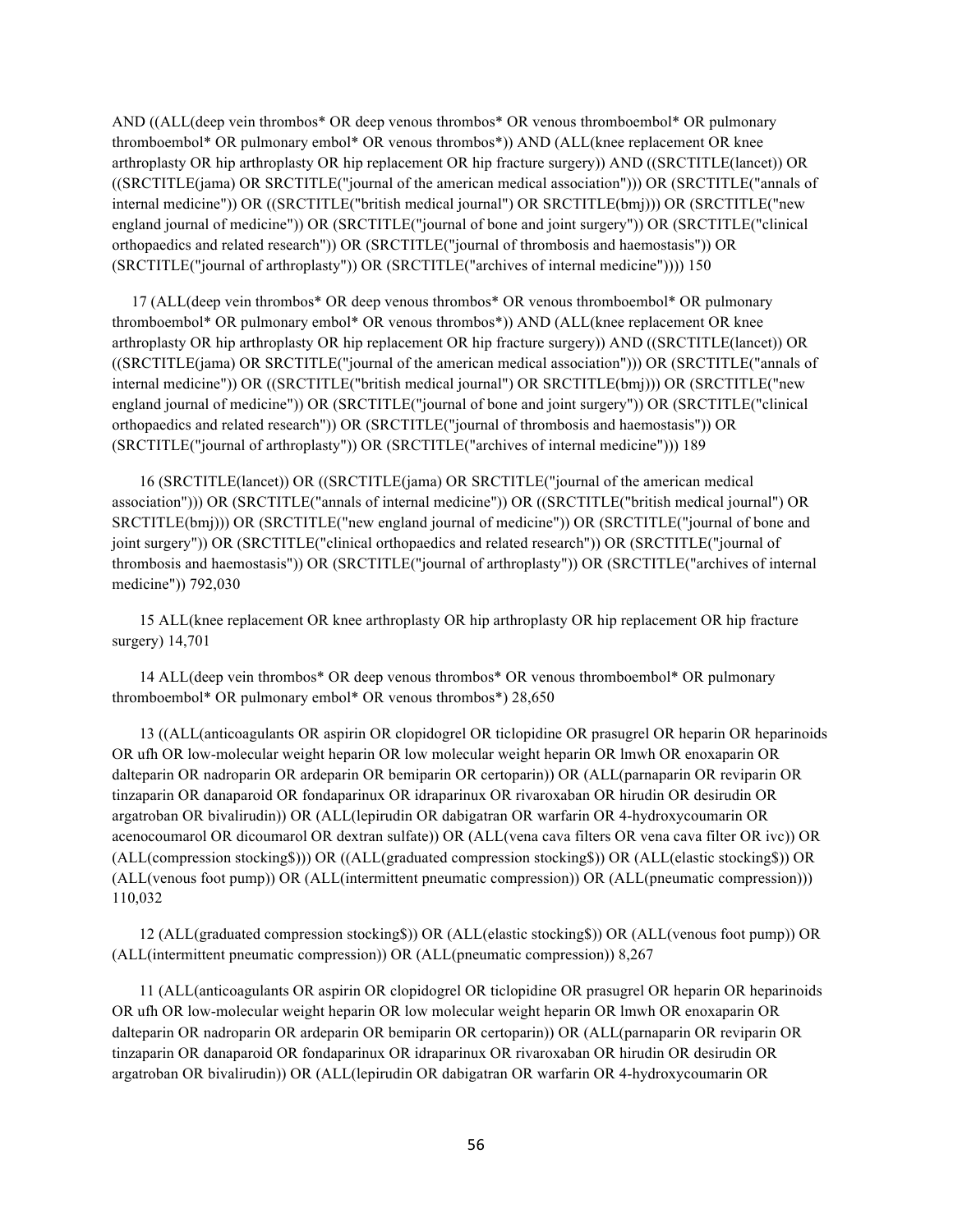AND ((ALL(deep vein thrombos* OR deep venous thrombos* OR venous thromboembol* OR pulmonary thromboembol* OR pulmonary embol* OR venous thrombos*)) AND (ALL(knee replacement OR knee arthroplasty OR hip arthroplasty OR hip replacement OR hip fracture surgery)) AND ((SRCTITLE(lancet)) OR ((SRCTITLE(jama) OR SRCTITLE("journal of the american medical association"))) OR (SRCTITLE("annals of internal medicine")) OR ((SRCTITLE("british medical journal") OR SRCTITLE(bmj))) OR (SRCTITLE("new england journal of medicine")) OR (SRCTITLE("journal of bone and joint surgery")) OR (SRCTITLE("clinical orthopaedics and related research")) OR (SRCTITLE("journal of thrombosis and haemostasis")) OR (SRCTITLE("journal of arthroplasty")) OR (SRCTITLE("archives of internal medicine")))) 150

17 (ALL(deep vein thrombos* OR deep venous thrombos* OR venous thromboembol* OR pulmonary thromboembol* OR pulmonary embol* OR venous thrombos*)) AND (ALL(knee replacement OR knee arthroplasty OR hip arthroplasty OR hip replacement OR hip fracture surgery)) AND ((SRCTITLE(lancet)) OR ((SRCTITLE(jama) OR SRCTITLE("journal of the american medical association"))) OR (SRCTITLE("annals of internal medicine")) OR ((SRCTITLE("british medical journal") OR SRCTITLE(bmj))) OR (SRCTITLE("new england journal of medicine")) OR (SRCTITLE("journal of bone and joint surgery")) OR (SRCTITLE("clinical orthopaedics and related research")) OR (SRCTITLE("journal of thrombosis and haemostasis")) OR (SRCTITLE("journal of arthroplasty")) OR (SRCTITLE("archives of internal medicine"))) 189

16 (SRCTITLE(lancet)) OR ((SRCTITLE(jama) OR SRCTITLE("journal of the american medical association"))) OR (SRCTITLE("annals of internal medicine")) OR ((SRCTITLE("british medical journal") OR SRCTITLE(bmj))) OR (SRCTITLE("new england journal of medicine")) OR (SRCTITLE("journal of bone and joint surgery")) OR (SRCTITLE("clinical orthopaedics and related research")) OR (SRCTITLE("journal of thrombosis and haemostasis")) OR (SRCTITLE("journal of arthroplasty")) OR (SRCTITLE("archives of internal medicine")) 792,030

15 ALL(knee replacement OR knee arthroplasty OR hip arthroplasty OR hip replacement OR hip fracture surgery) 14,701

14 ALL(deep vein thrombos* OR deep venous thrombos* OR venous thromboembol* OR pulmonary thromboembol* OR pulmonary embol* OR venous thrombos*) 28,650

13 ((ALL(anticoagulants OR aspirin OR clopidogrel OR ticlopidine OR prasugrel OR heparin OR heparinoids OR ufh OR low-molecular weight heparin OR low molecular weight heparin OR lmwh OR enoxaparin OR dalteparin OR nadroparin OR ardeparin OR bemiparin OR certoparin)) OR (ALL(parnaparin OR reviparin OR tinzaparin OR danaparoid OR fondaparinux OR idraparinux OR rivaroxaban OR hirudin OR desirudin OR argatroban OR bivalirudin)) OR (ALL(lepirudin OR dabigatran OR warfarin OR 4-hydroxycoumarin OR acenocoumarol OR dicoumarol OR dextran sulfate)) OR (ALL(vena cava filters OR vena cava filter OR ivc)) OR (ALL(compression stocking$))) OR ((ALL(graduated compression stocking$)) OR (ALL(elastic stocking$)) OR (ALL(venous foot pump)) OR (ALL(intermittent pneumatic compression)) OR (ALL(pneumatic compression))) 110,032

12 (ALL(graduated compression stocking$)) OR (ALL(elastic stocking$)) OR (ALL(venous foot pump)) OR (ALL(intermittent pneumatic compression)) OR (ALL(pneumatic compression)) 8,267

11 (ALL(anticoagulants OR aspirin OR clopidogrel OR ticlopidine OR prasugrel OR heparin OR heparinoids OR ufh OR low-molecular weight heparin OR low molecular weight heparin OR lmwh OR enoxaparin OR dalteparin OR nadroparin OR ardeparin OR bemiparin OR certoparin)) OR (ALL(parnaparin OR reviparin OR tinzaparin OR danaparoid OR fondaparinux OR idraparinux OR rivaroxaban OR hirudin OR desirudin OR argatroban OR bivalirudin)) OR (ALL(lepirudin OR dabigatran OR warfarin OR 4-hydroxycoumarin OR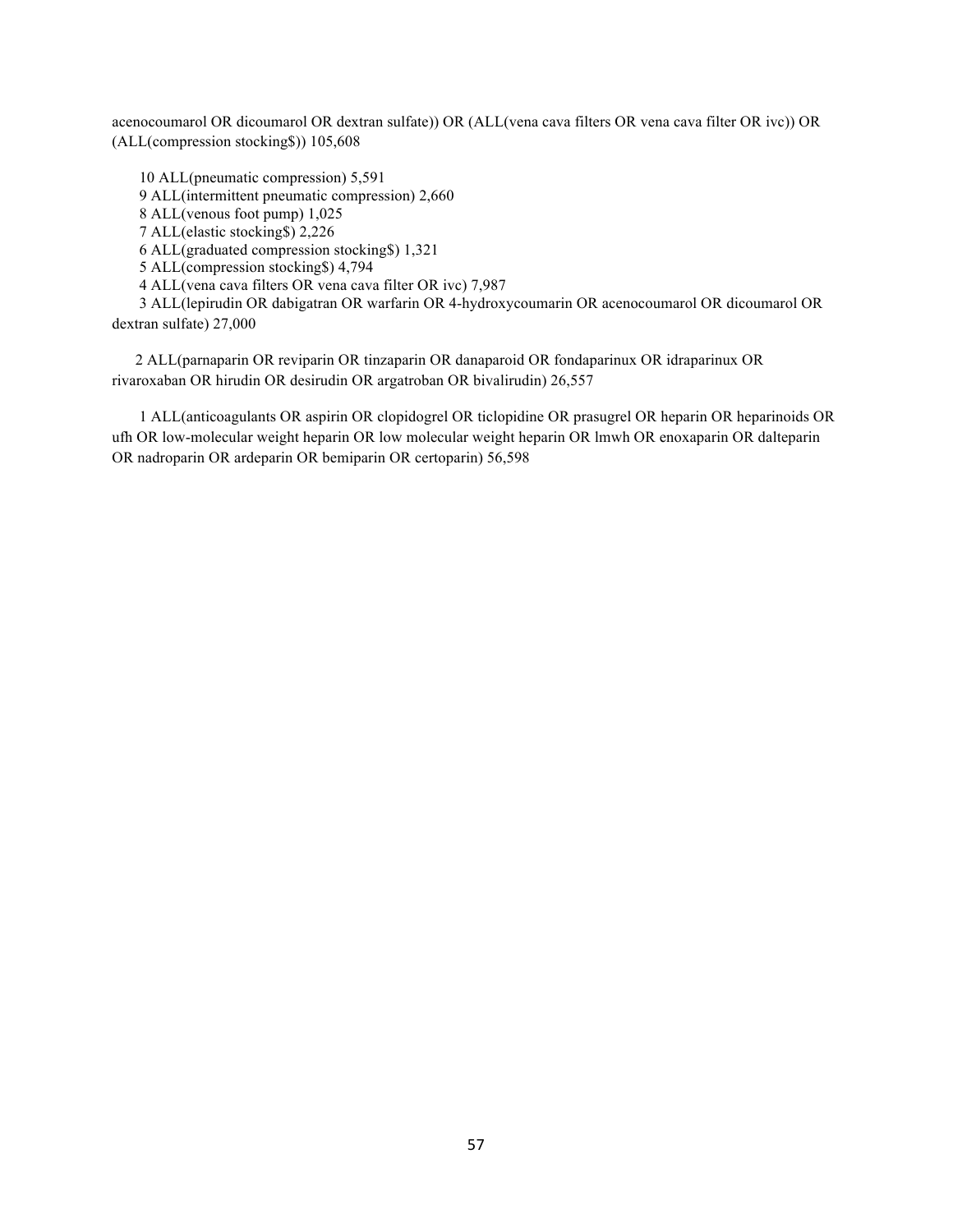acenocoumarol OR dicoumarol OR dextran sulfate)) OR (ALL(vena cava filters OR vena cava filter OR ivc)) OR (ALL(compression stocking$)) 105,608

10 ALL(pneumatic compression) 5,591

9 ALL(intermittent pneumatic compression) 2,660

8 ALL(venous foot pump) 1,025

7 ALL(elastic stocking$) 2,226

6 ALL(graduated compression stocking$) 1,321

5 ALL(compression stocking$) 4,794

4 ALL(vena cava filters OR vena cava filter OR ivc) 7,987

3 ALL(lepirudin OR dabigatran OR warfarin OR 4-hydroxycoumarin OR acenocoumarol OR dicoumarol OR dextran sulfate) 27,000

2 ALL(parnaparin OR reviparin OR tinzaparin OR danaparoid OR fondaparinux OR idraparinux OR rivaroxaban OR hirudin OR desirudin OR argatroban OR bivalirudin) 26,557

1 ALL(anticoagulants OR aspirin OR clopidogrel OR ticlopidine OR prasugrel OR heparin OR heparinoids OR ufh OR low-molecular weight heparin OR low molecular weight heparin OR lmwh OR enoxaparin OR dalteparin OR nadroparin OR ardeparin OR bemiparin OR certoparin) 56,598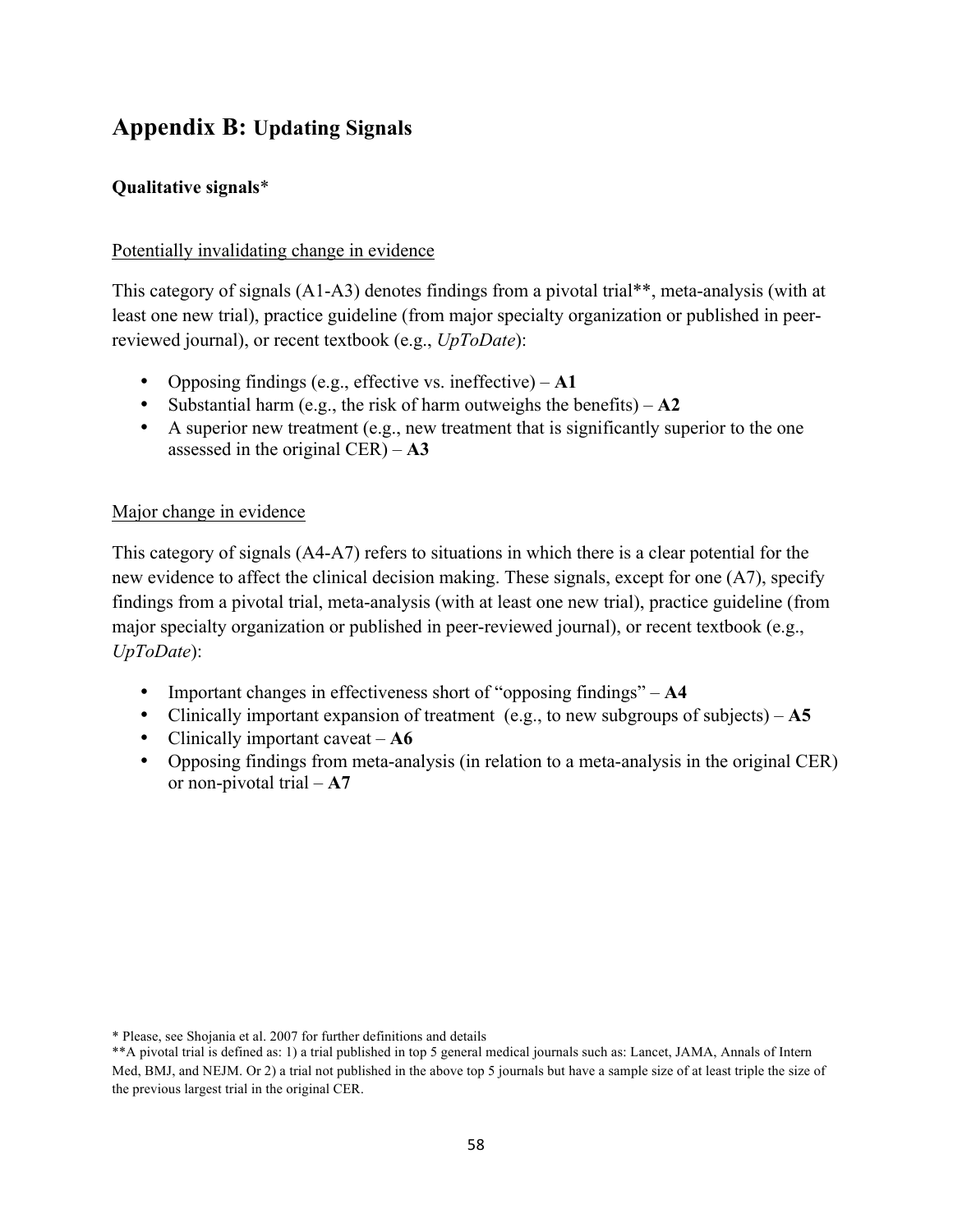## Appendix B: Updating Signals

**Qualitative signals***

Potentially invalidating change in evidence

This category of signals (A1-A3) denotes findings from a pivotal trial**, meta-analysis (with at least one new trial), practice guideline (from major specialty organization or published in peer-reviewed journal), or recent textbook (e.g., *UpToDate*):

- Opposing findings (e.g., effective vs. ineffective) – **A1**
- Substantial harm (e.g., the risk of harm outweighs the benefits) – **A2**
- A superior new treatment (e.g., new treatment that is significantly superior to the one assessed in the original CER) – **A3**

Major change in evidence

This category of signals (A4-A7) refers to situations in which there is a clear potential for the new evidence to affect the clinical decision making. These signals, except for one (A7), specify findings from a pivotal trial, meta-analysis (with at least one new trial), practice guideline (from major specialty organization or published in peer-reviewed journal), or recent textbook (e.g., *UpToDate*):

- Important changes in effectiveness short of "opposing findings" – **A4**
- Clinically important expansion of treatment (e.g., to new subgroups of subjects) – **A5**
- Clinically important caveat – **A6**
- Opposing findings from meta-analysis (in relation to a meta-analysis in the original CER) or non-pivotal trial – **A7**

* Please, see Shojania et al. 2007 for further definitions and details

**A pivotal trial is defined as: 1) a trial published in top 5 general medical journals such as: Lancet, JAMA, Annals of Intern Med, BMJ, and NEJM. Or 2) a trial not published in the above top 5 journals but have a sample size of at least triple the size of the previous largest trial in the original CER.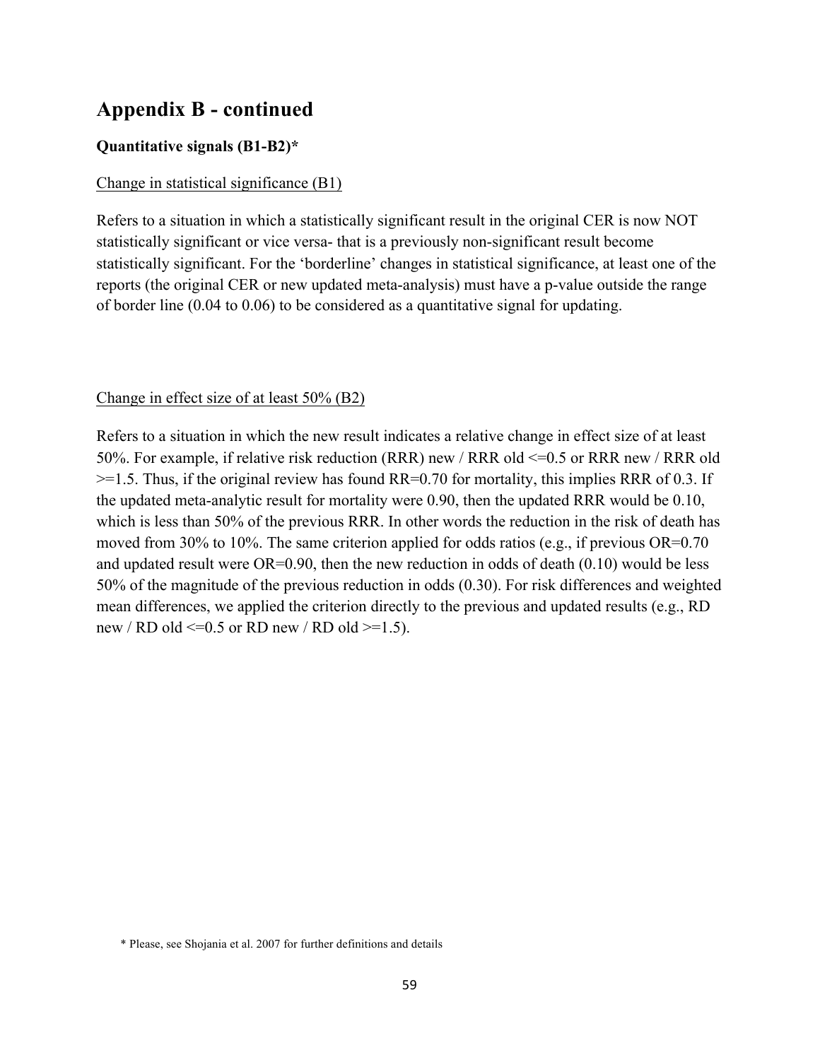## Appendix B - continued

**Quantitative signals (B1-B2)***

Change in statistical significance (B1)

Refers to a situation in which a statistically significant result in the original CER is now NOT statistically significant or vice versa- that is a previously non-significant result become statistically significant. For the 'borderline' changes in statistical significance, at least one of the reports (the original CER or new updated meta-analysis) must have a p-value outside the range of border line (0.04 to 0.06) to be considered as a quantitative signal for updating.

Change in effect size of at least 50% (B2)

Refers to a situation in which the new result indicates a relative change in effect size of at least 50%. For example, if relative risk reduction (RRR) new / RRR old <=0.5 or RRR new / RRR old >=1.5. Thus, if the original review has found RR=0.70 for mortality, this implies RRR of 0.3. If the updated meta-analytic result for mortality were 0.90, then the updated RRR would be 0.10, which is less than 50% of the previous RRR. In other words the reduction in the risk of death has moved from 30% to 10%. The same criterion applied for odds ratios (e.g., if previous OR=0.70 and updated result were OR=0.90, then the new reduction in odds of death (0.10) would be less 50% of the magnitude of the previous reduction in odds (0.30). For risk differences and weighted mean differences, we applied the criterion directly to the previous and updated results (e.g., RD new / RD old <=0.5 or RD new / RD old >=1.5).

* Please, see Shojania et al. 2007 for further definitions and details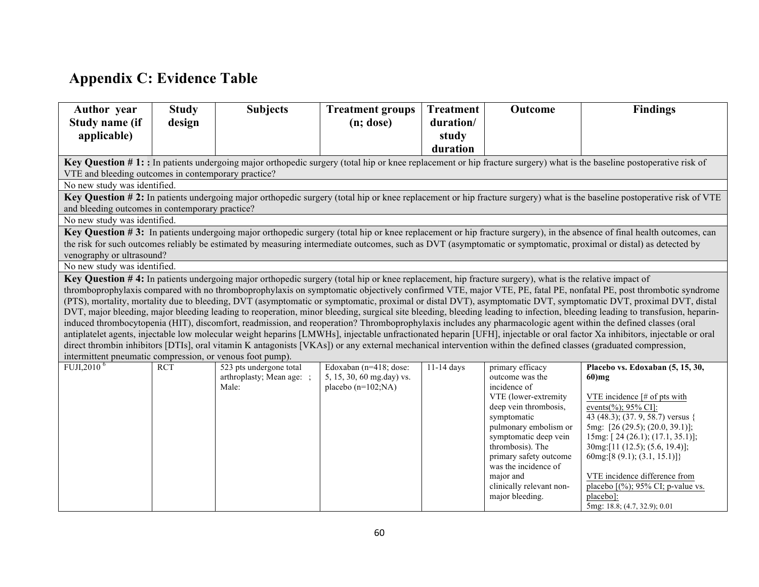## Appendix C: Evidence Table

| Author year Study name (if applicable) | Study design | Subjects | Treatment groups (n; dose) | Treatment duration/ study duration | Outcome | Findings |
|---|---|---|---|---|---|---|
| **Key Question # 1: :** In patients undergoing major orthopedic surgery (total hip or knee replacement or hip fracture surgery) what is the baseline postoperative risk of VTE and bleeding outcomes in contemporary practice? | | | | | | |
| No new study was identified. | | | | | | |
| **Key Question # 2:** In patients undergoing major orthopedic surgery (total hip or knee replacement or hip fracture surgery) what is the baseline postoperative risk of VTE and bleeding outcomes in contemporary practice? | | | | | | |
| No new study was identified. | | | | | | |
| **Key Question # 3:** In patients undergoing major orthopedic surgery (total hip or knee replacement or hip fracture surgery), in the absence of final health outcomes, can the risk for such outcomes reliably be estimated by measuring intermediate outcomes, such as DVT (asymptomatic or symptomatic, proximal or distal) as detected by venography or ultrasound? | | | | | | |
| No new study was identified. | | | | | | |
| **Key Question # 4:** In patients undergoing major orthopedic surgery (total hip or knee replacement, hip fracture surgery), what is the relative impact of thromboprophylaxis compared with no thromboprophylaxis on symptomatic objectively confirmed VTE, major VTE, PE, fatal PE, nonfatal PE, post thrombotic syndrome (PTS), mortality, mortality due to bleeding, DVT (asymptomatic or symptomatic, proximal or distal DVT), asymptomatic DVT, symptomatic DVT, proximal DVT, distal DVT, major bleeding, major bleeding leading to reoperation, minor bleeding, surgical site bleeding, bleeding leading to infection, bleeding leading to transfusion, heparin-induced thrombocytopenia (HIT), discomfort, readmission, and reoperation? Thromboprophylaxis includes any pharmacologic agent within the defined classes (oral antiplatelet agents, injectable low molecular weight heparins [LMWHs], injectable unfractionated heparin [UFH], injectable or oral factor Xa inhibitors, injectable or oral direct thrombin inhibitors [DTIs], oral vitamin K antagonists [VKAs]) or any external mechanical intervention within the defined classes (graduated compression, intermittent pneumatic compression, or venous foot pump). | | | | | | |
| FUJI,2010 [6] | RCT | 523 pts undergone total arthroplasty; Mean age: ; Male: | Edoxaban (n=418; dose: 5, 15, 30, 60 mg.day) vs. placebo (n=102;NA) | 11-14 days | primary efficacy outcome was the incidence of VTE (lower-extremity deep vein thrombosis, symptomatic pulmonary embolism or symptomatic deep vein thrombosis). The primary safety outcome was the incidence of major and clinically relevant non-major bleeding. | **Placebo vs. Edoxaban (5, 15, 30, 60)mg**<br><br>VTE incidence [# of pts with events(%); 95% CI]:<br>43 (48.3); (37. 9, 58.7) versus { 5mg: [26 (29.5); (20.0, 39.1)]; 15mg: [ 24 (26.1); (17.1, 35.1)]; 30mg:[11 (12.5); (5.6, 19.4)]; 60mg:[8 (9.1); (3.1, 15.1)]}<br><br>VTE incidence difference from placebo [(%); 95% CI; p-value vs. placebo]:<br>5mg: 18.8; (4.7, 32.9); 0.01 |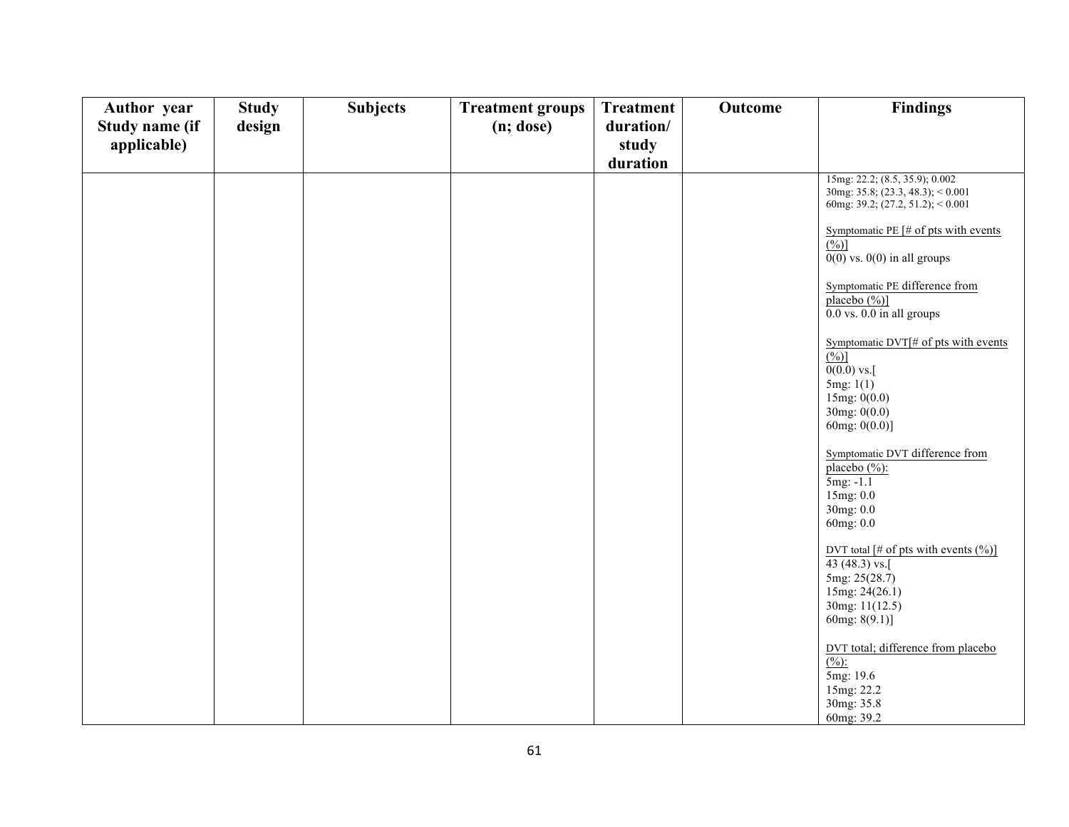| Author year Study name (if applicable) | Study design | Subjects | Treatment groups (n; dose) | Treatment duration/ study duration | Outcome | Findings |
|---|---|---|---|---|---|---|
| | | | | | | 15mg: 22.2; (8.5, 35.9); 0.002<br>30mg: 35.8; (23.3, 48.3); < 0.001<br>60mg: 39.2; (27.2, 51.2); < 0.001<br><br>Symptomatic PE [# of pts with events (%)]<br>0(0) vs. 0(0) in all groups<br><br>Symptomatic PE difference from placebo (%)]<br>0.0 vs. 0.0 in all groups<br><br>Symptomatic DVT[# of pts with events (%)]<br>0(0.0) vs.[<br>5mg: 1(1)<br>15mg: 0(0.0)<br>30mg: 0(0.0)<br>60mg: 0(0.0)]<br><br>Symptomatic DVT difference from placebo (%):<br>5mg: -1.1<br>15mg: 0.0<br>30mg: 0.0<br>60mg: 0.0<br><br>DVT total [# of pts with events (%)]<br>43 (48.3) vs.[<br>5mg: 25(28.7)<br>15mg: 24(26.1)<br>30mg: 11(12.5)<br>60mg: 8(9.1)]<br><br>DVT total; difference from placebo (%):<br>5mg: 19.6<br>15mg: 22.2<br>30mg: 35.8<br>60mg: 39.2 |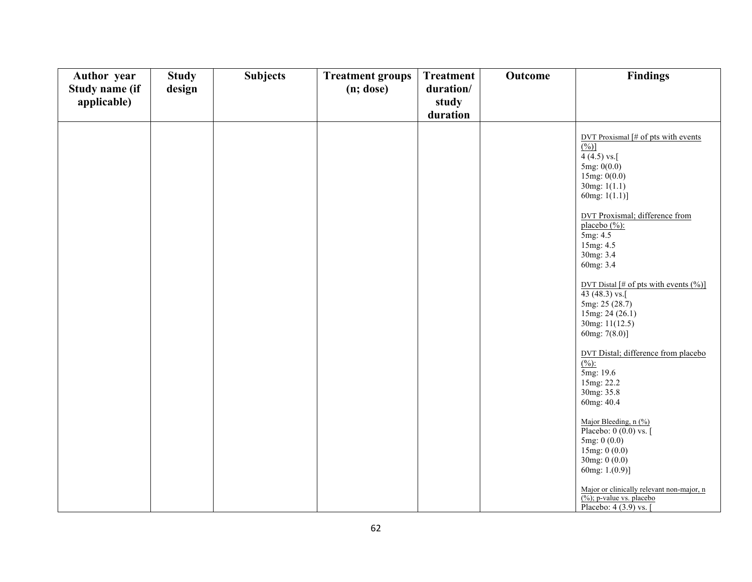| Author year Study name (if applicable) | Study design | Subjects | Treatment groups (n; dose) | Treatment duration/ study duration | Outcome | Findings |
|---|---|---|---|---|---|---|
| | | | | | | DVT Proxismal [# of pts with events (%)]<br>4 (4.5) vs.[<br>5mg: 0(0.0)<br>15mg: 0(0.0)<br>30mg: 1(1.1)<br>60mg: 1(1.1)]<br><br>DVT Proxismal; difference from placebo (%):<br>5mg: 4.5<br>15mg: 4.5<br>30mg: 3.4<br>60mg: 3.4<br><br>DVT Distal [# of pts with events (%)]<br>43 (48.3) vs.[<br>5mg: 25 (28.7)<br>15mg: 24 (26.1)<br>30mg: 11(12.5)<br>60mg: 7(8.0)]<br><br>DVT Distal; difference from placebo (%):<br>5mg: 19.6<br>15mg: 22.2<br>30mg: 35.8<br>60mg: 40.4<br><br>Major Bleeding, n (%)<br>Placebo: 0 (0.0) vs. [<br>5mg: 0 (0.0)<br>15mg: 0 (0.0)<br>30mg: 0 (0.0)<br>60mg: 1.(0.9)]<br><br>Major or clinically relevant non-major, n (%); p-value vs. placebo<br>Placebo: 4 (3.9) vs. [ |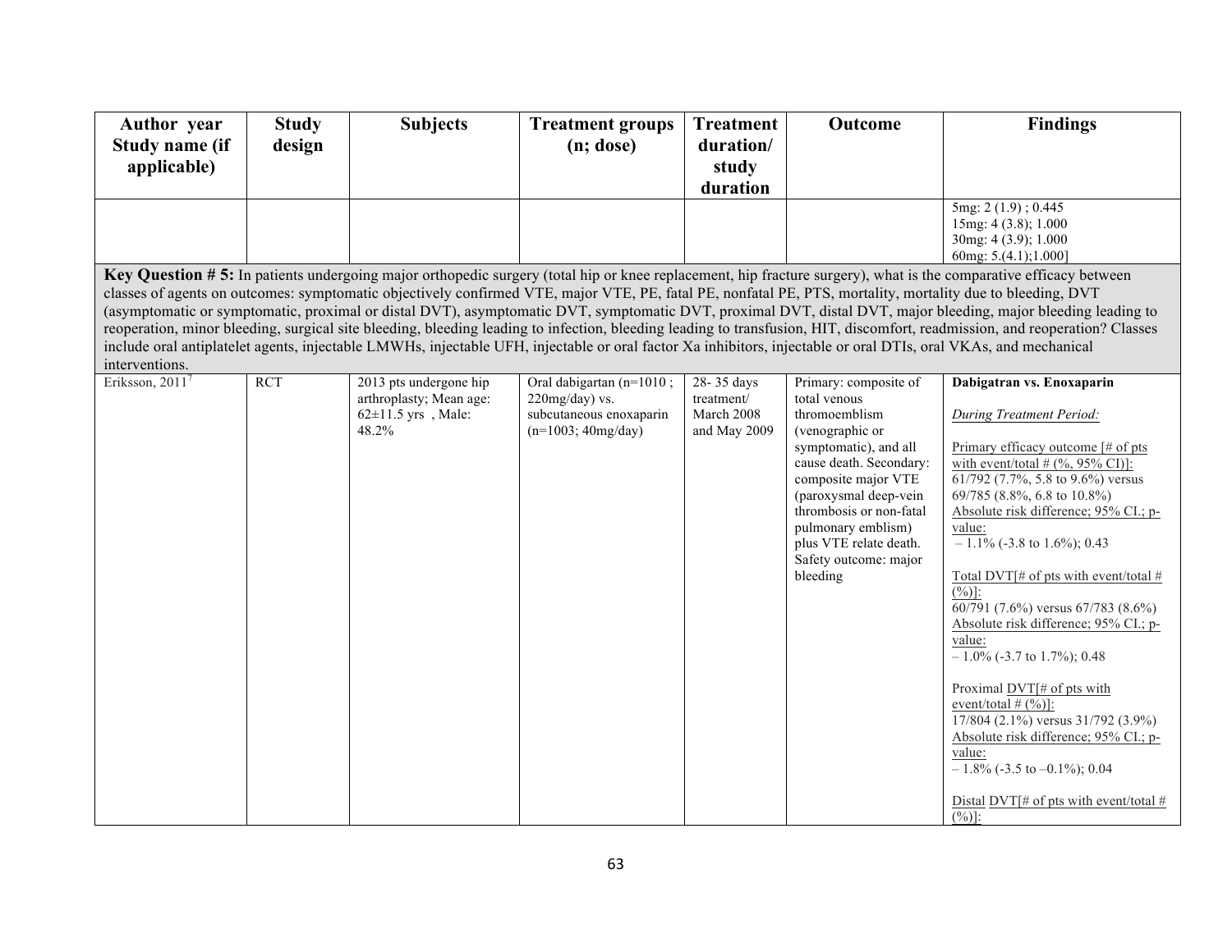| Author year Study name (if applicable) | Study design | Subjects | Treatment groups (n; dose) | Treatment duration/ study duration | Outcome | Findings |
|---|---|---|---|---|---|---|
| | | | | | | 5mg: 2 (1.9) ; 0.445<br>15mg: 4 (3.8); 1.000<br>30mg: 4 (3.9); 1.000<br>60mg: 5.(4.1);1.000] |
| **Key Question # 5:** In patients undergoing major orthopedic surgery (total hip or knee replacement, hip fracture surgery), what is the comparative efficacy between classes of agents on outcomes: symptomatic objectively confirmed VTE, major VTE, PE, fatal PE, nonfatal PE, PTS, mortality, mortality due to bleeding, DVT (asymptomatic or symptomatic, proximal or distal DVT), asymptomatic DVT, symptomatic DVT, proximal DVT, distal DVT, major bleeding, major bleeding leading to reoperation, minor bleeding, surgical site bleeding, bleeding leading to infection, bleeding leading to transfusion, HIT, discomfort, readmission, and reoperation? Classes include oral antiplatelet agents, injectable LMWHs, injectable UFH, injectable or oral factor Xa inhibitors, injectable or oral DTIs, oral VKAs, and mechanical interventions. | | | | | | |
| Eriksson, 2011[7] | RCT | 2013 pts undergone hip arthroplasty; Mean age: 62±11.5 yrs , Male: 48.2% | Oral dabigartan (n=1010 ; 220mg/day) vs. subcutaneous enoxaparin (n=1003; 40mg/day) | 28- 35 days treatment/ March 2008 and May 2009 | Primary: composite of total venous thromoembolism (venographic or symptomatic), and all cause death. Secondary: composite major VTE (paroxysmal deep-vein thrombosis or non-fatal pulmonary emblism) plus VTE relate death. Safety outcome: major bleeding | **Dabigatran vs. Enoxaparin**<br><br>*During Treatment Period:*<br><br>Primary efficacy outcome [# of pts with event/total # (%, 95% CI)]:<br>61/792 (7.7%, 5.8 to 9.6%) versus 69/785 (8.8%, 6.8 to 10.8%)<br>Absolute risk difference; 95% CI.; p-value:<br>– 1.1% (-3.8 to 1.6%); 0.43<br><br>Total DVT[# of pts with event/total # (%)]:<br>60/791 (7.6%) versus 67/783 (8.6%)<br>Absolute risk difference; 95% CI.; p-value:<br>– 1.0% (-3.7 to 1.7%); 0.48<br><br>Proximal DVT[# of pts with event/total # (%)]:<br>17/804 (2.1%) versus 31/792 (3.9%)<br>Absolute risk difference; 95% CI.; p-value:<br>– 1.8% (-3.5 to –0.1%); 0.04<br><br>Distal DVT[# of pts with event/total # (%)]: |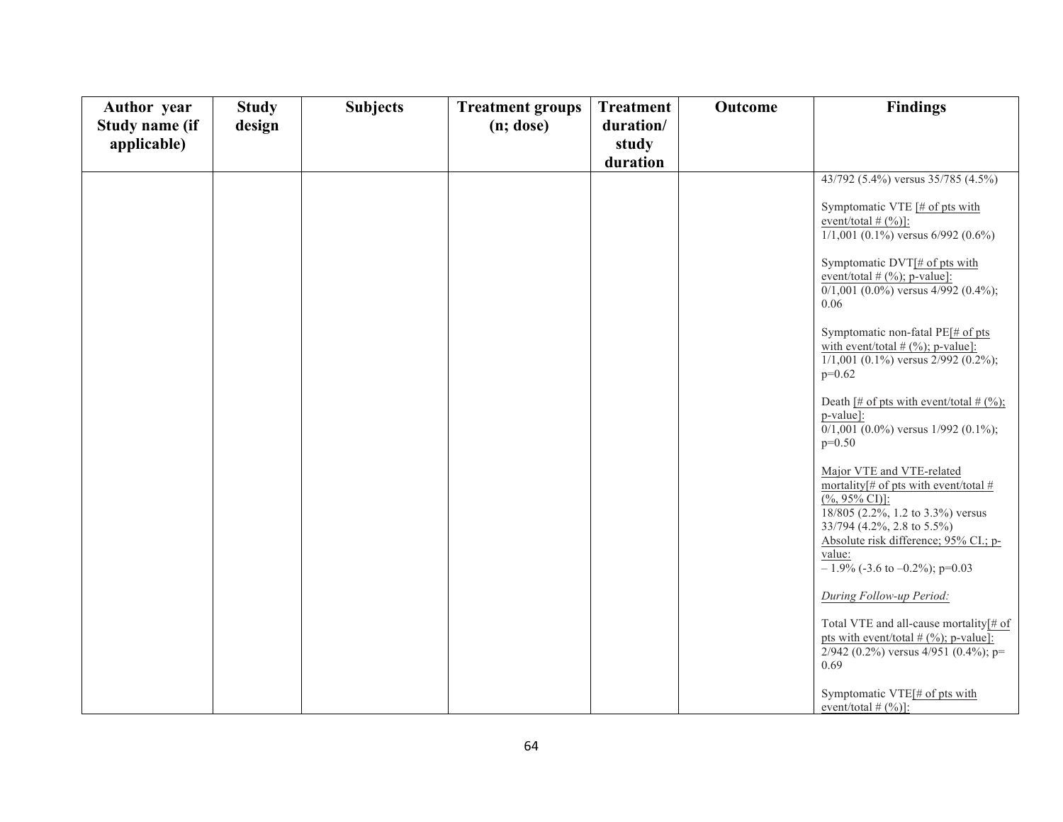| Author year Study name (if applicable) | Study design | Subjects | Treatment groups (n; dose) | Treatment duration/ study duration | Outcome | Findings |
|---|---|---|---|---|---|---|
| | | | | | | 43/792 (5.4%) versus 35/785 (4.5%)<br><br><u>Symptomatic VTE [# of pts with event/total # (%)]:</u><br>1/1,001 (0.1%) versus 6/992 (0.6%)<br><br>Symptomatic DVT<u>[# of pts with event/total # (%); p-value]:</u><br>0/1,001 (0.0%) versus 4/992 (0.4%); 0.06<br><br>Symptomatic non-fatal PE<u>[# of pts with event/total # (%); p-value]:</u><br>1/1,001 (0.1%) versus 2/992 (0.2%); p=0.62<br><br>Death <u>[# of pts with event/total # (%); p-value]:</u><br>0/1,001 (0.0%) versus 1/992 (0.1%); p=0.50<br><br><u>Major VTE and VTE-related mortality[# of pts with event/total # (%, 95% CI)]:</u><br>18/805 (2.2%, 1.2 to 3.3%) versus 33/794 (4.2%, 2.8 to 5.5%)<br><u>Absolute risk difference; 95% CI.; p-value:</u><br>– 1.9% (-3.6 to –0.2%); p=0.03<br><br>*<u>During Follow-up Period:</u>*<br><br>Total VTE and all-cause mortality<u>[# of pts with event/total # (%); p-value]:</u><br>2/942 (0.2%) versus 4/951 (0.4%); p= 0.69<br><br>Symptomatic VTE<u>[# of pts with event/total # (%)]:</u> |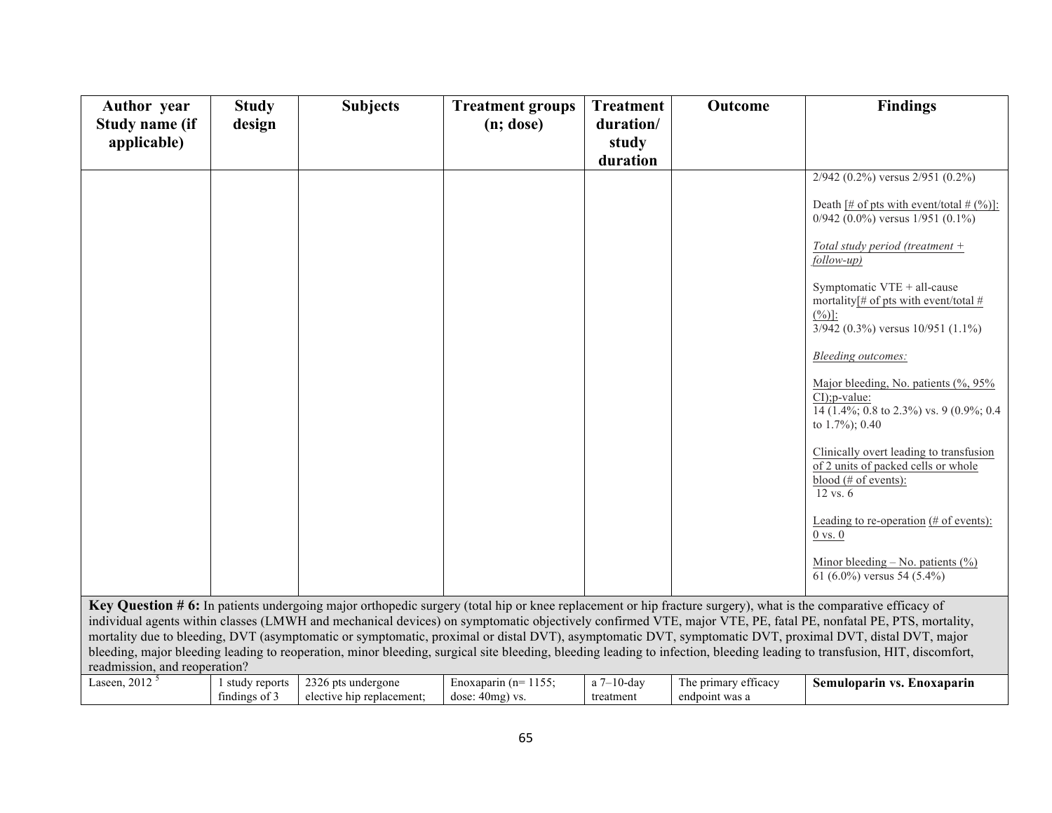| Author year Study name (if applicable) | Study design | Subjects | Treatment groups (n; dose) | Treatment duration/ study duration | Outcome | Findings |
|---|---|---|---|---|---|---|
| | | | | | | 2/942 (0.2%) versus 2/951 (0.2%)<br><br>Death [# of pts with event/total # (%)]:<br>0/942 (0.0%) versus 1/951 (0.1%)<br><br>*Total study period (treatment + follow-up)*<br><br>Symptomatic VTE + all-cause mortality[# of pts with event/total # (%)]:<br>3/942 (0.3%) versus 10/951 (1.1%)<br><br>*Bleeding outcomes:*<br><br>Major bleeding, No. patients (%, 95% CI);p-value:<br>14 (1.4%; 0.8 to 2.3%) vs. 9 (0.9%; 0.4 to 1.7%); 0.40<br><br>Clinically overt leading to transfusion of 2 units of packed cells or whole blood (# of events):<br>12 vs. 6<br><br>Leading to re-operation (# of events):<br>0 vs. 0<br><br>Minor bleeding – No. patients (%)<br>61 (6.0%) versus 54 (5.4%) |
| **Key Question # 6:** In patients undergoing major orthopedic surgery (total hip or knee replacement or hip fracture surgery), what is the comparative efficacy of individual agents within classes (LMWH and mechanical devices) on symptomatic objectively confirmed VTE, major VTE, PE, fatal PE, nonfatal PE, PTS, mortality, mortality due to bleeding, DVT (asymptomatic or symptomatic, proximal or distal DVT), asymptomatic DVT, symptomatic DVT, proximal DVT, distal DVT, major bleeding, major bleeding leading to reoperation, minor bleeding, surgical site bleeding, bleeding leading to infection, bleeding leading to transfusion, HIT, discomfort, readmission, and reoperation? | | | | | | |
| Laseen, 2012 [5] | 1 study reports findings of 3 | 2326 pts undergone elective hip replacement; | Enoxaparin (n= 1155; dose: 40mg) vs. | a 7–10-day treatment | The primary efficacy endpoint was a | **Semuloparin vs. Enoxaparin** |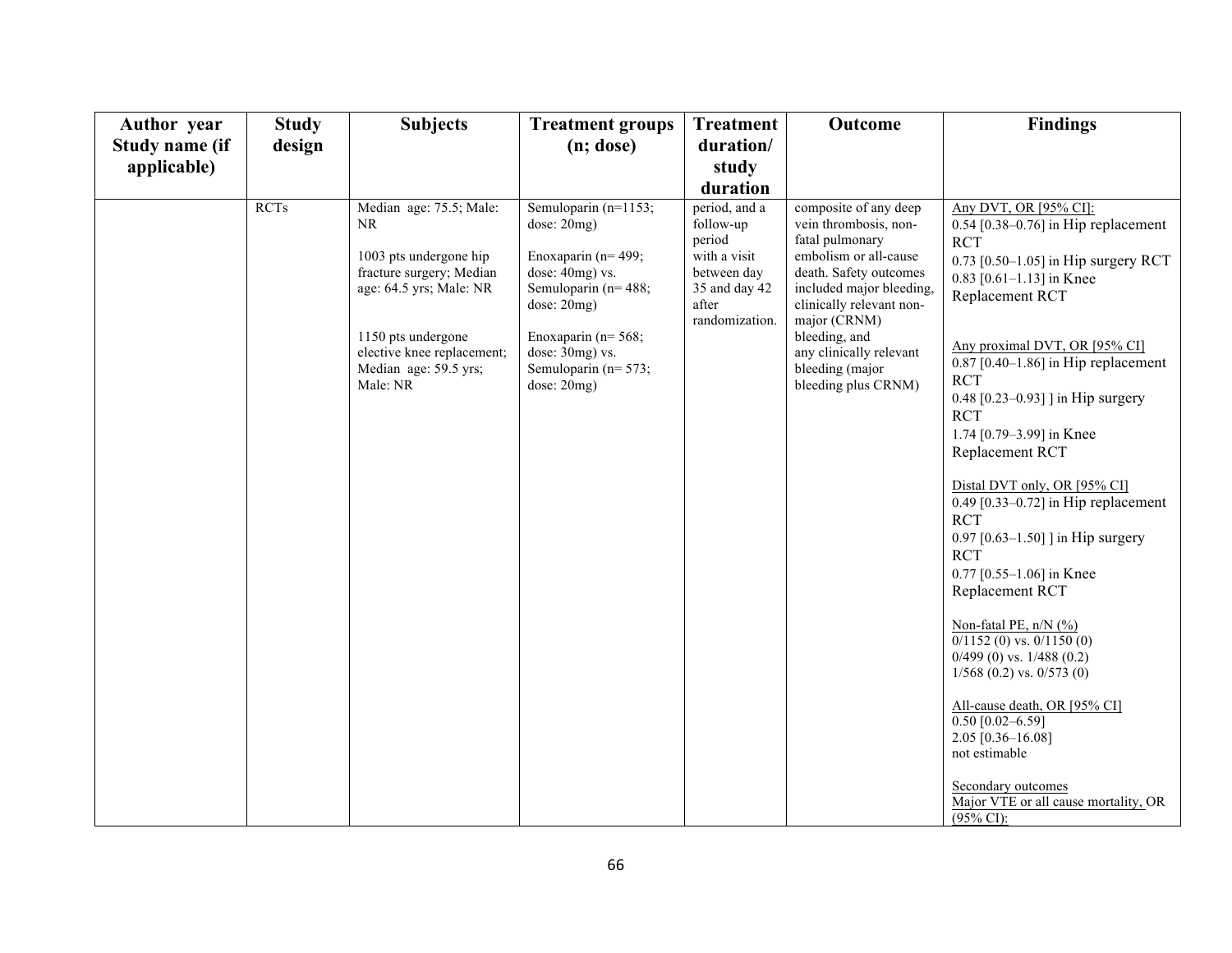| Author year Study name (if applicable) | Study design | Subjects | Treatment groups (n; dose) | Treatment duration/ study duration | Outcome | Findings |
|---|---|---|---|---|---|---|
| | RCTs | Median age: 75.5; Male: NR<br><br>1003 pts undergone hip fracture surgery; Median age: 64.5 yrs; Male: NR<br><br>1150 pts undergone elective knee replacement; Median age: 59.5 yrs; Male: NR | Semuloparin (n=1153; dose: 20mg)<br><br>Enoxaparin (n= 499; dose: 40mg) vs. Semuloparin (n= 488; dose: 20mg)<br><br>Enoxaparin (n= 568; dose: 30mg) vs. Semuloparin (n= 573; dose: 20mg) | period, and a follow-up period with a visit between day 35 and day 42 after randomization. | composite of any deep vein thrombosis, non-fatal pulmonary embolism or all-cause death. Safety outcomes included major bleeding, clinically relevant non-major (CRNM) bleeding, and any clinically relevant bleeding (major bleeding plus CRNM) | Any DVT, OR [95% CI]:<br>0.54 [0.38–0.76] in Hip replacement RCT<br>0.73 [0.50–1.05] in Hip surgery RCT<br>0.83 [0.61–1.13] in Knee Replacement RCT<br><br>Any proximal DVT, OR [95% CI]<br>0.87 [0.40–1.86] in Hip replacement RCT<br>0.48 [0.23–0.93] ] in Hip surgery RCT<br>1.74 [0.79–3.99] in Knee Replacement RCT<br><br>Distal DVT only, OR [95% CI]<br>0.49 [0.33–0.72] in Hip replacement RCT<br>0.97 [0.63–1.50] ] in Hip surgery RCT<br>0.77 [0.55–1.06] in Knee Replacement RCT<br><br>Non-fatal PE, n/N (%)<br>0/1152 (0) vs. 0/1150 (0)<br>0/499 (0) vs. 1/488 (0.2)<br>1/568 (0.2) vs. 0/573 (0)<br><br>All-cause death, OR [95% CI]<br>0.50 [0.02–6.59]<br>2.05 [0.36–16.08]<br>not estimable<br><br>Secondary outcomes<br>Major VTE or all cause mortality, OR (95% CI): |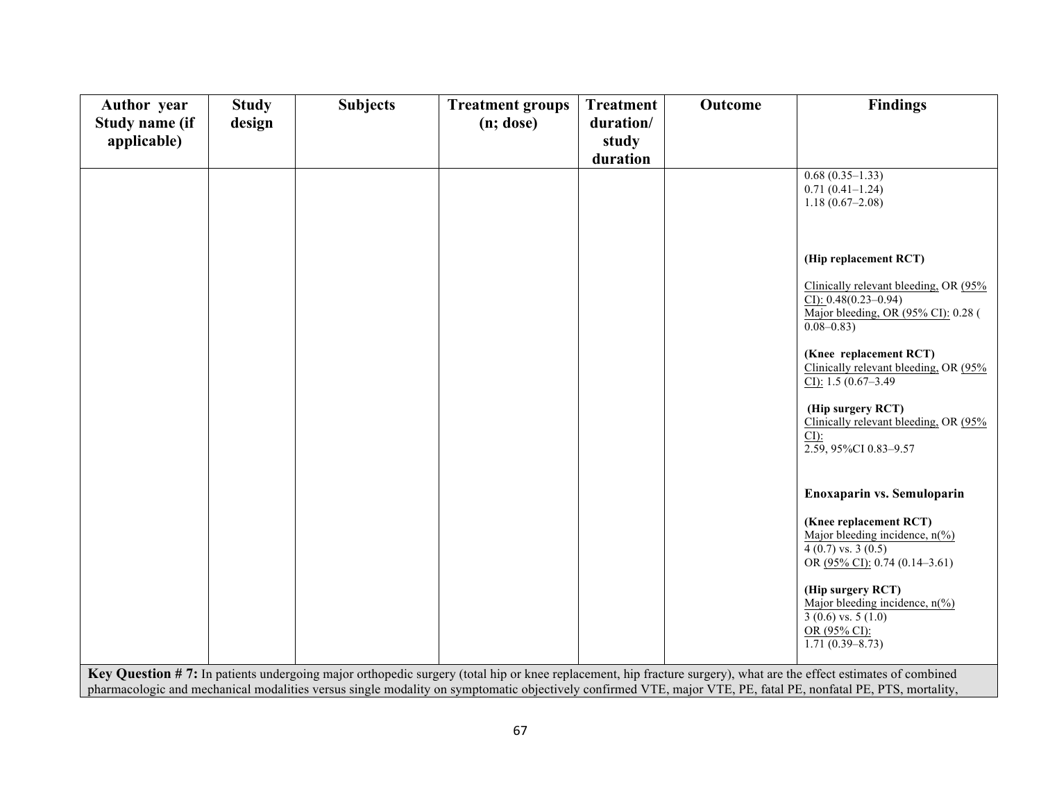| Author year Study name (if applicable) | Study design | Subjects | Treatment groups (n; dose) | Treatment duration/ study duration | Outcome | Findings |
|---|---|---|---|---|---|---|
| | | | | | | 0.68 (0.35–1.33)<br>0.71 (0.41–1.24)<br>1.18 (0.67–2.08)<br><br>**(Hip replacement RCT)**<br><br><u>Clinically relevant bleeding,</u> OR <u>(95% CI):</u> 0.48(0.23–0.94)<br><u>Major bleeding, OR (95% CI):</u> 0.28 ( 0.08–0.83)<br><br>**(Knee replacement RCT)**<br><u>Clinically relevant bleeding,</u> OR <u>(95% CI):</u> 1.5 (0.67–3.49<br><br>**(Hip surgery RCT)**<br><u>Clinically relevant bleeding,</u> OR <u>(95% CI):</u><br>2.59, 95%CI 0.83–9.57<br><br>**Enoxaparin vs. Semuloparin**<br><br>**(Knee replacement RCT)**<br><u>Major bleeding incidence, n(%)</u><br>4 (0.7) vs. 3 (0.5)<br>OR <u>(95% CI):</u> 0.74 (0.14–3.61)<br><br>**(Hip surgery RCT)**<br><u>Major bleeding incidence, n(%)</u><br>3 (0.6) vs. 5 (1.0)<br><u>OR (95% CI):</u><br>1.71 (0.39–8.73) |
| **Key Question # 7:** In patients undergoing major orthopedic surgery (total hip or knee replacement, hip fracture surgery), what are the effect estimates of combined pharmacologic and mechanical modalities versus single modality on symptomatic objectively confirmed VTE, major VTE, PE, fatal PE, nonfatal PE, PTS, mortality, | | | | | | |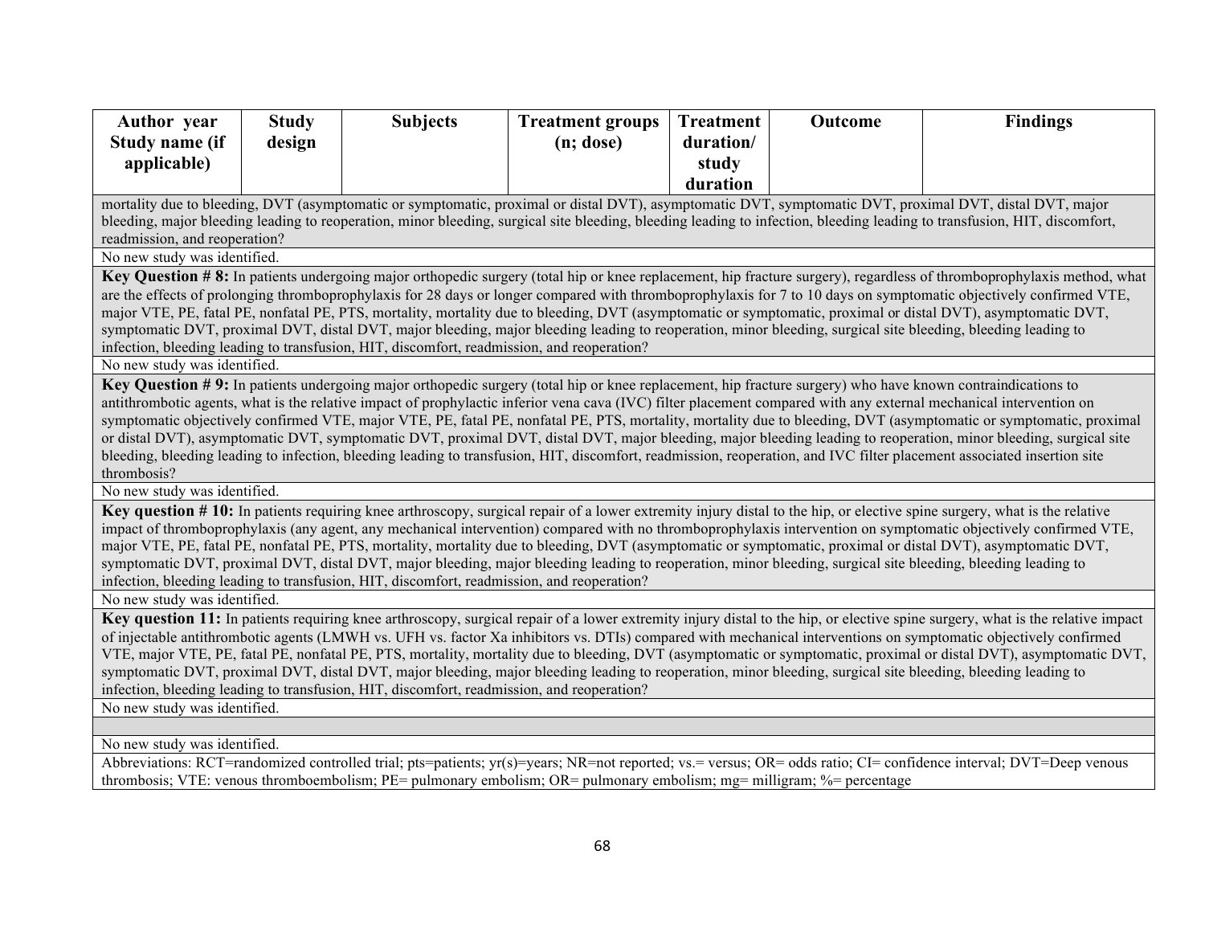| Author year Study name (if applicable) | Study design | Subjects | Treatment groups (n; dose) | Treatment duration/ study duration | Outcome | Findings |
|---|---|---|---|---|---|---|
| mortality due to bleeding, DVT (asymptomatic or symptomatic, proximal or distal DVT), asymptomatic DVT, symptomatic DVT, proximal DVT, distal DVT, major bleeding, major bleeding leading to reoperation, minor bleeding, surgical site bleeding, bleeding leading to infection, bleeding leading to transfusion, HIT, discomfort, readmission, and reoperation? | | | | | | |
| No new study was identified. | | | | | | |
| **Key Question # 8:** In patients undergoing major orthopedic surgery (total hip or knee replacement, hip fracture surgery), regardless of thromboprophylaxis method, what are the effects of prolonging thromboprophylaxis for 28 days or longer compared with thromboprophylaxis for 7 to 10 days on symptomatic objectively confirmed VTE, major VTE, PE, fatal PE, nonfatal PE, PTS, mortality, mortality due to bleeding, DVT (asymptomatic or symptomatic, proximal or distal DVT), asymptomatic DVT, symptomatic DVT, proximal DVT, distal DVT, major bleeding, major bleeding leading to reoperation, minor bleeding, surgical site bleeding, bleeding leading to infection, bleeding leading to transfusion, HIT, discomfort, readmission, and reoperation? | | | | | | |
| No new study was identified. | | | | | | |
| **Key Question # 9:** In patients undergoing major orthopedic surgery (total hip or knee replacement, hip fracture surgery) who have known contraindications to antithrombotic agents, what is the relative impact of prophylactic inferior vena cava (IVC) filter placement compared with any external mechanical intervention on symptomatic objectively confirmed VTE, major VTE, PE, fatal PE, nonfatal PE, PTS, mortality, mortality due to bleeding, DVT (asymptomatic or symptomatic, proximal or distal DVT), asymptomatic DVT, symptomatic DVT, proximal DVT, distal DVT, major bleeding, major bleeding leading to reoperation, minor bleeding, surgical site bleeding, bleeding leading to infection, bleeding leading to transfusion, HIT, discomfort, readmission, reoperation, and IVC filter placement associated insertion site thrombosis? | | | | | | |
| No new study was identified. | | | | | | |
| **Key question # 10:** In patients requiring knee arthroscopy, surgical repair of a lower extremity injury distal to the hip, or elective spine surgery, what is the relative impact of thromboprophylaxis (any agent, any mechanical intervention) compared with no thromboprophylaxis intervention on symptomatic objectively confirmed VTE, major VTE, PE, fatal PE, nonfatal PE, PTS, mortality, mortality due to bleeding, DVT (asymptomatic or symptomatic, proximal or distal DVT), asymptomatic DVT, symptomatic DVT, proximal DVT, distal DVT, major bleeding, major bleeding leading to reoperation, minor bleeding, surgical site bleeding, bleeding leading to infection, bleeding leading to transfusion, HIT, discomfort, readmission, and reoperation? | | | | | | |
| No new study was identified. | | | | | | |
| **Key question 11:** In patients requiring knee arthroscopy, surgical repair of a lower extremity injury distal to the hip, or elective spine surgery, what is the relative impact of injectable antithrombotic agents (LMWH vs. UFH vs. factor Xa inhibitors vs. DTIs) compared with mechanical interventions on symptomatic objectively confirmed VTE, major VTE, PE, fatal PE, nonfatal PE, PTS, mortality, mortality due to bleeding, DVT (asymptomatic or symptomatic, proximal or distal DVT), asymptomatic DVT, symptomatic DVT, proximal DVT, distal DVT, major bleeding, major bleeding leading to reoperation, minor bleeding, surgical site bleeding, bleeding leading to infection, bleeding leading to transfusion, HIT, discomfort, readmission, and reoperation? | | | | | | |
| No new study was identified. | | | | | | |
| | | | | | | |
| No new study was identified. | | | | | | |
| Abbreviations: RCT=randomized controlled trial; pts=patients; yr(s)=years; NR=not reported; vs.= versus; OR= odds ratio; CI= confidence interval; DVT=Deep venous thrombosis; VTE: venous thromboembolism; PE= pulmonary embolism; OR= pulmonary embolism; mg= milligram; %= percentage | | | | | | |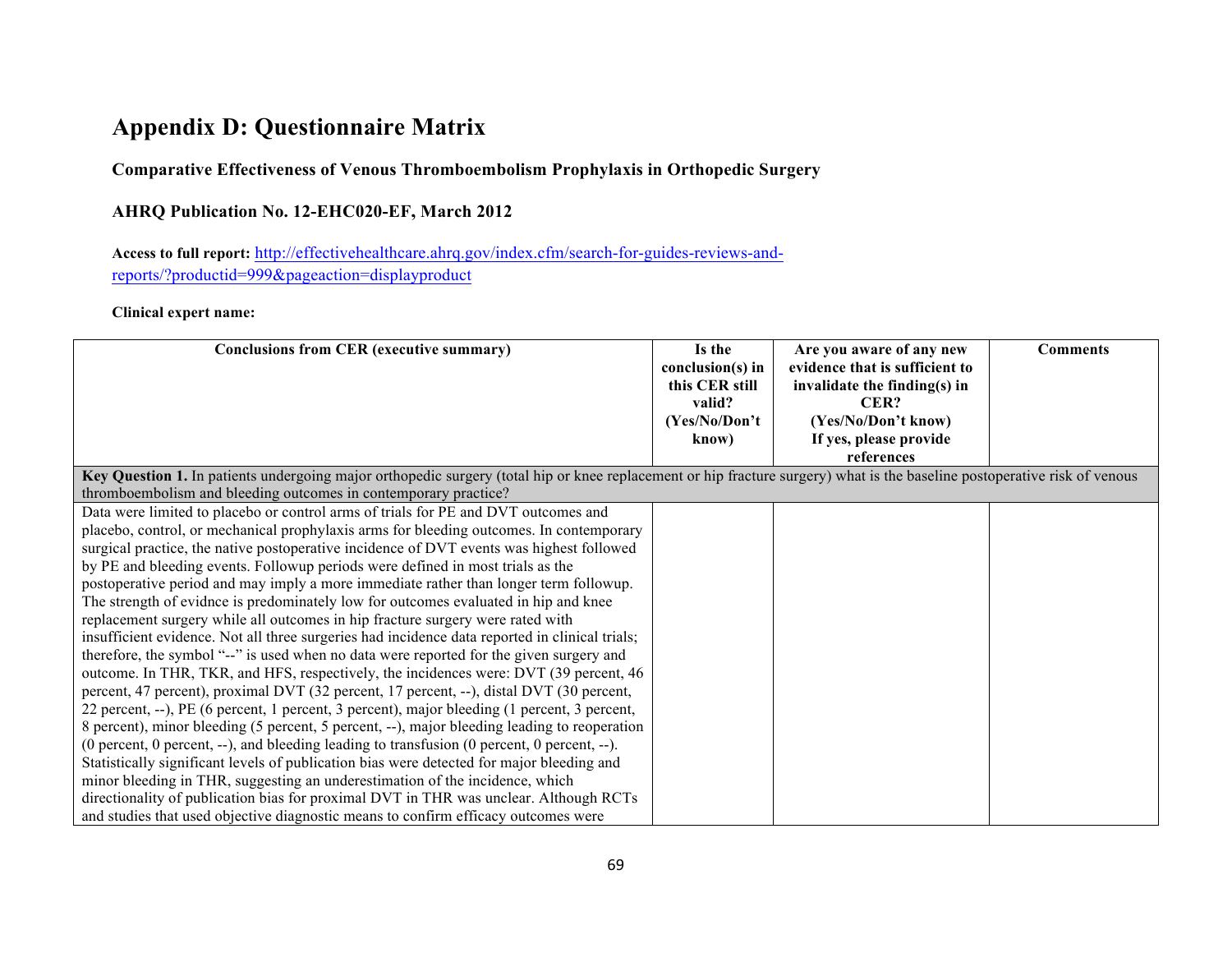# Appendix D: Questionnaire Matrix

**Comparative Effectiveness of Venous Thromboembolism Prophylaxis in Orthopedic Surgery**

**AHRQ Publication No. 12-EHC020-EF, March 2012**

**Access to full report:** http://effectivehealthcare.ahrq.gov/index.cfm/search-for-guides-reviews-and-reports/?productid=999&pageaction=displayproduct

**Clinical expert name:**

| Conclusions from CER (executive summary) | Is the conclusion(s) in this CER still valid? (Yes/No/Don't know) | Are you aware of any new evidence that is sufficient to invalidate the finding(s) in CER? (Yes/No/Don't know) If yes, please provide references | Comments |
|---|---|---|---|
| **Key Question 1.** In patients undergoing major orthopedic surgery (total hip or knee replacement or hip fracture surgery) what is the baseline postoperative risk of venous thromboembolism and bleeding outcomes in contemporary practice? | | | |
| Data were limited to placebo or control arms of trials for PE and DVT outcomes and placebo, control, or mechanical prophylaxis arms for bleeding outcomes. In contemporary surgical practice, the native postoperative incidence of DVT events was highest followed by PE and bleeding events. Followup periods were defined in most trials as the postoperative period and may imply a more immediate rather than longer term followup. The strength of evidnce is predominately low for outcomes evaluated in hip and knee replacement surgery while all outcomes in hip fracture surgery were rated with insufficient evidence. Not all three surgeries had incidence data reported in clinical trials; therefore, the symbol "--" is used when no data were reported for the given surgery and outcome. In THR, TKR, and HFS, respectively, the incidences were: DVT (39 percent, 46 percent, 47 percent), proximal DVT (32 percent, 17 percent, --), distal DVT (30 percent, 22 percent, --), PE (6 percent, 1 percent, 3 percent), major bleeding (1 percent, 3 percent, 8 percent), minor bleeding (5 percent, 5 percent, --), major bleeding leading to reoperation (0 percent, 0 percent, --), and bleeding leading to transfusion (0 percent, 0 percent, --). Statistically significant levels of publication bias were detected for major bleeding and minor bleeding in THR, suggesting an underestimation of the incidence, which directionality of publication bias for proximal DVT in THR was unclear. Although RCTs and studies that used objective diagnostic means to confirm efficacy outcomes were | | | |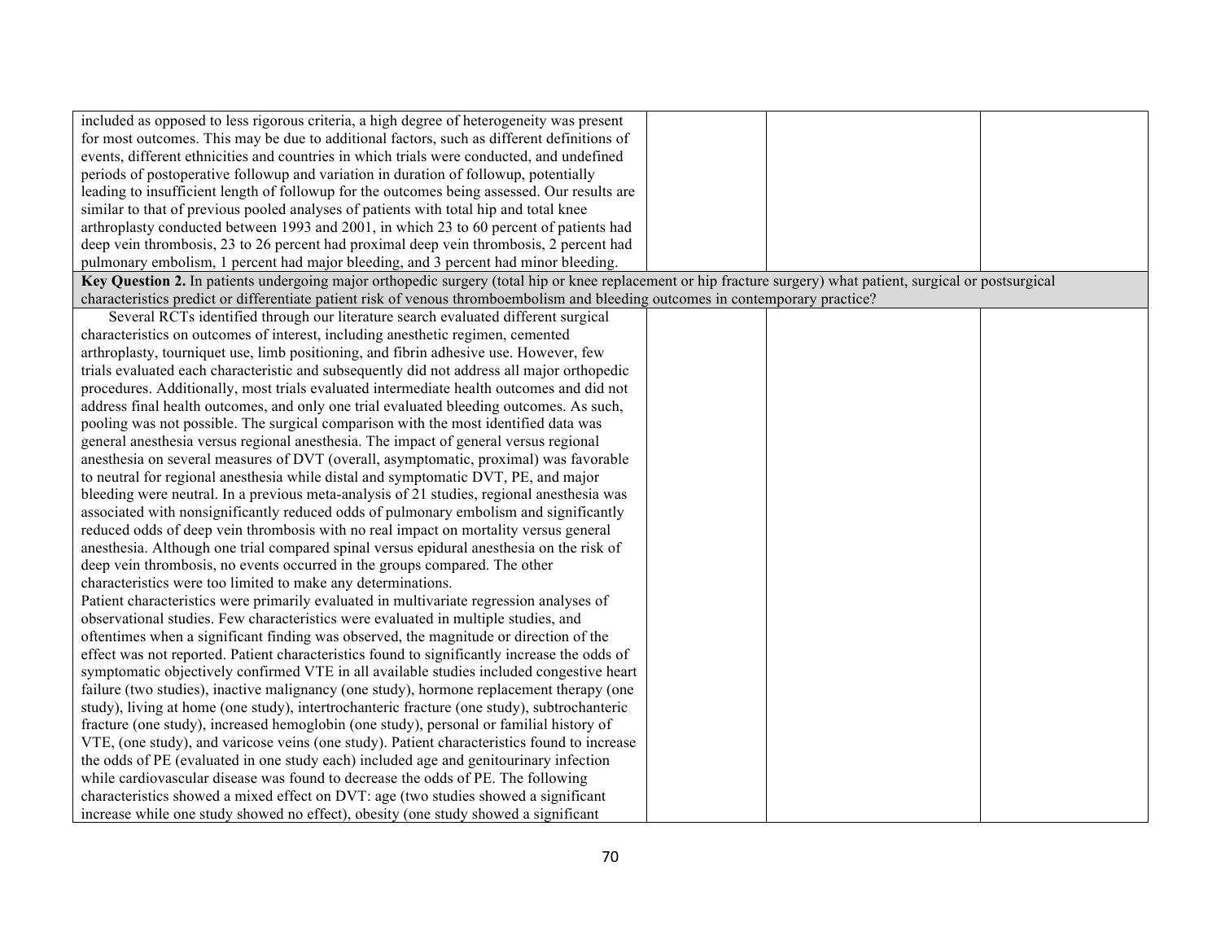| | | | |
|---|---|---|---|
| included as opposed to less rigorous criteria, a high degree of heterogeneity was present for most outcomes. This may be due to additional factors, such as different definitions of events, different ethnicities and countries in which trials were conducted, and undefined periods of postoperative followup and variation in duration of followup, potentially leading to insufficient length of followup for the outcomes being assessed. Our results are similar to that of previous pooled analyses of patients with total hip and total knee arthroplasty conducted between 1993 and 2001, in which 23 to 60 percent of patients had deep vein thrombosis, 23 to 26 percent had proximal deep vein thrombosis, 2 percent had pulmonary embolism, 1 percent had major bleeding, and 3 percent had minor bleeding. | | | |
| **Key Question 2.** In patients undergoing major orthopedic surgery (total hip or knee replacement or hip fracture surgery) what patient, surgical or postsurgical characteristics predict or differentiate patient risk of venous thromboembolism and bleeding outcomes in contemporary practice? | | | |
| Several RCTs identified through our literature search evaluated different surgical characteristics on outcomes of interest, including anesthetic regimen, cemented arthroplasty, tourniquet use, limb positioning, and fibrin adhesive use. However, few trials evaluated each characteristic and subsequently did not address all major orthopedic procedures. Additionally, most trials evaluated intermediate health outcomes and did not address final health outcomes, and only one trial evaluated bleeding outcomes. As such, pooling was not possible. The surgical comparison with the most identified data was general anesthesia versus regional anesthesia. The impact of general versus regional anesthesia on several measures of DVT (overall, asymptomatic, proximal) was favorable to neutral for regional anesthesia while distal and symptomatic DVT, PE, and major bleeding were neutral. In a previous meta-analysis of 21 studies, regional anesthesia was associated with nonsignificantly reduced odds of pulmonary embolism and significantly reduced odds of deep vein thrombosis with no real impact on mortality versus general anesthesia. Although one trial compared spinal versus epidural anesthesia on the risk of deep vein thrombosis, no events occurred in the groups compared. The other characteristics were too limited to make any determinations.<br>Patient characteristics were primarily evaluated in multivariate regression analyses of observational studies. Few characteristics were evaluated in multiple studies, and oftentimes when a significant finding was observed, the magnitude or direction of the effect was not reported. Patient characteristics found to significantly increase the odds of symptomatic objectively confirmed VTE in all available studies included congestive heart failure (two studies), inactive malignancy (one study), hormone replacement therapy (one study), living at home (one study), intertrochanteric fracture (one study), subtrochanteric fracture (one study), increased hemoglobin (one study), personal or familial history of VTE, (one study), and varicose veins (one study). Patient characteristics found to increase the odds of PE (evaluated in one study each) included age and genitourinary infection while cardiovascular disease was found to decrease the odds of PE. The following characteristics showed a mixed effect on DVT: age (two studies showed a significant increase while one study showed no effect), obesity (one study showed a significant | | | |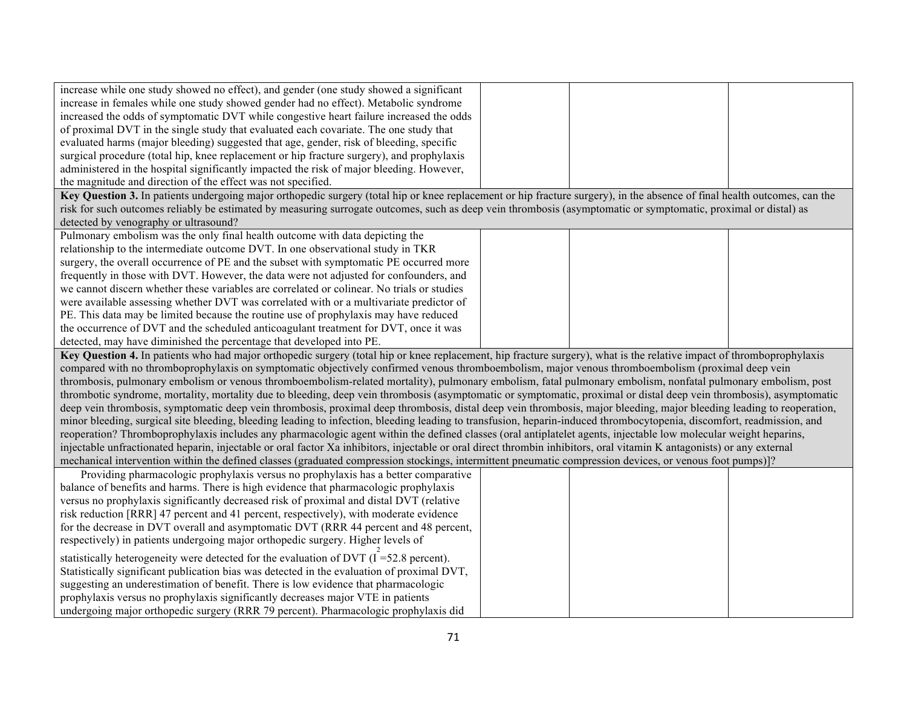| | | | |
|---|---|---|---|
| increase while one study showed no effect), and gender (one study showed a significant increase in females while one study showed gender had no effect). Metabolic syndrome increased the odds of symptomatic DVT while congestive heart failure increased the odds of proximal DVT in the single study that evaluated each covariate. The one study that evaluated harms (major bleeding) suggested that age, gender, risk of bleeding, specific surgical procedure (total hip, knee replacement or hip fracture surgery), and prophylaxis administered in the hospital significantly impacted the risk of major bleeding. However, the magnitude and direction of the effect was not specified. | | | |
| **Key Question 3.** In patients undergoing major orthopedic surgery (total hip or knee replacement or hip fracture surgery), in the absence of final health outcomes, can the risk for such outcomes reliably be estimated by measuring surrogate outcomes, such as deep vein thrombosis (asymptomatic or symptomatic, proximal or distal) as detected by venography or ultrasound? | | | |
| Pulmonary embolism was the only final health outcome with data depicting the relationship to the intermediate outcome DVT. In one observational study in TKR surgery, the overall occurrence of PE and the subset with symptomatic PE occurred more frequently in those with DVT. However, the data were not adjusted for confounders, and we cannot discern whether these variables are correlated or colinear. No trials or studies were available assessing whether DVT was correlated with or a multivariate predictor of PE. This data may be limited because the routine use of prophylaxis may have reduced the occurrence of DVT and the scheduled anticoagulant treatment for DVT, once it was detected, may have diminished the percentage that developed into PE. | | | |
| **Key Question 4.** In patients who had major orthopedic surgery (total hip or knee replacement, hip fracture surgery), what is the relative impact of thromboprophylaxis compared with no thromboprophylaxis on symptomatic objectively confirmed venous thromboembolism, major venous thromboembolism (proximal deep vein thrombosis, pulmonary embolism or venous thromboembolism-related mortality), pulmonary embolism, fatal pulmonary embolism, nonfatal pulmonary embolism, post thrombotic syndrome, mortality, mortality due to bleeding, deep vein thrombosis (asymptomatic or symptomatic, proximal or distal deep vein thrombosis), asymptomatic deep vein thrombosis, symptomatic deep vein thrombosis, proximal deep thrombosis, distal deep vein thrombosis, major bleeding, major bleeding leading to reoperation, minor bleeding, surgical site bleeding, bleeding leading to infection, bleeding leading to transfusion, heparin-induced thrombocytopenia, discomfort, readmission, and reoperation? Thromboprophylaxis includes any pharmacologic agent within the defined classes (oral antiplatelet agents, injectable low molecular weight heparins, injectable unfractionated heparin, injectable or oral factor Xa inhibitors, injectable or oral direct thrombin inhibitors, oral vitamin K antagonists) or any external mechanical intervention within the defined classes (graduated compression stockings, intermittent pneumatic compression devices, or venous foot pumps)]? | | | |
| Providing pharmacologic prophylaxis versus no prophylaxis has a better comparative balance of benefits and harms. There is high evidence that pharmacologic prophylaxis versus no prophylaxis significantly decreased risk of proximal and distal DVT (relative risk reduction [RRR] 47 percent and 41 percent, respectively), with moderate evidence for the decrease in DVT overall and asymptomatic DVT (RRR 44 percent and 48 percent, respectively) in patients undergoing major orthopedic surgery. Higher levels of statistically heterogeneity were detected for the evaluation of DVT ($I^2$=52.8 percent). Statistically significant publication bias was detected in the evaluation of proximal DVT, suggesting an underestimation of benefit. There is low evidence that pharmacologic prophylaxis versus no prophylaxis significantly decreases major VTE in patients undergoing major orthopedic surgery (RRR 79 percent). Pharmacologic prophylaxis did | | | |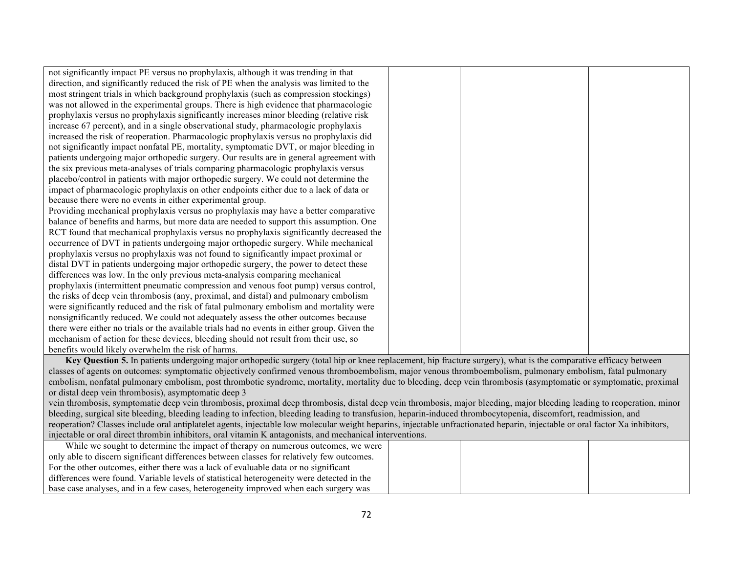| | | | |
|---|---|---|---|
| not significantly impact PE versus no prophylaxis, although it was trending in that direction, and significantly reduced the risk of PE when the analysis was limited to the most stringent trials in which background prophylaxis (such as compression stockings) was not allowed in the experimental groups. There is high evidence that pharmacologic prophylaxis versus no prophylaxis significantly increases minor bleeding (relative risk increase 67 percent), and in a single observational study, pharmacologic prophylaxis increased the risk of reoperation. Pharmacologic prophylaxis versus no prophylaxis did not significantly impact nonfatal PE, mortality, symptomatic DVT, or major bleeding in patients undergoing major orthopedic surgery. Our results are in general agreement with the six previous meta-analyses of trials comparing pharmacologic prophylaxis versus placebo/control in patients with major orthopedic surgery. We could not determine the impact of pharmacologic prophylaxis on other endpoints either due to a lack of data or because there were no events in either experimental group.<br>Providing mechanical prophylaxis versus no prophylaxis may have a better comparative balance of benefits and harms, but more data are needed to support this assumption. One RCT found that mechanical prophylaxis versus no prophylaxis significantly decreased the occurrence of DVT in patients undergoing major orthopedic surgery. While mechanical prophylaxis versus no prophylaxis was not found to significantly impact proximal or distal DVT in patients undergoing major orthopedic surgery, the power to detect these differences was low. In the only previous meta-analysis comparing mechanical prophylaxis (intermittent pneumatic compression and venous foot pump) versus control, the risks of deep vein thrombosis (any, proximal, and distal) and pulmonary embolism were significantly reduced and the risk of fatal pulmonary embolism and mortality were nonsignificantly reduced. We could not adequately assess the other outcomes because there were either no trials or the available trials had no events in either group. Given the mechanism of action for these devices, bleeding should not result from their use, so benefits would likely overwhelm the risk of harms. | | | |
| **Key Question 5.** In patients undergoing major orthopedic surgery (total hip or knee replacement, hip fracture surgery), what is the comparative efficacy between classes of agents on outcomes: symptomatic objectively confirmed venous thromboembolism, major venous thromboembolism, pulmonary embolism, fatal pulmonary embolism, nonfatal pulmonary embolism, post thrombotic syndrome, mortality, mortality due to bleeding, deep vein thrombosis (asymptomatic or symptomatic, proximal or distal deep vein thrombosis), asymptomatic deep 3 vein thrombosis, symptomatic deep vein thrombosis, proximal deep thrombosis, distal deep vein thrombosis, major bleeding, major bleeding leading to reoperation, minor bleeding, surgical site bleeding, bleeding leading to infection, bleeding leading to transfusion, heparin-induced thrombocytopenia, discomfort, readmission, and reoperation? Classes include oral antiplatelet agents, injectable low molecular weight heparins, injectable unfractionated heparin, injectable or oral factor Xa inhibitors, injectable or oral direct thrombin inhibitors, oral vitamin K antagonists, and mechanical interventions. | | | |
| While we sought to determine the impact of therapy on numerous outcomes, we were only able to discern significant differences between classes for relatively few outcomes. For the other outcomes, either there was a lack of evaluable data or no significant differences were found. Variable levels of statistical heterogeneity were detected in the base case analyses, and in a few cases, heterogeneity improved when each surgery was | | | |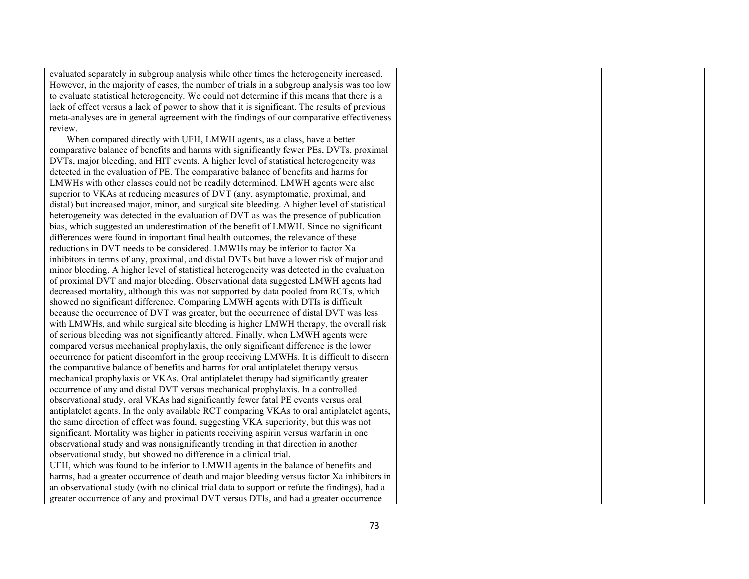| | | | |
|---|---|---|---|
| evaluated separately in subgroup analysis while other times the heterogeneity increased. However, in the majority of cases, the number of trials in a subgroup analysis was too low to evaluate statistical heterogeneity. We could not determine if this means that there is a lack of effect versus a lack of power to show that it is significant. The results of previous meta-analyses are in general agreement with the findings of our comparative effectiveness review.<br>When compared directly with UFH, LMWH agents, as a class, have a better comparative balance of benefits and harms with significantly fewer PEs, DVTs, proximal DVTs, major bleeding, and HIT events. A higher level of statistical heterogeneity was detected in the evaluation of PE. The comparative balance of benefits and harms for LMWHs with other classes could not be readily determined. LMWH agents were also superior to VKAs at reducing measures of DVT (any, asymptomatic, proximal, and distal) but increased major, minor, and surgical site bleeding. A higher level of statistical heterogeneity was detected in the evaluation of DVT as was the presence of publication bias, which suggested an underestimation of the benefit of LMWH. Since no significant differences were found in important final health outcomes, the relevance of these reductions in DVT needs to be considered. LMWHs may be inferior to factor Xa inhibitors in terms of any, proximal, and distal DVTs but have a lower risk of major and minor bleeding. A higher level of statistical heterogeneity was detected in the evaluation of proximal DVT and major bleeding. Observational data suggested LMWH agents had decreased mortality, although this was not supported by data pooled from RCTs, which showed no significant difference. Comparing LMWH agents with DTIs is difficult because the occurrence of DVT was greater, but the occurrence of distal DVT was less with LMWHs, and while surgical site bleeding is higher LMWH therapy, the overall risk of serious bleeding was not significantly altered. Finally, when LMWH agents were compared versus mechanical prophylaxis, the only significant difference is the lower occurrence for patient discomfort in the group receiving LMWHs. It is difficult to discern the comparative balance of benefits and harms for oral antiplatelet therapy versus mechanical prophylaxis or VKAs. Oral antiplatelet therapy had significantly greater occurrence of any and distal DVT versus mechanical prophylaxis. In a controlled observational study, oral VKAs had significantly fewer fatal PE events versus oral antiplatelet agents. In the only available RCT comparing VKAs to oral antiplatelet agents, the same direction of effect was found, suggesting VKA superiority, but this was not significant. Mortality was higher in patients receiving aspirin versus warfarin in one observational study and was nonsignificantly trending in that direction in another observational study, but showed no difference in a clinical trial.<br>UFH, which was found to be inferior to LMWH agents in the balance of benefits and harms, had a greater occurrence of death and major bleeding versus factor Xa inhibitors in an observational study (with no clinical trial data to support or refute the findings), had a greater occurrence of any and proximal DVT versus DTIs, and had a greater occurrence | | | |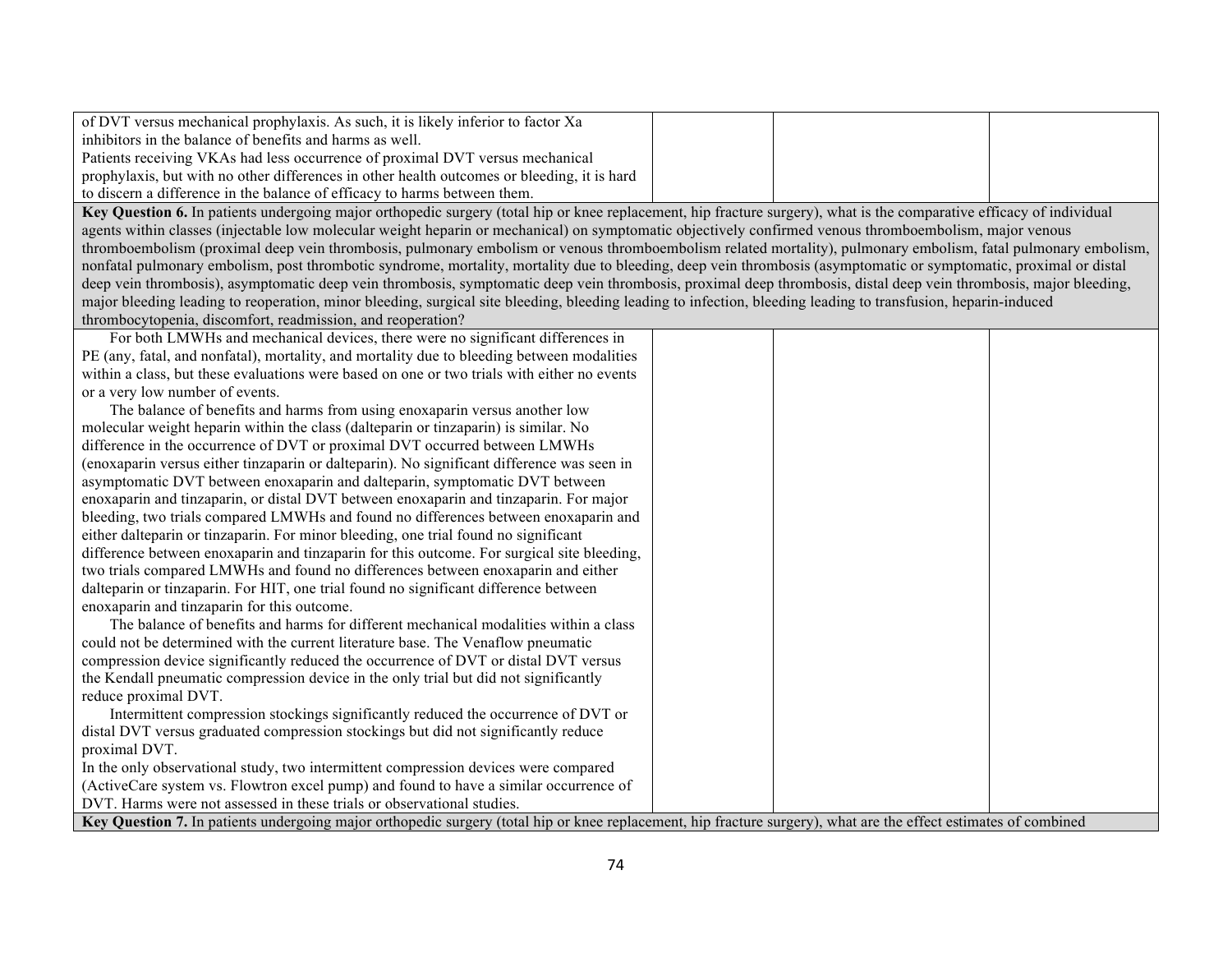| | | | |
|---|---|---|---|
| of DVT versus mechanical prophylaxis. As such, it is likely inferior to factor Xa inhibitors in the balance of benefits and harms as well.<br>Patients receiving VKAs had less occurrence of proximal DVT versus mechanical prophylaxis, but with no other differences in other health outcomes or bleeding, it is hard to discern a difference in the balance of efficacy to harms between them. | | | |
| **Key Question 6.** In patients undergoing major orthopedic surgery (total hip or knee replacement, hip fracture surgery), what is the comparative efficacy of individual agents within classes (injectable low molecular weight heparin or mechanical) on symptomatic objectively confirmed venous thromboembolism, major venous thromboembolism (proximal deep vein thrombosis, pulmonary embolism or venous thromboembolism related mortality), pulmonary embolism, fatal pulmonary embolism, nonfatal pulmonary embolism, post thrombotic syndrome, mortality, mortality due to bleeding, deep vein thrombosis (asymptomatic or symptomatic, proximal or distal deep vein thrombosis), asymptomatic deep vein thrombosis, symptomatic deep vein thrombosis, proximal deep thrombosis, distal deep vein thrombosis, major bleeding, major bleeding leading to reoperation, minor bleeding, surgical site bleeding, bleeding leading to infection, bleeding leading to transfusion, heparin-induced thrombocytopenia, discomfort, readmission, and reoperation? | | | |
| For both LMWHs and mechanical devices, there were no significant differences in PE (any, fatal, and nonfatal), mortality, and mortality due to bleeding between modalities within a class, but these evaluations were based on one or two trials with either no events or a very low number of events.<br>The balance of benefits and harms from using enoxaparin versus another low molecular weight heparin within the class (dalteparin or tinzaparin) is similar. No difference in the occurrence of DVT or proximal DVT occurred between LMWHs (enoxaparin versus either tinzaparin or dalteparin). No significant difference was seen in asymptomatic DVT between enoxaparin and dalteparin, symptomatic DVT between enoxaparin and tinzaparin, or distal DVT between enoxaparin and tinzaparin. For major bleeding, two trials compared LMWHs and found no differences between enoxaparin and either dalteparin or tinzaparin. For minor bleeding, one trial found no significant difference between enoxaparin and tinzaparin for this outcome. For surgical site bleeding, two trials compared LMWHs and found no differences between enoxaparin and either dalteparin or tinzaparin. For HIT, one trial found no significant difference between enoxaparin and tinzaparin for this outcome.<br>The balance of benefits and harms for different mechanical modalities within a class could not be determined with the current literature base. The Venaflow pneumatic compression device significantly reduced the occurrence of DVT or distal DVT versus the Kendall pneumatic compression device in the only trial but did not significantly reduce proximal DVT.<br>Intermittent compression stockings significantly reduced the occurrence of DVT or distal DVT versus graduated compression stockings but did not significantly reduce proximal DVT.<br>In the only observational study, two intermittent compression devices were compared (ActiveCare system vs. Flowtron excel pump) and found to have a similar occurrence of DVT. Harms were not assessed in these trials or observational studies. | | | |
| **Key Question 7.** In patients undergoing major orthopedic surgery (total hip or knee replacement, hip fracture surgery), what are the effect estimates of combined | | | |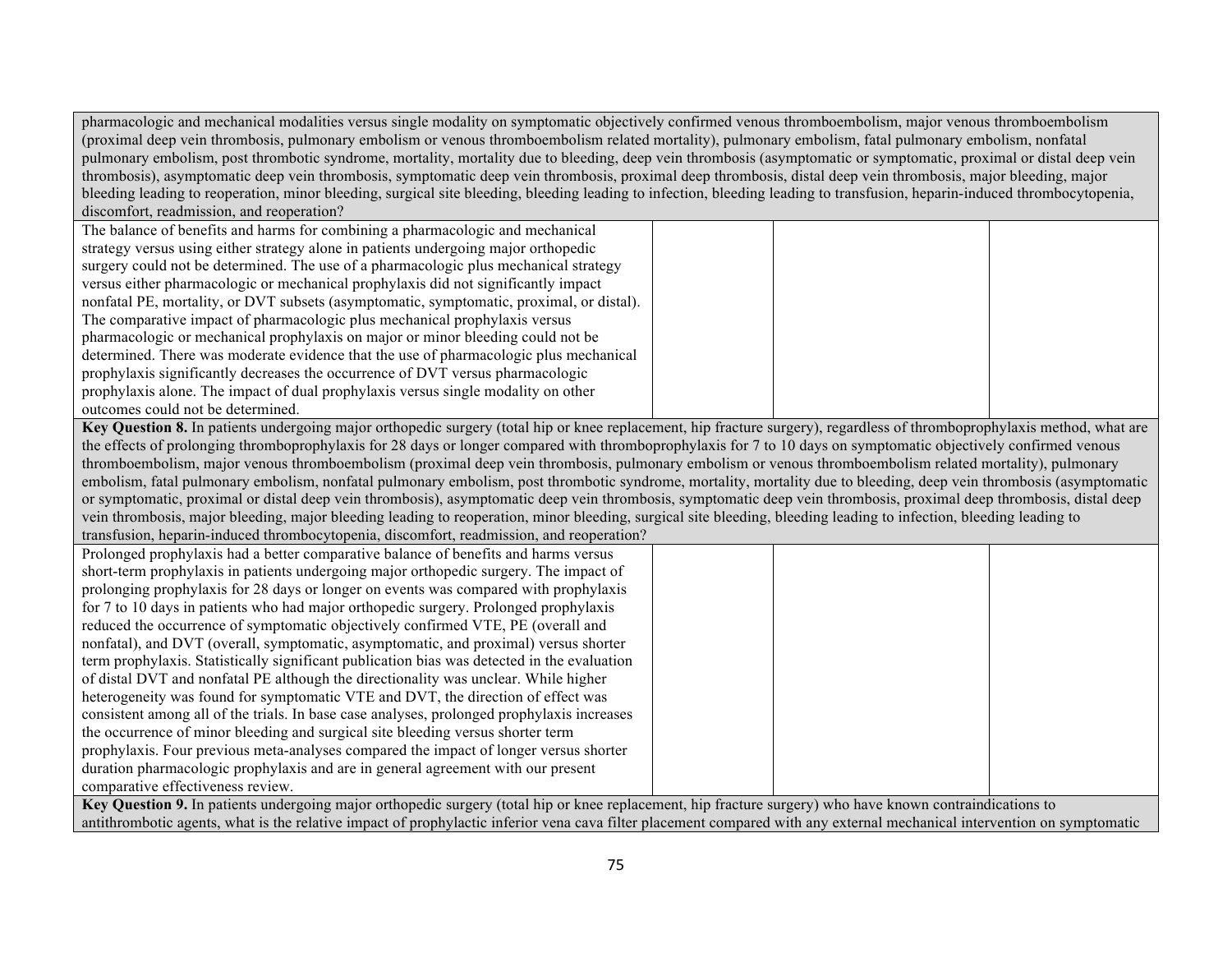| | | | |
|---|---|---|---|
| pharmacologic and mechanical modalities versus single modality on symptomatic objectively confirmed venous thromboembolism, major venous thromboembolism (proximal deep vein thrombosis, pulmonary embolism or venous thromboembolism related mortality), pulmonary embolism, fatal pulmonary embolism, nonfatal pulmonary embolism, post thrombotic syndrome, mortality, mortality due to bleeding, deep vein thrombosis (asymptomatic or symptomatic, proximal or distal deep vein thrombosis), asymptomatic deep vein thrombosis, symptomatic deep vein thrombosis, proximal deep thrombosis, distal deep vein thrombosis, major bleeding, major bleeding leading to reoperation, minor bleeding, surgical site bleeding, bleeding leading to infection, bleeding leading to transfusion, heparin-induced thrombocytopenia, discomfort, readmission, and reoperation? | | | |
| The balance of benefits and harms for combining a pharmacologic and mechanical strategy versus using either strategy alone in patients undergoing major orthopedic surgery could not be determined. The use of a pharmacologic plus mechanical strategy versus either pharmacologic or mechanical prophylaxis did not significantly impact nonfatal PE, mortality, or DVT subsets (asymptomatic, symptomatic, proximal, or distal). The comparative impact of pharmacologic plus mechanical prophylaxis versus pharmacologic or mechanical prophylaxis on major or minor bleeding could not be determined. There was moderate evidence that the use of pharmacologic plus mechanical prophylaxis significantly decreases the occurrence of DVT versus pharmacologic prophylaxis alone. The impact of dual prophylaxis versus single modality on other outcomes could not be determined. | | | |
| **Key Question 8.** In patients undergoing major orthopedic surgery (total hip or knee replacement, hip fracture surgery), regardless of thromboprophylaxis method, what are the effects of prolonging thromboprophylaxis for 28 days or longer compared with thromboprophylaxis for 7 to 10 days on symptomatic objectively confirmed venous thromboembolism, major venous thromboembolism (proximal deep vein thrombosis, pulmonary embolism or venous thromboembolism related mortality), pulmonary embolism, fatal pulmonary embolism, nonfatal pulmonary embolism, post thrombotic syndrome, mortality, mortality due to bleeding, deep vein thrombosis (asymptomatic or symptomatic, proximal or distal deep vein thrombosis), asymptomatic deep vein thrombosis, symptomatic deep vein thrombosis, proximal deep thrombosis, distal deep vein thrombosis, major bleeding, major bleeding leading to reoperation, minor bleeding, surgical site bleeding, bleeding leading to infection, bleeding leading to transfusion, heparin-induced thrombocytopenia, discomfort, readmission, and reoperation? | | | |
| Prolonged prophylaxis had a better comparative balance of benefits and harms versus short-term prophylaxis in patients undergoing major orthopedic surgery. The impact of prolonging prophylaxis for 28 days or longer on events was compared with prophylaxis for 7 to 10 days in patients who had major orthopedic surgery. Prolonged prophylaxis reduced the occurrence of symptomatic objectively confirmed VTE, PE (overall and nonfatal), and DVT (overall, symptomatic, asymptomatic, and proximal) versus shorter term prophylaxis. Statistically significant publication bias was detected in the evaluation of distal DVT and nonfatal PE although the directionality was unclear. While higher heterogeneity was found for symptomatic VTE and DVT, the direction of effect was consistent among all of the trials. In base case analyses, prolonged prophylaxis increases the occurrence of minor bleeding and surgical site bleeding versus shorter term prophylaxis. Four previous meta-analyses compared the impact of longer versus shorter duration pharmacologic prophylaxis and are in general agreement with our present comparative effectiveness review. | | | |
| **Key Question 9.** In patients undergoing major orthopedic surgery (total hip or knee replacement, hip fracture surgery) who have known contraindications to antithrombotic agents, what is the relative impact of prophylactic inferior vena cava filter placement compared with any external mechanical intervention on symptomatic | | | |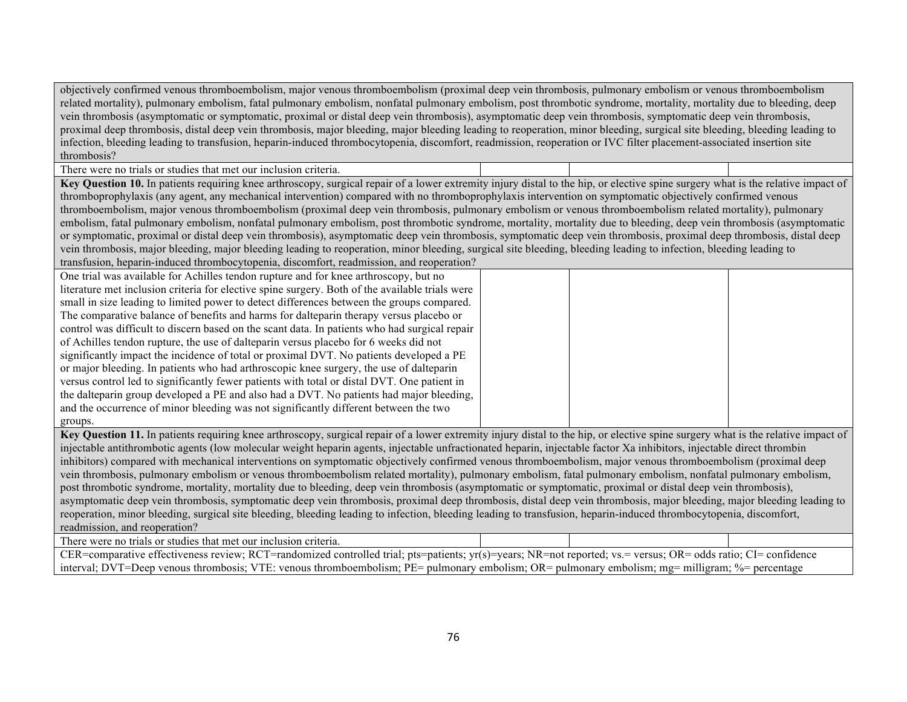| | | | |
|---|---|---|---|
| objectively confirmed venous thromboembolism, major venous thromboembolism (proximal deep vein thrombosis, pulmonary embolism or venous thromboembolism related mortality), pulmonary embolism, fatal pulmonary embolism, nonfatal pulmonary embolism, post thrombotic syndrome, mortality, mortality due to bleeding, deep vein thrombosis (asymptomatic or symptomatic, proximal or distal deep vein thrombosis), asymptomatic deep vein thrombosis, symptomatic deep vein thrombosis, proximal deep thrombosis, distal deep vein thrombosis, major bleeding, major bleeding leading to reoperation, minor bleeding, surgical site bleeding, bleeding leading to infection, bleeding leading to transfusion, heparin-induced thrombocytopenia, discomfort, readmission, reoperation or IVC filter placement-associated insertion site thrombosis? | | | |
| There were no trials or studies that met our inclusion criteria. | | | |
| **Key Question 10.** In patients requiring knee arthroscopy, surgical repair of a lower extremity injury distal to the hip, or elective spine surgery what is the relative impact of thromboprophylaxis (any agent, any mechanical intervention) compared with no thromboprophylaxis intervention on symptomatic objectively confirmed venous thromboembolism, major venous thromboembolism (proximal deep vein thrombosis, pulmonary embolism or venous thromboembolism related mortality), pulmonary embolism, fatal pulmonary embolism, nonfatal pulmonary embolism, post thrombotic syndrome, mortality, mortality due to bleeding, deep vein thrombosis (asymptomatic or symptomatic, proximal or distal deep vein thrombosis), asymptomatic deep vein thrombosis, symptomatic deep vein thrombosis, proximal deep thrombosis, distal deep vein thrombosis, major bleeding, major bleeding leading to reoperation, minor bleeding, surgical site bleeding, bleeding leading to infection, bleeding leading to transfusion, heparin-induced thrombocytopenia, discomfort, readmission, and reoperation? | | | |
| One trial was available for Achilles tendon rupture and for knee arthroscopy, but no literature met inclusion criteria for elective spine surgery. Both of the available trials were small in size leading to limited power to detect differences between the groups compared. The comparative balance of benefits and harms for dalteparin therapy versus placebo or control was difficult to discern based on the scant data. In patients who had surgical repair of Achilles tendon rupture, the use of dalteparin versus placebo for 6 weeks did not significantly impact the incidence of total or proximal DVT. No patients developed a PE or major bleeding. In patients who had arthroscopic knee surgery, the use of dalteparin versus control led to significantly fewer patients with total or distal DVT. One patient in the dalteparin group developed a PE and also had a DVT. No patients had major bleeding, and the occurrence of minor bleeding was not significantly different between the two groups. | | | |
| **Key Question 11.** In patients requiring knee arthroscopy, surgical repair of a lower extremity injury distal to the hip, or elective spine surgery what is the relative impact of injectable antithrombotic agents (low molecular weight heparin agents, injectable unfractionated heparin, injectable factor Xa inhibitors, injectable direct thrombin inhibitors) compared with mechanical interventions on symptomatic objectively confirmed venous thromboembolism, major venous thromboembolism (proximal deep vein thrombosis, pulmonary embolism or venous thromboembolism related mortality), pulmonary embolism, fatal pulmonary embolism, nonfatal pulmonary embolism, post thrombotic syndrome, mortality, mortality due to bleeding, deep vein thrombosis (asymptomatic or symptomatic, proximal or distal deep vein thrombosis), asymptomatic deep vein thrombosis, symptomatic deep vein thrombosis, proximal deep thrombosis, distal deep vein thrombosis, major bleeding, major bleeding leading to reoperation, minor bleeding, surgical site bleeding, bleeding leading to infection, bleeding leading to transfusion, heparin-induced thrombocytopenia, discomfort, readmission, and reoperation? | | | |
| There were no trials or studies that met our inclusion criteria. | | | |
| CER=comparative effectiveness review; RCT=randomized controlled trial; pts=patients; yr(s)=years; NR=not reported; vs.= versus; OR= odds ratio; CI= confidence interval; DVT=Deep venous thrombosis; VTE: venous thromboembolism; PE= pulmonary embolism; OR= pulmonary embolism; mg= milligram; %= percentage | | | |